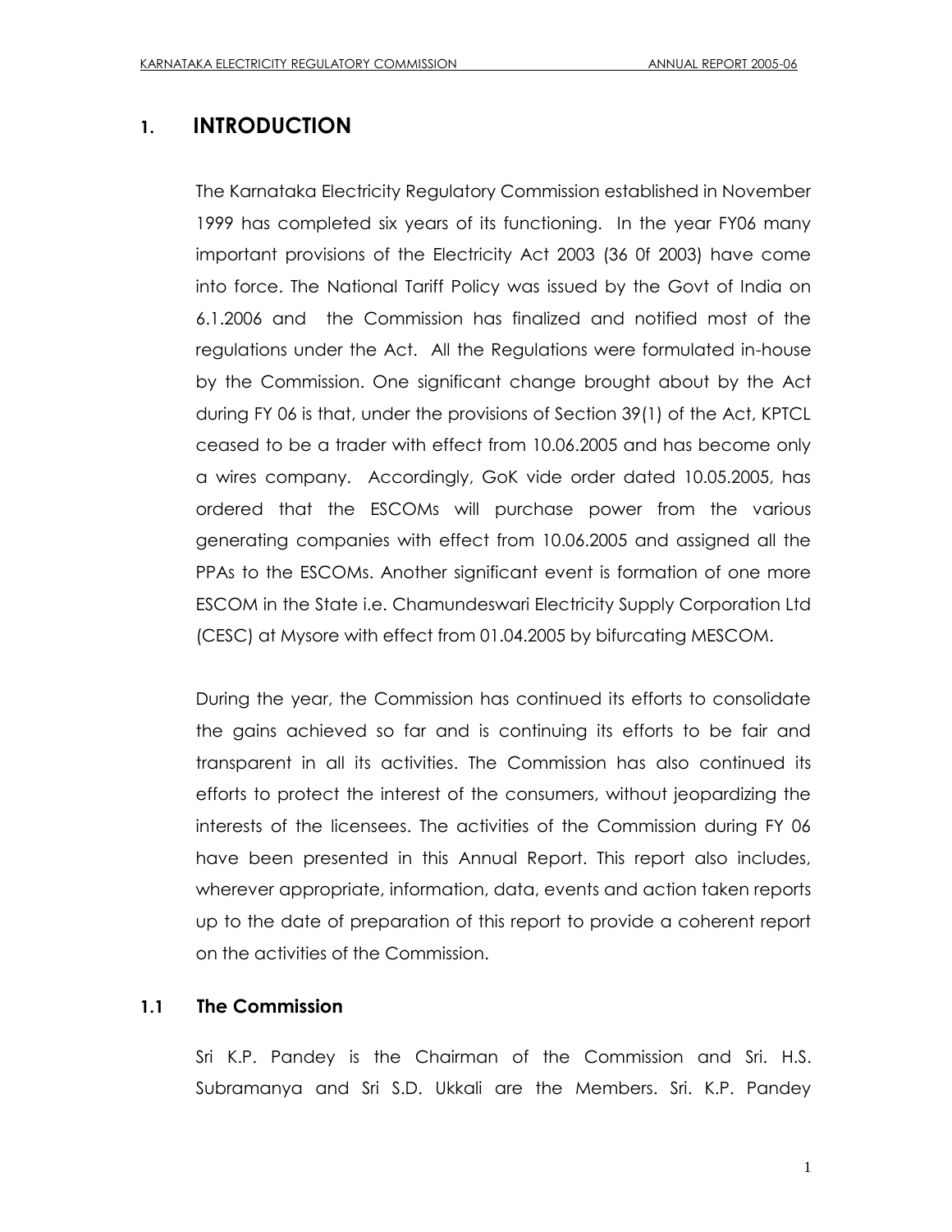# 1. INTRODUCTION

The Karnataka Electricity Regulatory Commission established in November 1999 has completed six years of its functioning. In the year FY06 many important provisions of the Electricity Act 2003 (36 0f 2003) have come into force. The National Tariff Policy was issued by the Govt of India on 6.1.2006 and the Commission has finalized and notified most of the regulations under the Act. All the Regulations were formulated in-house by the Commission. One significant change brought about by the Act during FY 06 is that, under the provisions of Section 39(1) of the Act, KPTCL ceased to be a trader with effect from 10.06.2005 and has become only a wires company. Accordingly, GoK vide order dated 10.05.2005, has ordered that the ESCOMs will purchase power from the various generating companies with effect from 10.06.2005 and assigned all the PPAs to the ESCOMs. Another significant event is formation of one more ESCOM in the State i.e. Chamundeswari Electricity Supply Corporation Ltd (CESC) at Mysore with effect from 01.04.2005 by bifurcating MESCOM.

During the year, the Commission has continued its efforts to consolidate the gains achieved so far and is continuing its efforts to be fair and transparent in all its activities. The Commission has also continued its efforts to protect the interest of the consumers, without jeopardizing the interests of the licensees. The activities of the Commission during FY 06 have been presented in this Annual Report. This report also includes, wherever appropriate, information, data, events and action taken reports up to the date of preparation of this report to provide a coherent report on the activities of the Commission.

## 1.1 The Commission

Sri K.P. Pandey is the Chairman of the Commission and Sri. H.S. Subramanya and Sri S.D. Ukkali are the Members. Sri. K.P. Pandey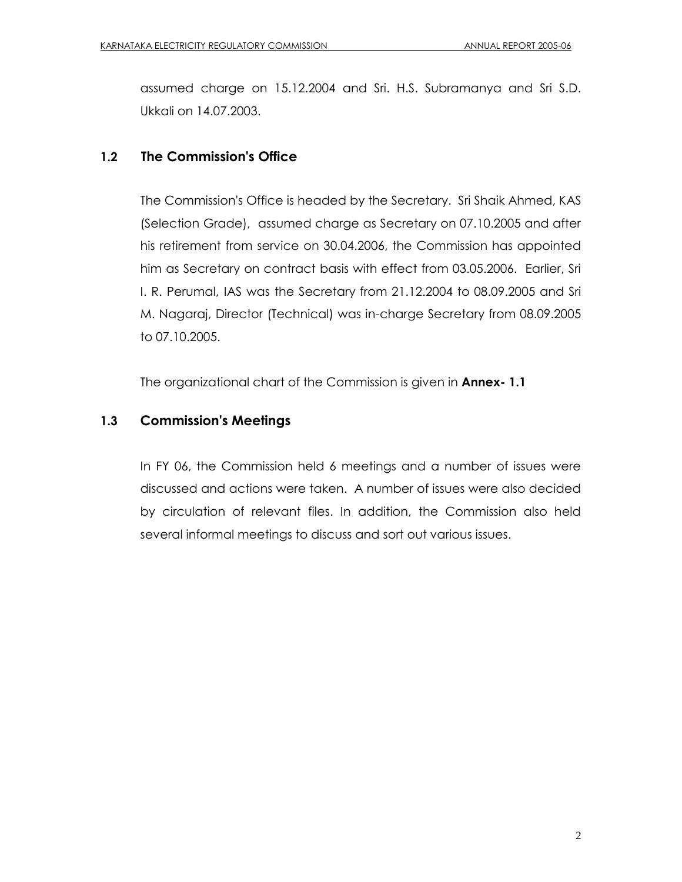assumed charge on 15.12.2004 and Sri. H.S. Subramanya and Sri S.D. Ukkali on 14.07.2003.

## 1.2 The Commission's Office

The Commission's Office is headed by the Secretary. Sri Shaik Ahmed, KAS (Selection Grade), assumed charge as Secretary on 07.10.2005 and after his retirement from service on 30.04.2006, the Commission has appointed him as Secretary on contract basis with effect from 03.05.2006. Earlier, Sri I. R. Perumal, IAS was the Secretary from 21.12.2004 to 08.09.2005 and Sri M. Nagaraj, Director (Technical) was in-charge Secretary from 08.09.2005 to 07.10.2005.

The organizational chart of the Commission is given in **Annex- 1.1**

## 1.3 Commission's Meetings

In FY 06, the Commission held 6 meetings and a number of issues were discussed and actions were taken. A number of issues were also decided by circulation of relevant files. In addition, the Commission also held several informal meetings to discuss and sort out various issues.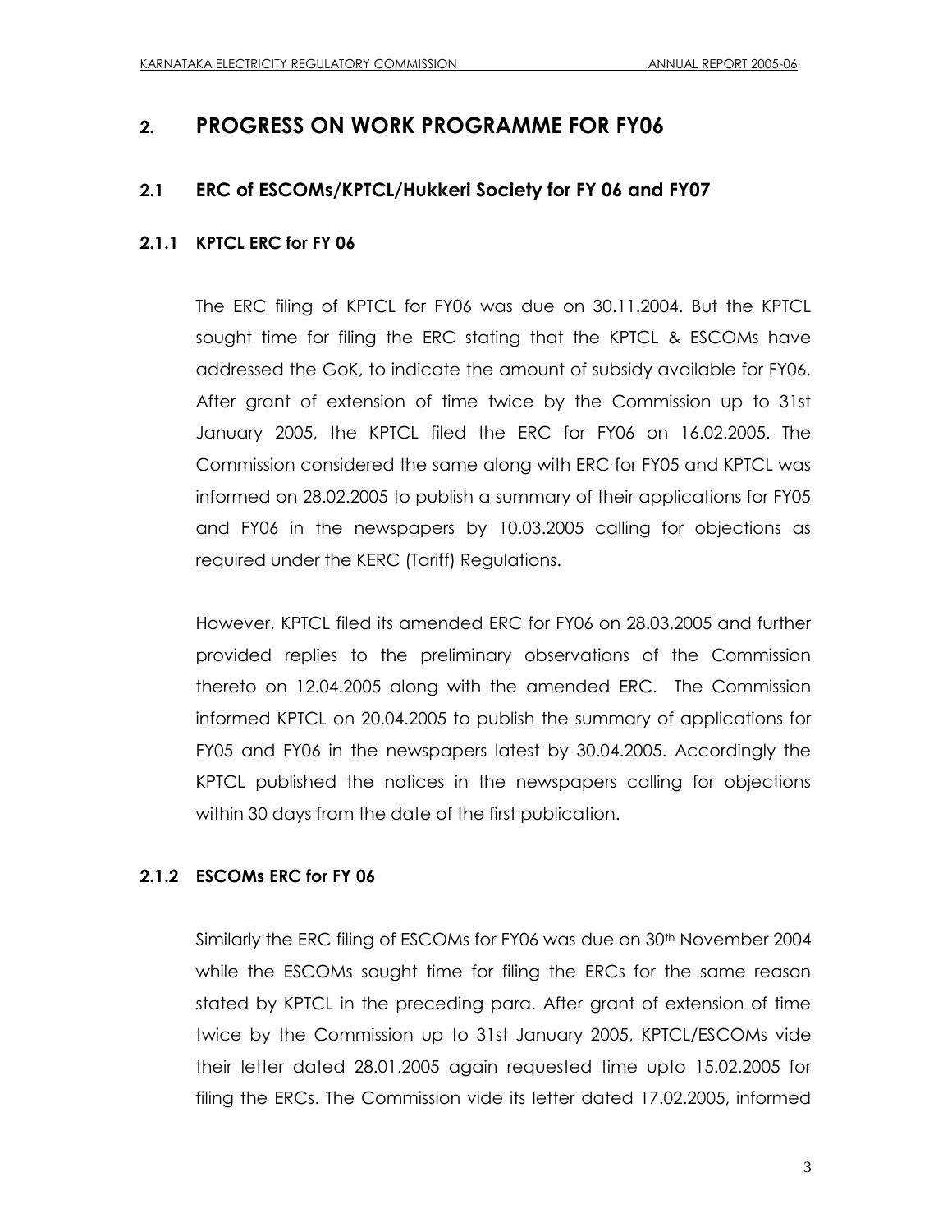## 2. PROGRESS ON WORK PROGRAMME FOR FY06

### 2.1 ERC of ESCOMs/KPTCL/Hukkeri Society for FY 06 and FY07

#### 2.1.1 KPTCL ERC for FY 06

The ERC filing of KPTCL for FY06 was due on 30.11.2004. But the KPTCL sought time for filing the ERC stating that the KPTCL & ESCOMs have addressed the GoK, to indicate the amount of subsidy available for FY06. After grant of extension of time twice by the Commission up to 31st January 2005, the KPTCL filed the ERC for FY06 on 16.02.2005. The Commission considered the same along with ERC for FY05 and KPTCL was informed on 28.02.2005 to publish a summary of their applications for FY05 and FY06 in the newspapers by 10.03.2005 calling for objections as required under the KERC (Tariff) Regulations.

However, KPTCL filed its amended ERC for FY06 on 28.03.2005 and further provided replies to the preliminary observations of the Commission thereto on 12.04.2005 along with the amended ERC. The Commission informed KPTCL on 20.04.2005 to publish the summary of applications for FY05 and FY06 in the newspapers latest by 30.04.2005. Accordingly the KPTCL published the notices in the newspapers calling for objections within 30 days from the date of the first publication.

#### 2.1.2 ESCOMs ERC for FY 06

Similarly the ERC filing of ESCOMs for FY06 was due on 30th November 2004 while the ESCOMs sought time for filing the ERCs for the same reason stated by KPTCL in the preceding para. After grant of extension of time twice by the Commission up to 31st January 2005, KPTCL/ESCOMs vide their letter dated 28.01.2005 again requested time upto 15.02.2005 for filing the ERCs. The Commission vide its letter dated 17.02.2005, informed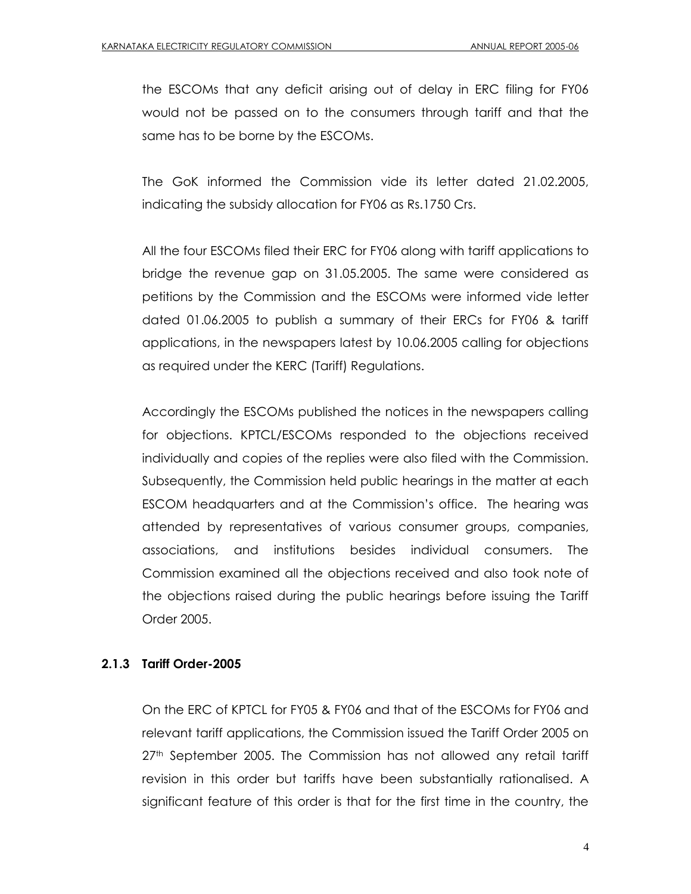the ESCOMs that any deficit arising out of delay in ERC filing for FY06 would not be passed on to the consumers through tariff and that the same has to be borne by the ESCOMs.

The GoK informed the Commission vide its letter dated 21.02.2005, indicating the subsidy allocation for FY06 as Rs.1750 Crs.

All the four ESCOMs filed their ERC for FY06 along with tariff applications to bridge the revenue gap on 31.05.2005. The same were considered as petitions by the Commission and the ESCOMs were informed vide letter dated 01.06.2005 to publish a summary of their ERCs for FY06 & tariff applications, in the newspapers latest by 10.06.2005 calling for objections as required under the KERC (Tariff) Regulations.

Accordingly the ESCOMs published the notices in the newspapers calling for objections. KPTCL/ESCOMs responded to the objections received individually and copies of the replies were also filed with the Commission. Subsequently, the Commission held public hearings in the matter at each ESCOM headquarters and at the Commission's office. The hearing was attended by representatives of various consumer groups, companies, associations, and institutions besides individual consumers. The Commission examined all the objections received and also took note of the objections raised during the public hearings before issuing the Tariff Order 2005.

### 2.1.3 Tariff Order-2005

On the ERC of KPTCL for FY05 & FY06 and that of the ESCOMs for FY06 and relevant tariff applications, the Commission issued the Tariff Order 2005 on 27th September 2005. The Commission has not allowed any retail tariff revision in this order but tariffs have been substantially rationalised. A significant feature of this order is that for the first time in the country, the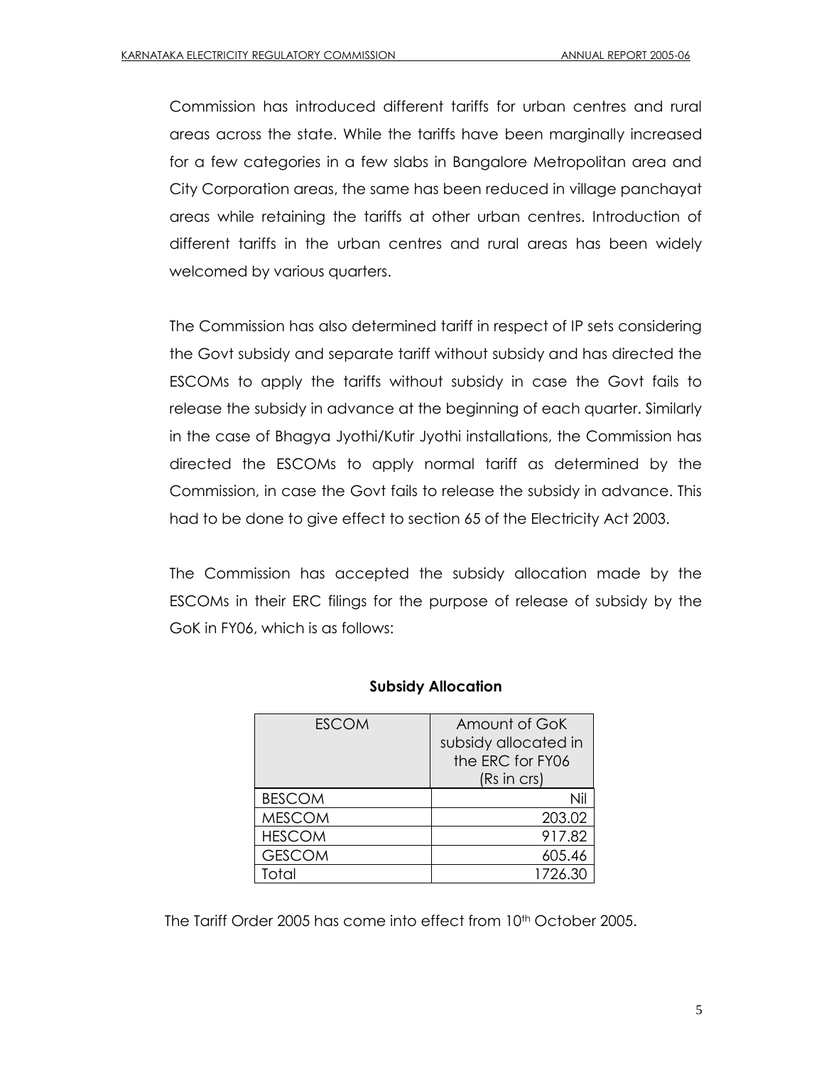Commission has introduced different tariffs for urban centres and rural areas across the state. While the tariffs have been marginally increased for a few categories in a few slabs in Bangalore Metropolitan area and City Corporation areas, the same has been reduced in village panchayat areas while retaining the tariffs at other urban centres. Introduction of different tariffs in the urban centres and rural areas has been widely welcomed by various quarters.

The Commission has also determined tariff in respect of IP sets considering the Govt subsidy and separate tariff without subsidy and has directed the ESCOMs to apply the tariffs without subsidy in case the Govt fails to release the subsidy in advance at the beginning of each quarter. Similarly in the case of Bhagya Jyothi/Kutir Jyothi installations, the Commission has directed the ESCOMs to apply normal tariff as determined by the Commission, in case the Govt fails to release the subsidy in advance. This had to be done to give effect to section 65 of the Electricity Act 2003.

The Commission has accepted the subsidy allocation made by the ESCOMs in their ERC filings for the purpose of release of subsidy by the GoK in FY06, which is as follows:

**Subsidy Allocation**

| ESCOM | Amount of GoK subsidy allocated in the ERC for FY06 (Rs in crs) |
|---|---|
| BESCOM | Nil |
| MESCOM | 203.02 |
| HESCOM | 917.82 |
| GESCOM | 605.46 |
| Total | 1726.30 |

The Tariff Order 2005 has come into effect from 10th October 2005.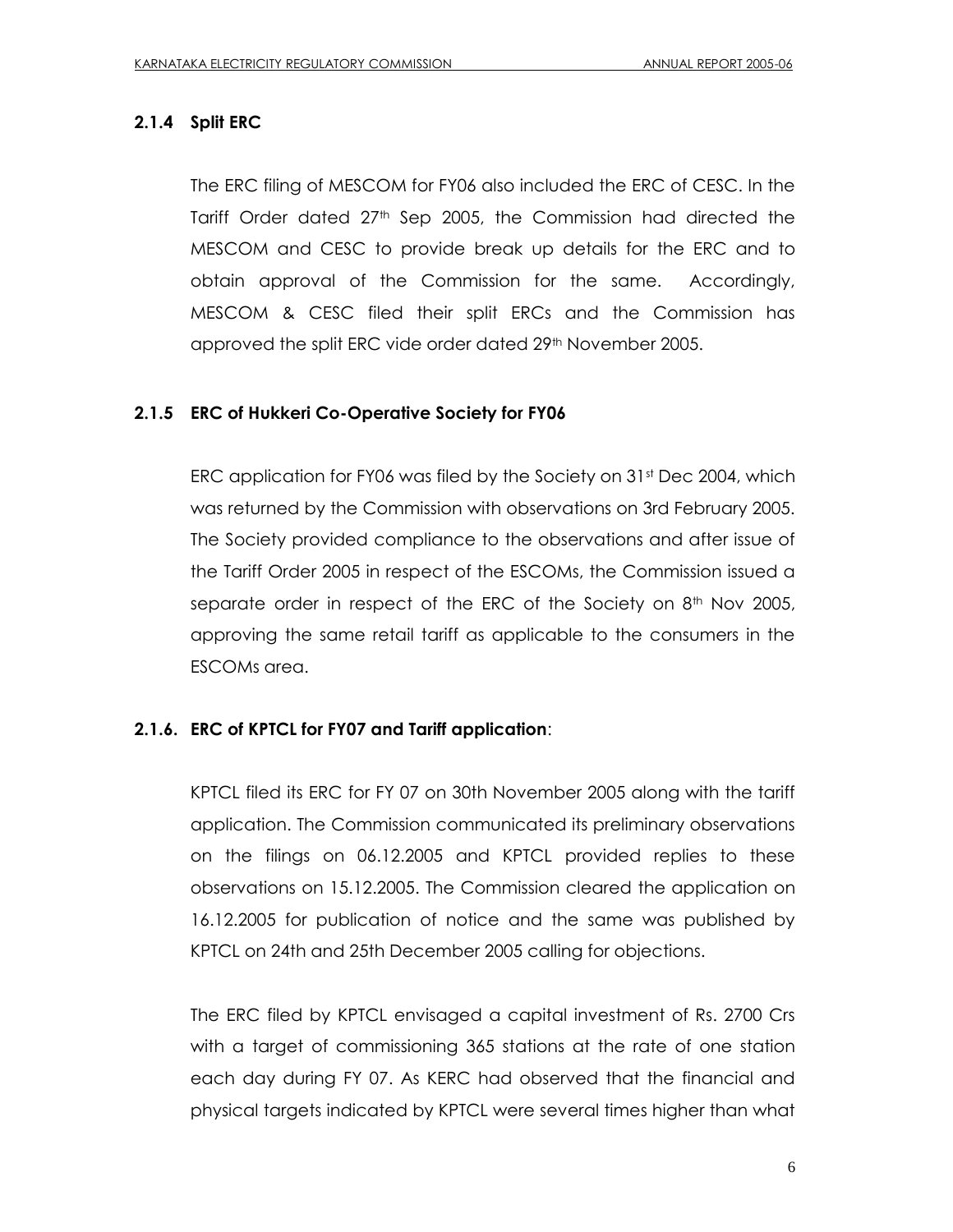### 2.1.4 Split ERC

The ERC filing of MESCOM for FY06 also included the ERC of CESC. In the Tariff Order dated 27th Sep 2005, the Commission had directed the MESCOM and CESC to provide break up details for the ERC and to obtain approval of the Commission for the same. Accordingly, MESCOM & CESC filed their split ERCs and the Commission has approved the split ERC vide order dated 29th November 2005.

### 2.1.5 ERC of Hukkeri Co-Operative Society for FY06

ERC application for FY06 was filed by the Society on 31st Dec 2004, which was returned by the Commission with observations on 3rd February 2005. The Society provided compliance to the observations and after issue of the Tariff Order 2005 in respect of the ESCOMs, the Commission issued a separate order in respect of the ERC of the Society on 8th Nov 2005, approving the same retail tariff as applicable to the consumers in the ESCOMs area.

### 2.1.6. ERC of KPTCL for FY07 and Tariff application:

KPTCL filed its ERC for FY 07 on 30th November 2005 along with the tariff application. The Commission communicated its preliminary observations on the filings on 06.12.2005 and KPTCL provided replies to these observations on 15.12.2005. The Commission cleared the application on 16.12.2005 for publication of notice and the same was published by KPTCL on 24th and 25th December 2005 calling for objections.

The ERC filed by KPTCL envisaged a capital investment of Rs. 2700 Crs with a target of commissioning 365 stations at the rate of one station each day during FY 07. As KERC had observed that the financial and physical targets indicated by KPTCL were several times higher than what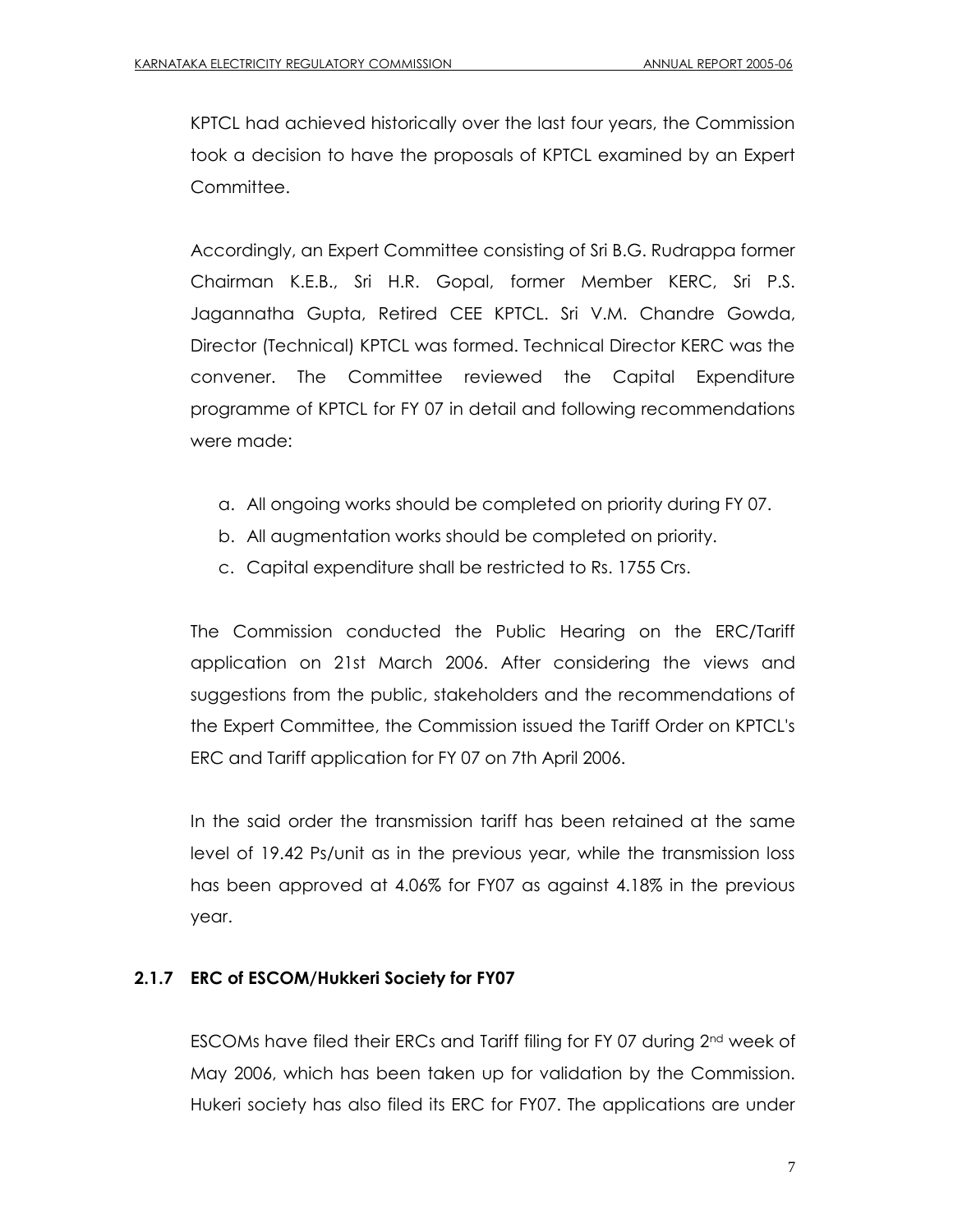KPTCL had achieved historically over the last four years, the Commission took a decision to have the proposals of KPTCL examined by an Expert Committee.

Accordingly, an Expert Committee consisting of Sri B.G. Rudrappa former Chairman K.E.B., Sri H.R. Gopal, former Member KERC, Sri P.S. Jagannatha Gupta, Retired CEE KPTCL. Sri V.M. Chandre Gowda, Director (Technical) KPTCL was formed. Technical Director KERC was the convener. The Committee reviewed the Capital Expenditure programme of KPTCL for FY 07 in detail and following recommendations were made:

a. All ongoing works should be completed on priority during FY 07.
b. All augmentation works should be completed on priority.
c. Capital expenditure shall be restricted to Rs. 1755 Crs.

The Commission conducted the Public Hearing on the ERC/Tariff application on 21st March 2006. After considering the views and suggestions from the public, stakeholders and the recommendations of the Expert Committee, the Commission issued the Tariff Order on KPTCL's ERC and Tariff application for FY 07 on 7th April 2006.

In the said order the transmission tariff has been retained at the same level of 19.42 Ps/unit as in the previous year, while the transmission loss has been approved at 4.06% for FY07 as against 4.18% in the previous year.

### 2.1.7 ERC of ESCOM/Hukkeri Society for FY07

ESCOMs have filed their ERCs and Tariff filing for FY 07 during 2nd week of May 2006, which has been taken up for validation by the Commission. Hukeri society has also filed its ERC for FY07. The applications are under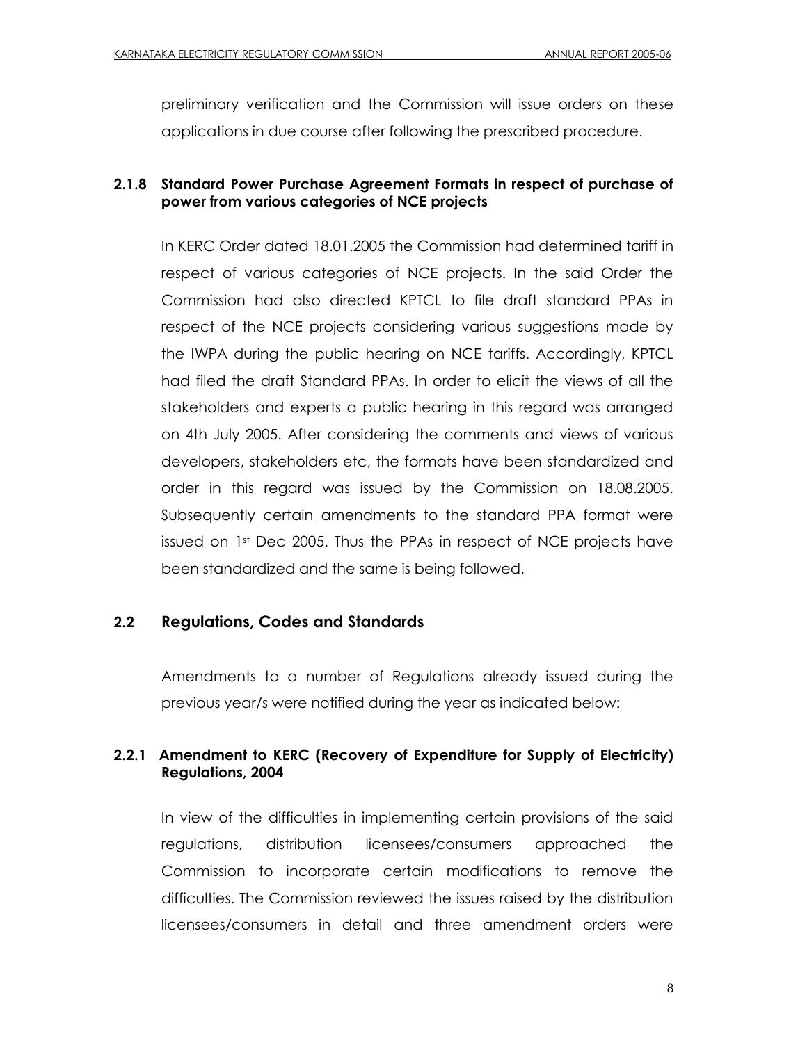preliminary verification and the Commission will issue orders on these applications in due course after following the prescribed procedure.

### 2.1.8 Standard Power Purchase Agreement Formats in respect of purchase of power from various categories of NCE projects

In KERC Order dated 18.01.2005 the Commission had determined tariff in respect of various categories of NCE projects. In the said Order the Commission had also directed KPTCL to file draft standard PPAs in respect of the NCE projects considering various suggestions made by the IWPA during the public hearing on NCE tariffs. Accordingly, KPTCL had filed the draft Standard PPAs. In order to elicit the views of all the stakeholders and experts a public hearing in this regard was arranged on 4th July 2005. After considering the comments and views of various developers, stakeholders etc, the formats have been standardized and order in this regard was issued by the Commission on 18.08.2005. Subsequently certain amendments to the standard PPA format were issued on 1st Dec 2005. Thus the PPAs in respect of NCE projects have been standardized and the same is being followed.

## 2.2 Regulations, Codes and Standards

Amendments to a number of Regulations already issued during the previous year/s were notified during the year as indicated below:

### 2.2.1 Amendment to KERC (Recovery of Expenditure for Supply of Electricity) Regulations, 2004

In view of the difficulties in implementing certain provisions of the said regulations, distribution licensees/consumers approached the Commission to incorporate certain modifications to remove the difficulties. The Commission reviewed the issues raised by the distribution licensees/consumers in detail and three amendment orders were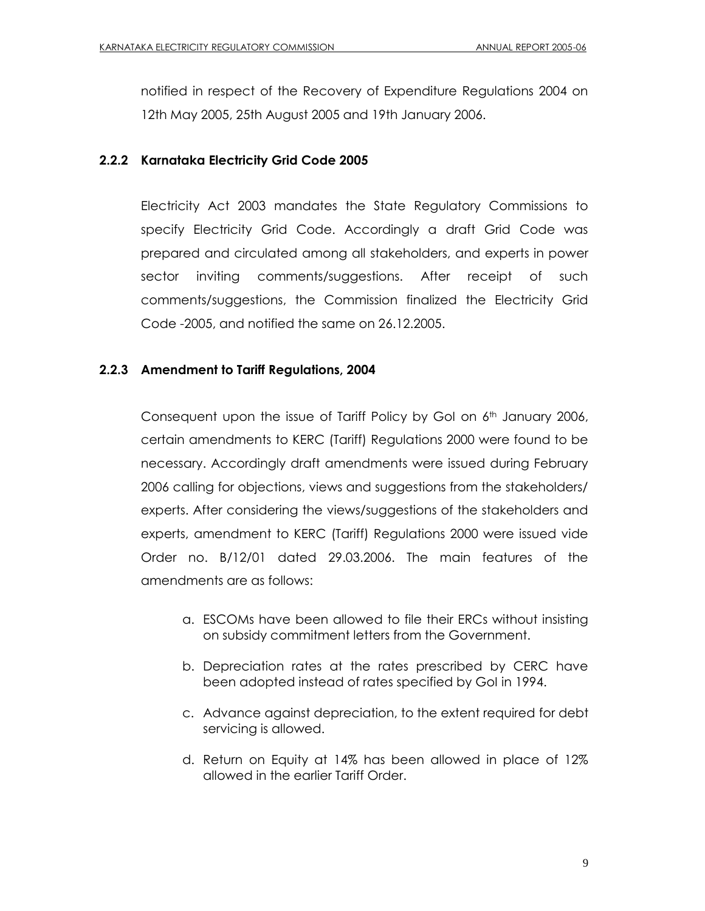notified in respect of the Recovery of Expenditure Regulations 2004 on 12th May 2005, 25th August 2005 and 19th January 2006.

### 2.2.2 Karnataka Electricity Grid Code 2005

Electricity Act 2003 mandates the State Regulatory Commissions to specify Electricity Grid Code. Accordingly a draft Grid Code was prepared and circulated among all stakeholders, and experts in power sector inviting comments/suggestions. After receipt of such comments/suggestions, the Commission finalized the Electricity Grid Code -2005, and notified the same on 26.12.2005.

### 2.2.3 Amendment to Tariff Regulations, 2004

Consequent upon the issue of Tariff Policy by GoI on 6th January 2006, certain amendments to KERC (Tariff) Regulations 2000 were found to be necessary. Accordingly draft amendments were issued during February 2006 calling for objections, views and suggestions from the stakeholders/ experts. After considering the views/suggestions of the stakeholders and experts, amendment to KERC (Tariff) Regulations 2000 were issued vide Order no. B/12/01 dated 29.03.2006. The main features of the amendments are as follows:

a. ESCOMs have been allowed to file their ERCs without insisting on subsidy commitment letters from the Government.

b. Depreciation rates at the rates prescribed by CERC have been adopted instead of rates specified by GoI in 1994.

c. Advance against depreciation, to the extent required for debt servicing is allowed.

d. Return on Equity at 14% has been allowed in place of 12% allowed in the earlier Tariff Order.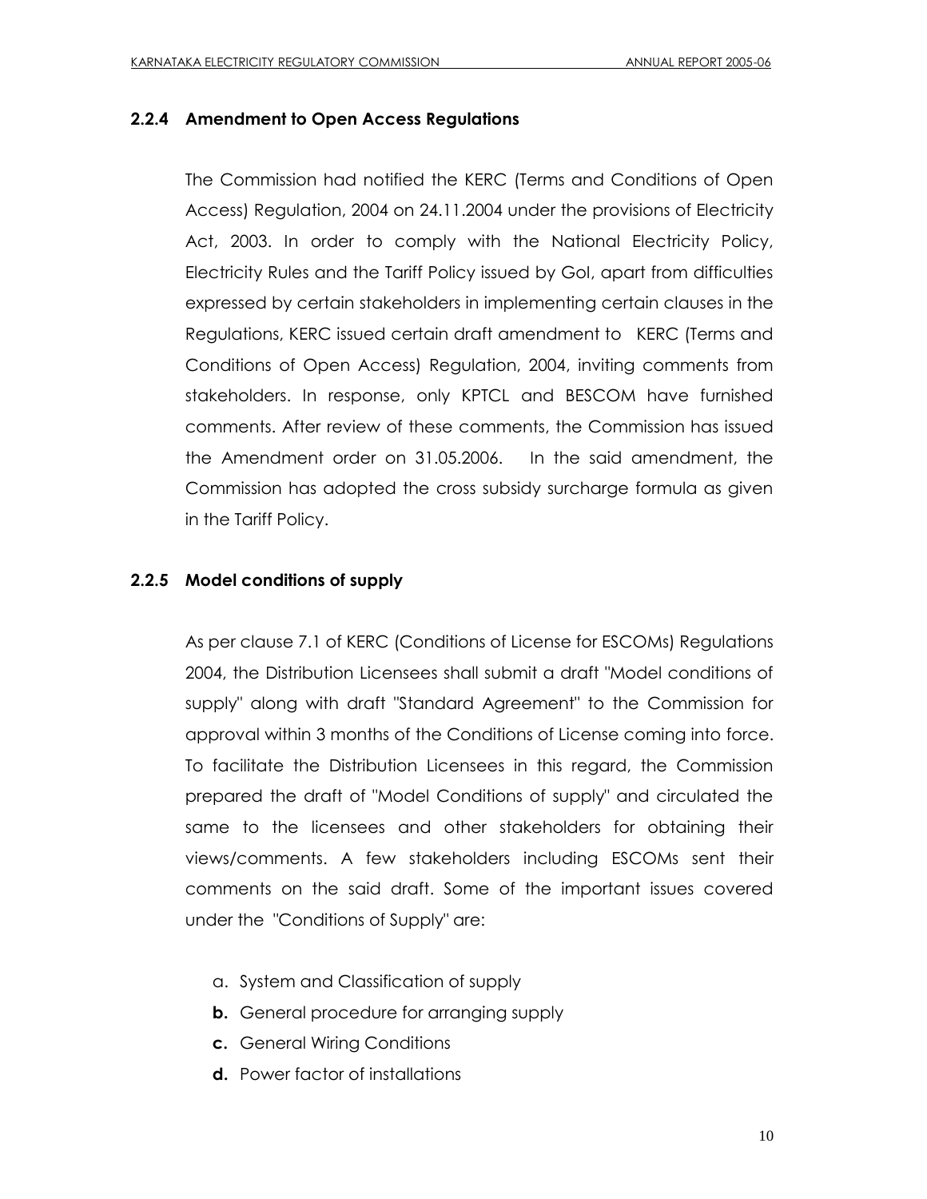### 2.2.4 Amendment to Open Access Regulations

The Commission had notified the KERC (Terms and Conditions of Open Access) Regulation, 2004 on 24.11.2004 under the provisions of Electricity Act, 2003. In order to comply with the National Electricity Policy, Electricity Rules and the Tariff Policy issued by GoI, apart from difficulties expressed by certain stakeholders in implementing certain clauses in the Regulations, KERC issued certain draft amendment to KERC (Terms and Conditions of Open Access) Regulation, 2004, inviting comments from stakeholders. In response, only KPTCL and BESCOM have furnished comments. After review of these comments, the Commission has issued the Amendment order on 31.05.2006. In the said amendment, the Commission has adopted the cross subsidy surcharge formula as given in the Tariff Policy.

### 2.2.5 Model conditions of supply

As per clause 7.1 of KERC (Conditions of License for ESCOMs) Regulations 2004, the Distribution Licensees shall submit a draft "Model conditions of supply" along with draft "Standard Agreement" to the Commission for approval within 3 months of the Conditions of License coming into force. To facilitate the Distribution Licensees in this regard, the Commission prepared the draft of "Model Conditions of supply" and circulated the same to the licensees and other stakeholders for obtaining their views/comments. A few stakeholders including ESCOMs sent their comments on the said draft. Some of the important issues covered under the "Conditions of Supply" are:

a. System and Classification of supply
**b.** General procedure for arranging supply
**c.** General Wiring Conditions
**d.** Power factor of installations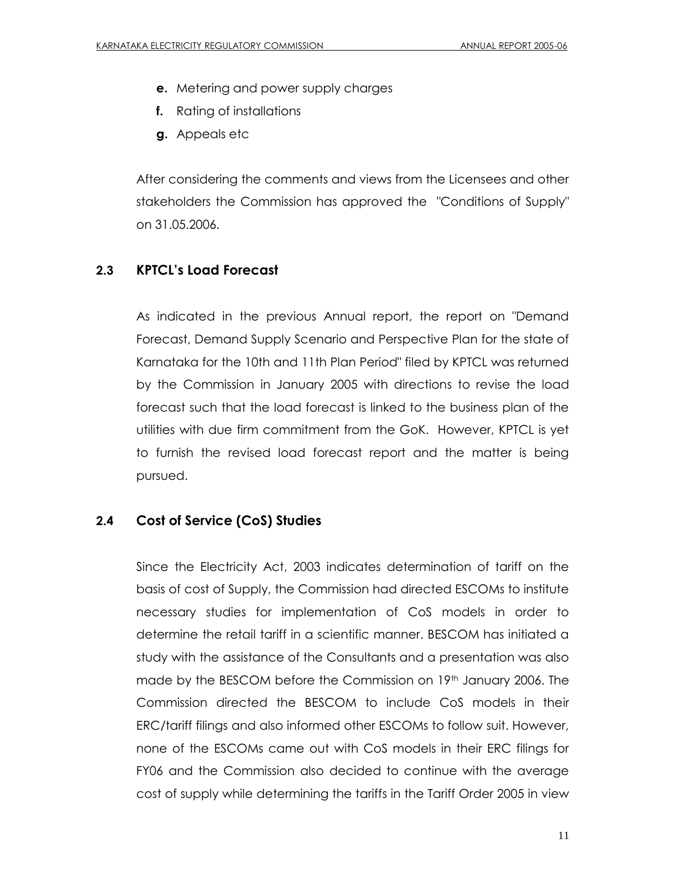- **e.** Metering and power supply charges
- **f.** Rating of installations
- **g.** Appeals etc

After considering the comments and views from the Licensees and other stakeholders the Commission has approved the "Conditions of Supply" on 31.05.2006.

## 2.3 KPTCL's Load Forecast

As indicated in the previous Annual report, the report on "Demand Forecast, Demand Supply Scenario and Perspective Plan for the state of Karnataka for the 10th and 11th Plan Period" filed by KPTCL was returned by the Commission in January 2005 with directions to revise the load forecast such that the load forecast is linked to the business plan of the utilities with due firm commitment from the GoK. However, KPTCL is yet to furnish the revised load forecast report and the matter is being pursued.

## 2.4 Cost of Service (CoS) Studies

Since the Electricity Act, 2003 indicates determination of tariff on the basis of cost of Supply, the Commission had directed ESCOMs to institute necessary studies for implementation of CoS models in order to determine the retail tariff in a scientific manner. BESCOM has initiated a study with the assistance of the Consultants and a presentation was also made by the BESCOM before the Commission on 19th January 2006. The Commission directed the BESCOM to include CoS models in their ERC/tariff filings and also informed other ESCOMs to follow suit. However, none of the ESCOMs came out with CoS models in their ERC filings for FY06 and the Commission also decided to continue with the average cost of supply while determining the tariffs in the Tariff Order 2005 in view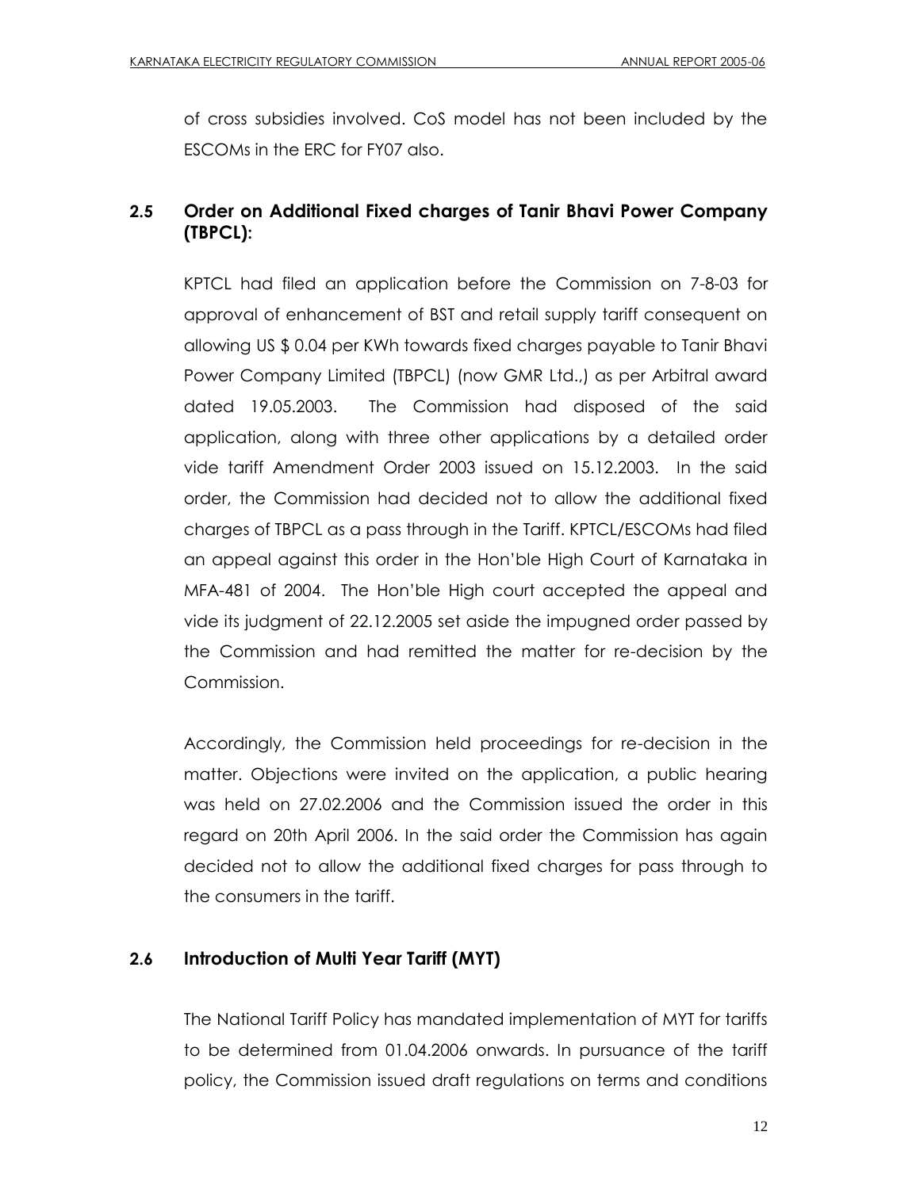of cross subsidies involved. CoS model has not been included by the ESCOMs in the ERC for FY07 also.

### 2.5 Order on Additional Fixed charges of Tanir Bhavi Power Company (TBPCL):

KPTCL had filed an application before the Commission on 7-8-03 for approval of enhancement of BST and retail supply tariff consequent on allowing US $ 0.04 per KWh towards fixed charges payable to Tanir Bhavi Power Company Limited (TBPCL) (now GMR Ltd.,) as per Arbitral award dated 19.05.2003. The Commission had disposed of the said application, along with three other applications by a detailed order vide tariff Amendment Order 2003 issued on 15.12.2003. In the said order, the Commission had decided not to allow the additional fixed charges of TBPCL as a pass through in the Tariff. KPTCL/ESCOMs had filed an appeal against this order in the Hon'ble High Court of Karnataka in MFA-481 of 2004. The Hon'ble High court accepted the appeal and vide its judgment of 22.12.2005 set aside the impugned order passed by the Commission and had remitted the matter for re-decision by the Commission.

Accordingly, the Commission held proceedings for re-decision in the matter. Objections were invited on the application, a public hearing was held on 27.02.2006 and the Commission issued the order in this regard on 20th April 2006. In the said order the Commission has again decided not to allow the additional fixed charges for pass through to the consumers in the tariff.

### 2.6 Introduction of Multi Year Tariff (MYT)

The National Tariff Policy has mandated implementation of MYT for tariffs to be determined from 01.04.2006 onwards. In pursuance of the tariff policy, the Commission issued draft regulations on terms and conditions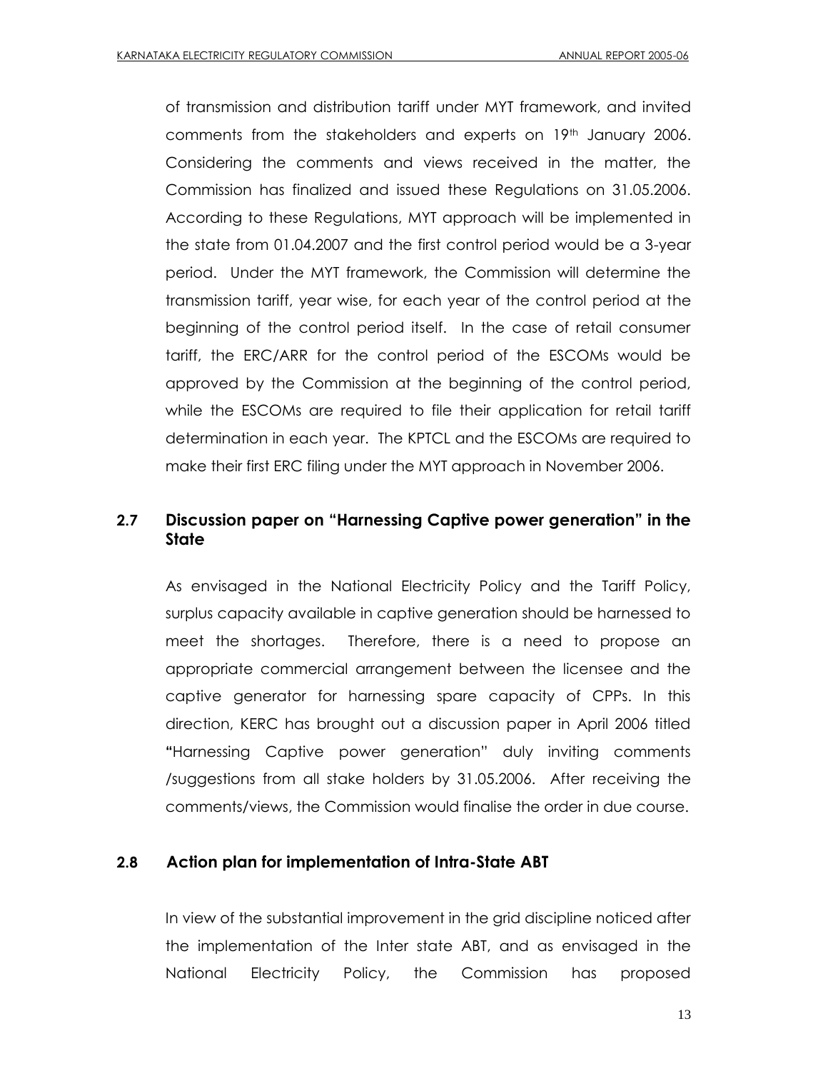of transmission and distribution tariff under MYT framework, and invited comments from the stakeholders and experts on 19th January 2006. Considering the comments and views received in the matter, the Commission has finalized and issued these Regulations on 31.05.2006. According to these Regulations, MYT approach will be implemented in the state from 01.04.2007 and the first control period would be a 3-year period. Under the MYT framework, the Commission will determine the transmission tariff, year wise, for each year of the control period at the beginning of the control period itself. In the case of retail consumer tariff, the ERC/ARR for the control period of the ESCOMs would be approved by the Commission at the beginning of the control period, while the ESCOMs are required to file their application for retail tariff determination in each year. The KPTCL and the ESCOMs are required to make their first ERC filing under the MYT approach in November 2006.

## 2.7 Discussion paper on "Harnessing Captive power generation" in the State

As envisaged in the National Electricity Policy and the Tariff Policy, surplus capacity available in captive generation should be harnessed to meet the shortages. Therefore, there is a need to propose an appropriate commercial arrangement between the licensee and the captive generator for harnessing spare capacity of CPPs. In this direction, KERC has brought out a discussion paper in April 2006 titled "Harnessing Captive power generation" duly inviting comments /suggestions from all stake holders by 31.05.2006. After receiving the comments/views, the Commission would finalise the order in due course.

## 2.8 Action plan for implementation of Intra-State ABT

In view of the substantial improvement in the grid discipline noticed after the implementation of the Inter state ABT, and as envisaged in the National Electricity Policy, the Commission has proposed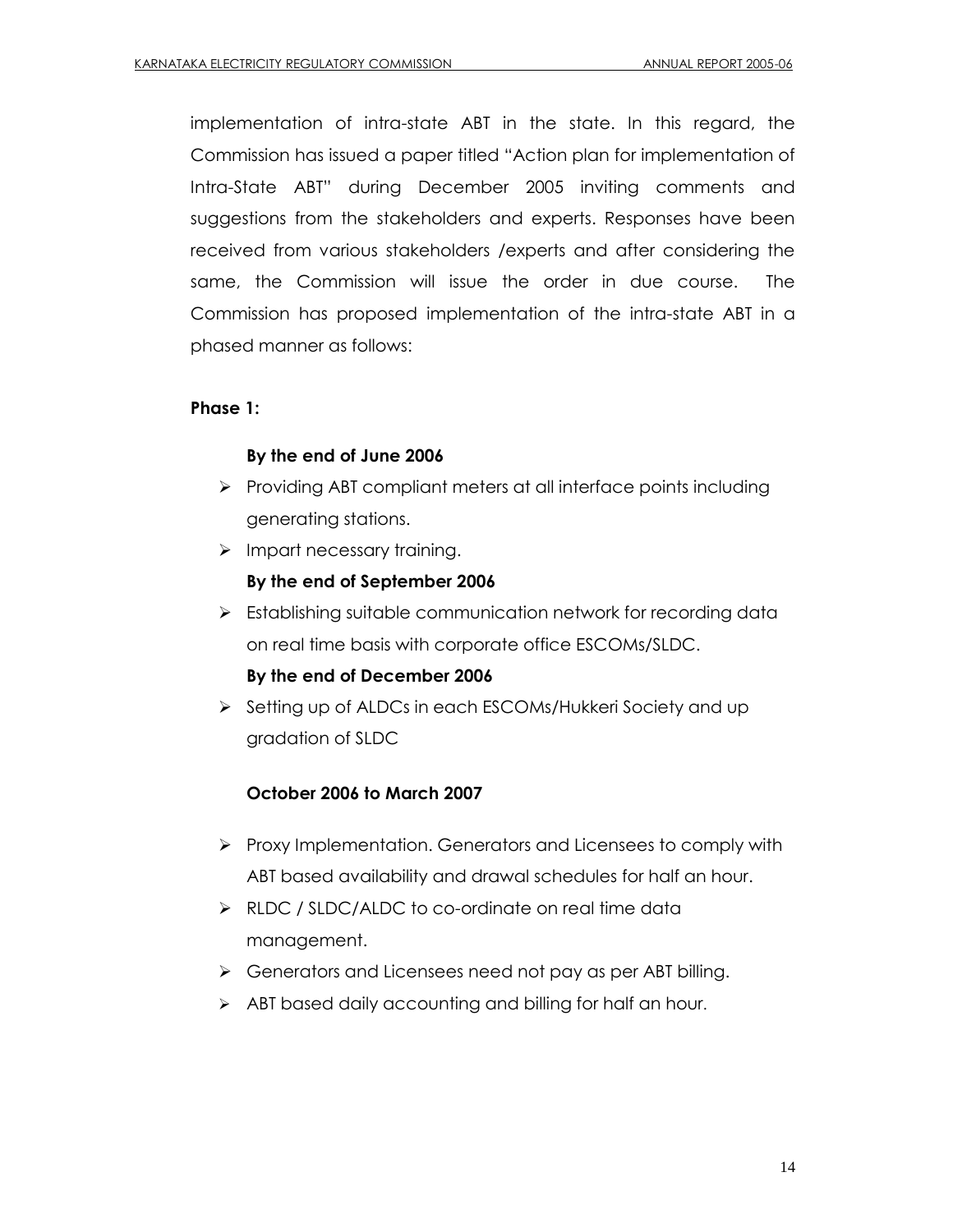implementation of intra-state ABT in the state. In this regard, the Commission has issued a paper titled "Action plan for implementation of Intra-State ABT" during December 2005 inviting comments and suggestions from the stakeholders and experts. Responses have been received from various stakeholders /experts and after considering the same, the Commission will issue the order in due course. The Commission has proposed implementation of the intra-state ABT in a phased manner as follows:

**Phase 1:**

**By the end of June 2006**

- Providing ABT compliant meters at all interface points including generating stations.
- Impart necessary training.

**By the end of September 2006**

- Establishing suitable communication network for recording data on real time basis with corporate office ESCOMs/SLDC.

**By the end of December 2006**

- Setting up of ALDCs in each ESCOMs/Hukkeri Society and up gradation of SLDC

**October 2006 to March 2007**

- Proxy Implementation. Generators and Licensees to comply with ABT based availability and drawal schedules for half an hour.
- RLDC / SLDC/ALDC to co-ordinate on real time data management.
- Generators and Licensees need not pay as per ABT billing.
- ABT based daily accounting and billing for half an hour.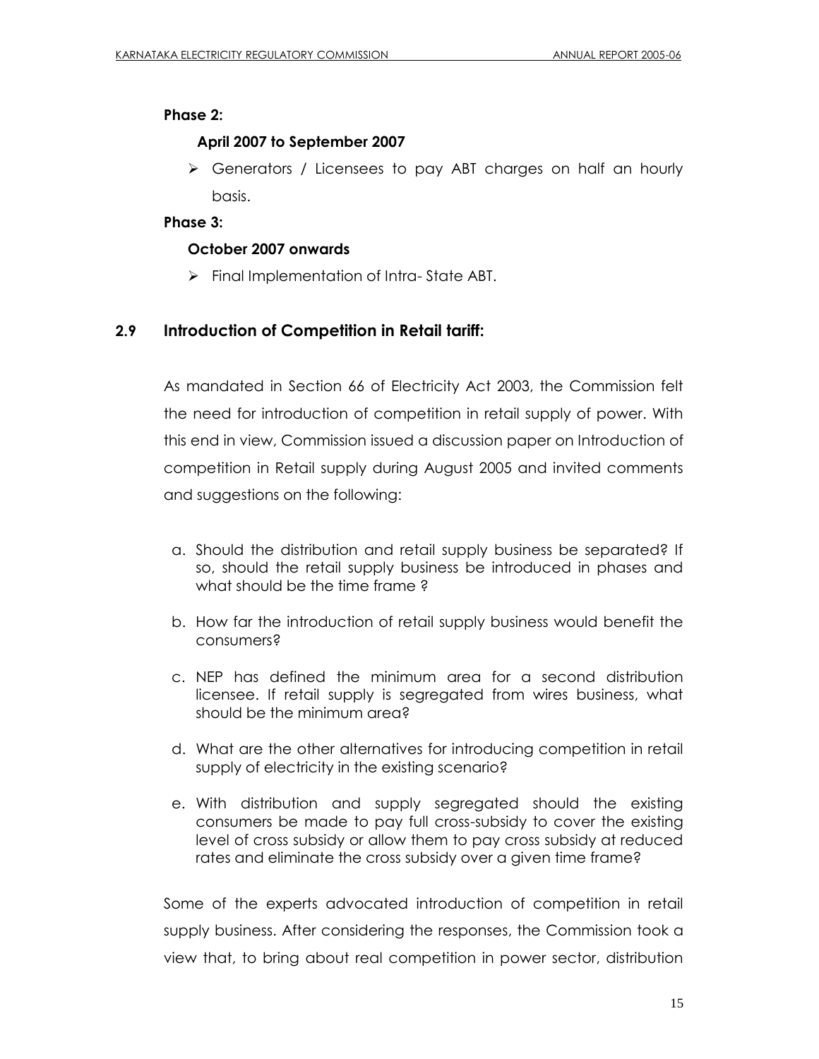**Phase 2:**

**April 2007 to September 2007**

- Generators / Licensees to pay ABT charges on half an hourly basis.

**Phase 3:**

**October 2007 onwards**

- Final Implementation of Intra- State ABT.

## 2.9 Introduction of Competition in Retail tariff:

As mandated in Section 66 of Electricity Act 2003, the Commission felt the need for introduction of competition in retail supply of power. With this end in view, Commission issued a discussion paper on Introduction of competition in Retail supply during August 2005 and invited comments and suggestions on the following:

a. Should the distribution and retail supply business be separated? If so, should the retail supply business be introduced in phases and what should be the time frame ?

b. How far the introduction of retail supply business would benefit the consumers?

c. NEP has defined the minimum area for a second distribution licensee. If retail supply is segregated from wires business, what should be the minimum area?

d. What are the other alternatives for introducing competition in retail supply of electricity in the existing scenario?

e. With distribution and supply segregated should the existing consumers be made to pay full cross-subsidy to cover the existing level of cross subsidy or allow them to pay cross subsidy at reduced rates and eliminate the cross subsidy over a given time frame?

Some of the experts advocated introduction of competition in retail supply business. After considering the responses, the Commission took a view that, to bring about real competition in power sector, distribution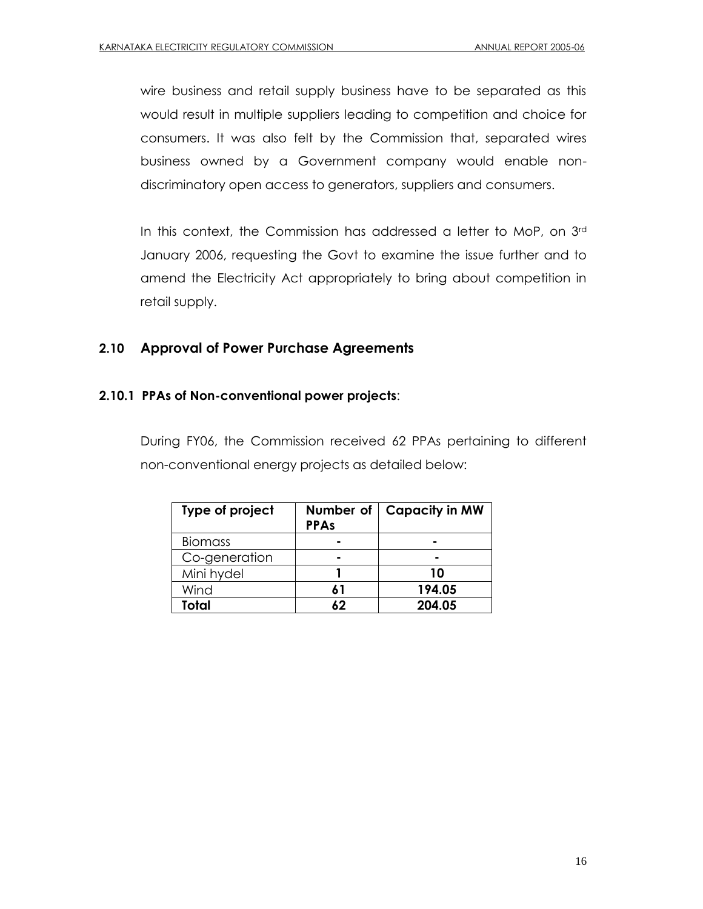wire business and retail supply business have to be separated as this would result in multiple suppliers leading to competition and choice for consumers. It was also felt by the Commission that, separated wires business owned by a Government company would enable non-discriminatory open access to generators, suppliers and consumers.

In this context, the Commission has addressed a letter to MoP, on 3rd January 2006, requesting the Govt to examine the issue further and to amend the Electricity Act appropriately to bring about competition in retail supply.

## 2.10 Approval of Power Purchase Agreements

### 2.10.1 PPAs of Non-conventional power projects:

During FY06, the Commission received 62 PPAs pertaining to different non-conventional energy projects as detailed below:

| Type of project | Number of PPAs | Capacity in MW |
|---|---|---|
| Biomass | - | - |
| Co-generation | - | - |
| Mini hydel | **1** | **10** |
| Wind | **61** | **194.05** |
| **Total** | **62** | **204.05** |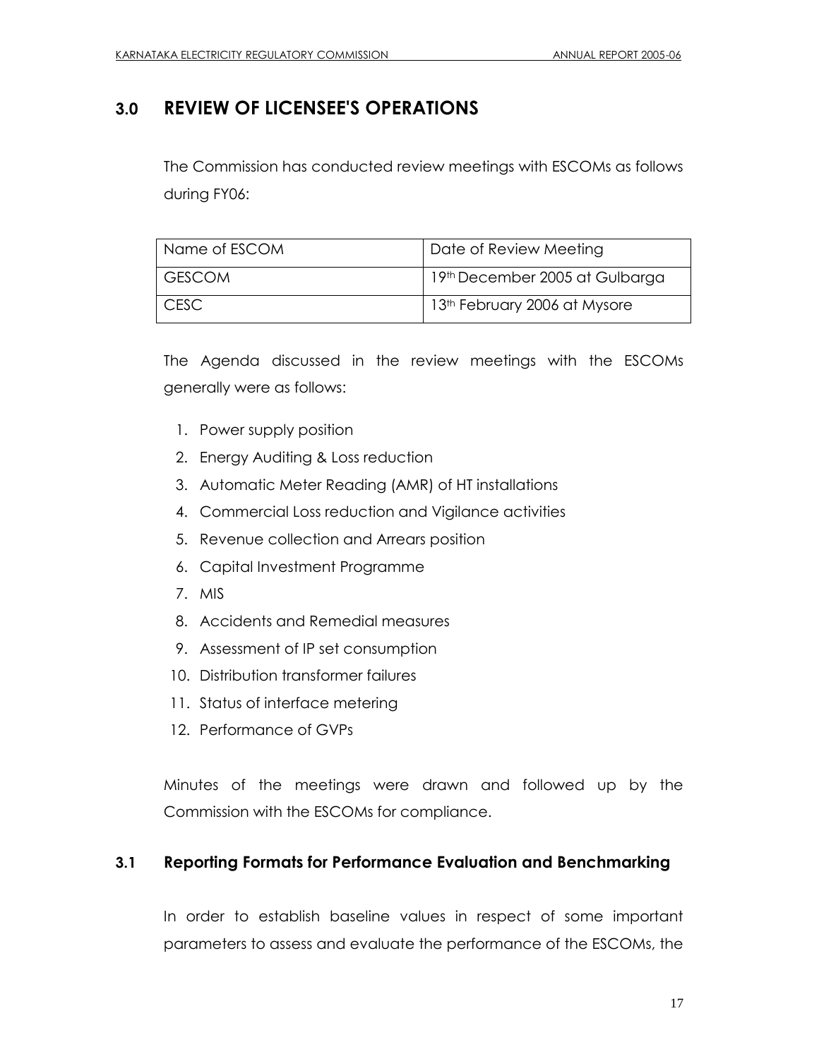## 3.0 REVIEW OF LICENSEE'S OPERATIONS

The Commission has conducted review meetings with ESCOMs as follows during FY06:

| Name of ESCOM | Date of Review Meeting |
|---|---|
| GESCOM | 19th December 2005 at Gulbarga |
| CESC | 13th February 2006 at Mysore |

The Agenda discussed in the review meetings with the ESCOMs generally were as follows:

1. Power supply position
2. Energy Auditing & Loss reduction
3. Automatic Meter Reading (AMR) of HT installations
4. Commercial Loss reduction and Vigilance activities
5. Revenue collection and Arrears position
6. Capital Investment Programme
7. MIS
8. Accidents and Remedial measures
9. Assessment of IP set consumption
10. Distribution transformer failures
11. Status of interface metering
12. Performance of GVPs

Minutes of the meetings were drawn and followed up by the Commission with the ESCOMs for compliance.

### 3.1 Reporting Formats for Performance Evaluation and Benchmarking

In order to establish baseline values in respect of some important parameters to assess and evaluate the performance of the ESCOMs, the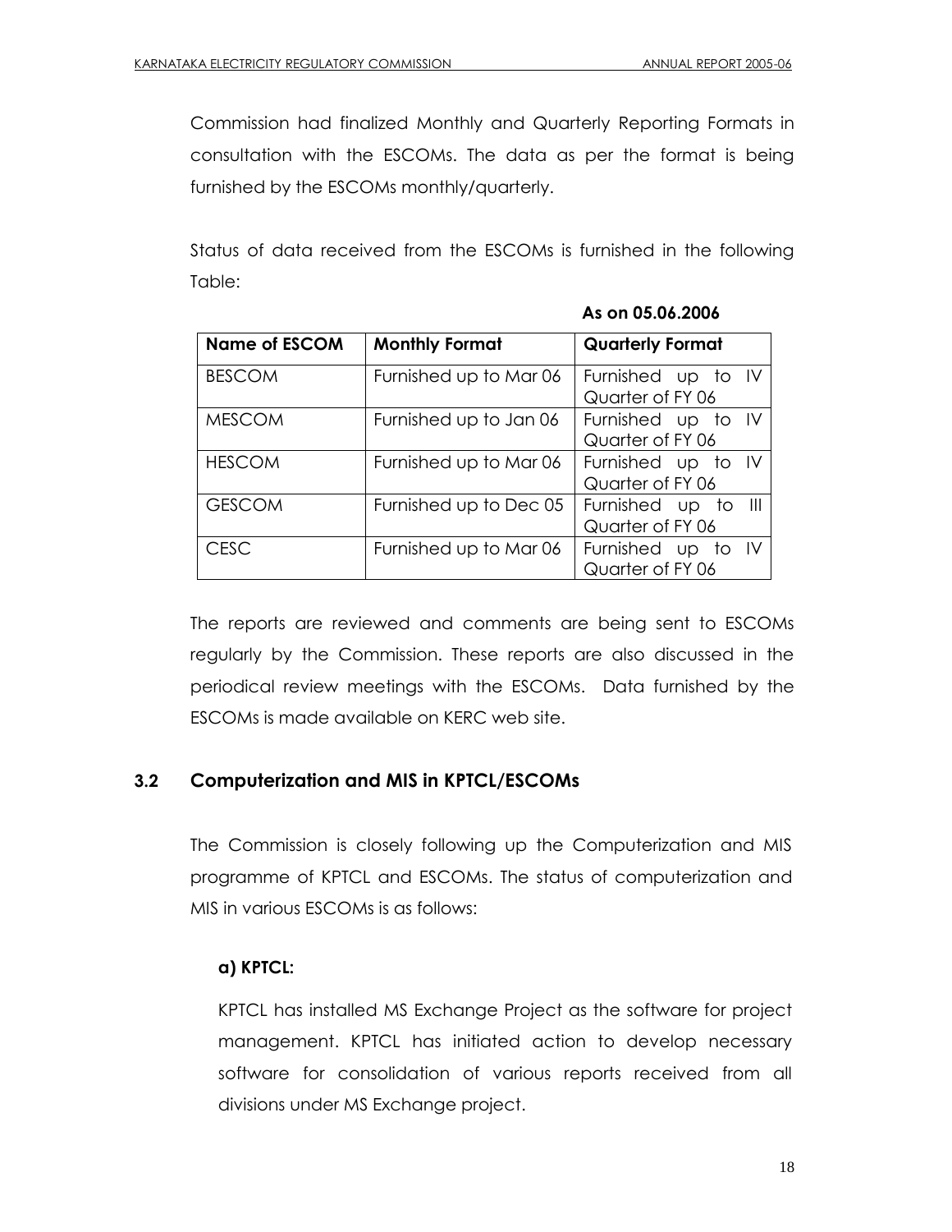Commission had finalized Monthly and Quarterly Reporting Formats in consultation with the ESCOMs. The data as per the format is being furnished by the ESCOMs monthly/quarterly.

Status of data received from the ESCOMs is furnished in the following Table:

**As on 05.06.2006**

| Name of ESCOM | Monthly Format | Quarterly Format |
|---|---|---|
| BESCOM | Furnished up to Mar 06 | Furnished up to IV Quarter of FY 06 |
| MESCOM | Furnished up to Jan 06 | Furnished up to IV Quarter of FY 06 |
| HESCOM | Furnished up to Mar 06 | Furnished up to IV Quarter of FY 06 |
| GESCOM | Furnished up to Dec 05 | Furnished up to III Quarter of FY 06 |
| CESC | Furnished up to Mar 06 | Furnished up to IV Quarter of FY 06 |

The reports are reviewed and comments are being sent to ESCOMs regularly by the Commission. These reports are also discussed in the periodical review meetings with the ESCOMs. Data furnished by the ESCOMs is made available on KERC web site.

## 3.2 Computerization and MIS in KPTCL/ESCOMs

The Commission is closely following up the Computerization and MIS programme of KPTCL and ESCOMs. The status of computerization and MIS in various ESCOMs is as follows:

**a) KPTCL:**

KPTCL has installed MS Exchange Project as the software for project management. KPTCL has initiated action to develop necessary software for consolidation of various reports received from all divisions under MS Exchange project.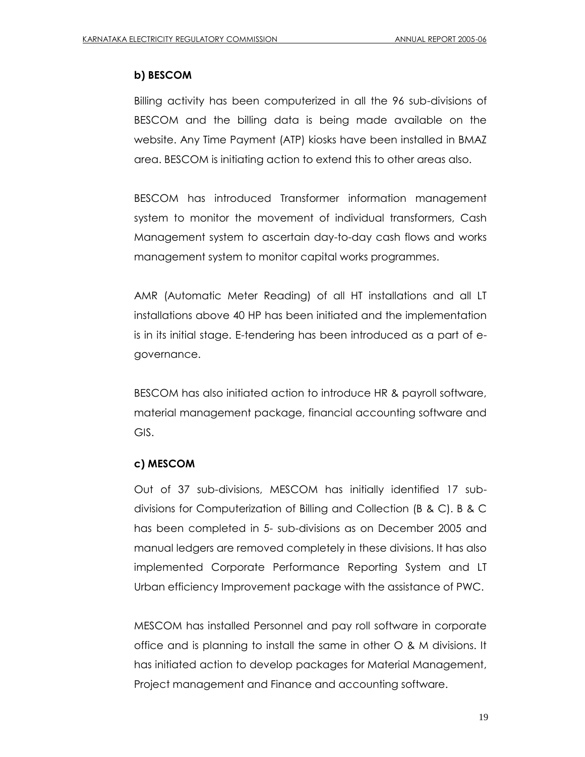**b) BESCOM**

Billing activity has been computerized in all the 96 sub-divisions of BESCOM and the billing data is being made available on the website. Any Time Payment (ATP) kiosks have been installed in BMAZ area. BESCOM is initiating action to extend this to other areas also.

BESCOM has introduced Transformer information management system to monitor the movement of individual transformers, Cash Management system to ascertain day-to-day cash flows and works management system to monitor capital works programmes.

AMR (Automatic Meter Reading) of all HT installations and all LT installations above 40 HP has been initiated and the implementation is in its initial stage. E-tendering has been introduced as a part of e-governance.

BESCOM has also initiated action to introduce HR & payroll software, material management package, financial accounting software and GIS.

**c) MESCOM**

Out of 37 sub-divisions, MESCOM has initially identified 17 sub-divisions for Computerization of Billing and Collection (B & C). B & C has been completed in 5- sub-divisions as on December 2005 and manual ledgers are removed completely in these divisions. It has also implemented Corporate Performance Reporting System and LT Urban efficiency Improvement package with the assistance of PWC.

MESCOM has installed Personnel and pay roll software in corporate office and is planning to install the same in other O & M divisions. It has initiated action to develop packages for Material Management, Project management and Finance and accounting software.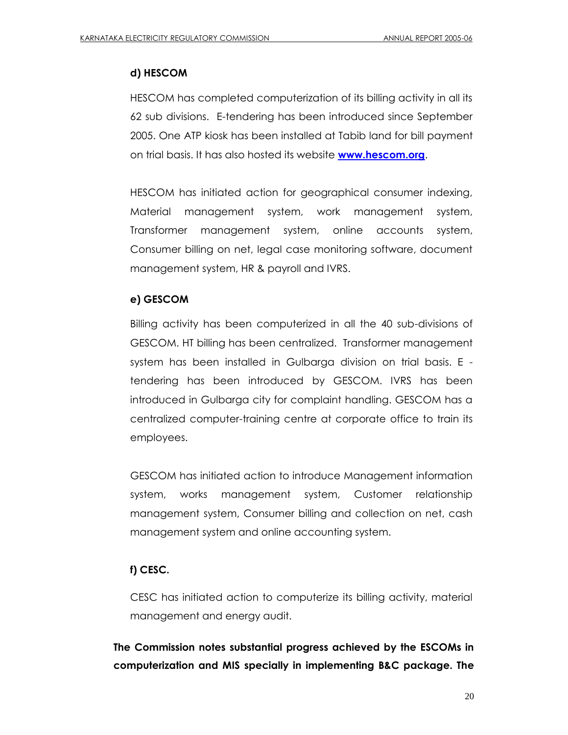**d) HESCOM**

HESCOM has completed computerization of its billing activity in all its 62 sub divisions. E-tendering has been introduced since September 2005. One ATP kiosk has been installed at Tabib land for bill payment on trial basis. It has also hosted its website **www.hescom.org**.

HESCOM has initiated action for geographical consumer indexing, Material management system, work management system, Transformer management system, online accounts system, Consumer billing on net, legal case monitoring software, document management system, HR & payroll and IVRS.

**e) GESCOM**

Billing activity has been computerized in all the 40 sub-divisions of GESCOM. HT billing has been centralized. Transformer management system has been installed in Gulbarga division on trial basis. E - tendering has been introduced by GESCOM. IVRS has been introduced in Gulbarga city for complaint handling. GESCOM has a centralized computer-training centre at corporate office to train its employees.

GESCOM has initiated action to introduce Management information system, works management system, Customer relationship management system, Consumer billing and collection on net, cash management system and online accounting system.

**f) CESC.**

CESC has initiated action to computerize its billing activity, material management and energy audit.

**The Commission notes substantial progress achieved by the ESCOMs in computerization and MIS specially in implementing B&C package. The**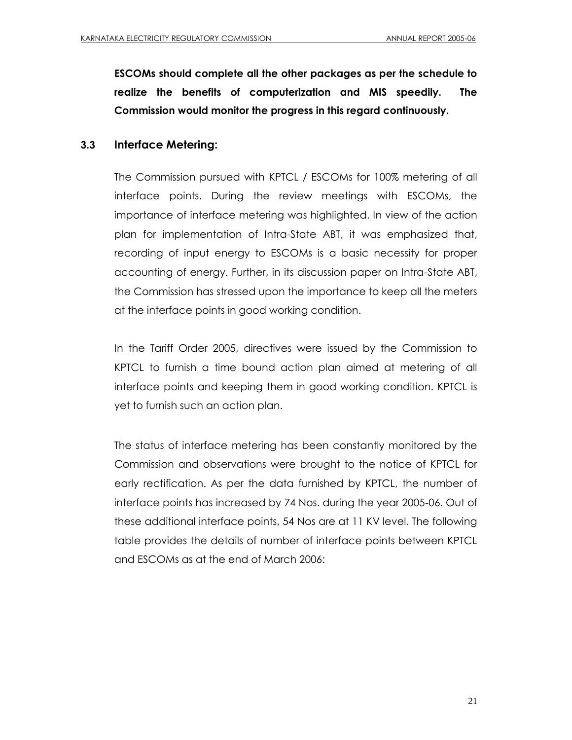**ESCOMs should complete all the other packages as per the schedule to realize the benefits of computerization and MIS speedily. The Commission would monitor the progress in this regard continuously.**

### 3.3 Interface Metering:

The Commission pursued with KPTCL / ESCOMs for 100% metering of all interface points. During the review meetings with ESCOMs, the importance of interface metering was highlighted. In view of the action plan for implementation of Intra-State ABT, it was emphasized that, recording of input energy to ESCOMs is a basic necessity for proper accounting of energy. Further, in its discussion paper on Intra-State ABT, the Commission has stressed upon the importance to keep all the meters at the interface points in good working condition.

In the Tariff Order 2005, directives were issued by the Commission to KPTCL to furnish a time bound action plan aimed at metering of all interface points and keeping them in good working condition. KPTCL is yet to furnish such an action plan.

The status of interface metering has been constantly monitored by the Commission and observations were brought to the notice of KPTCL for early rectification. As per the data furnished by KPTCL, the number of interface points has increased by 74 Nos. during the year 2005-06. Out of these additional interface points, 54 Nos are at 11 KV level. The following table provides the details of number of interface points between KPTCL and ESCOMs as at the end of March 2006: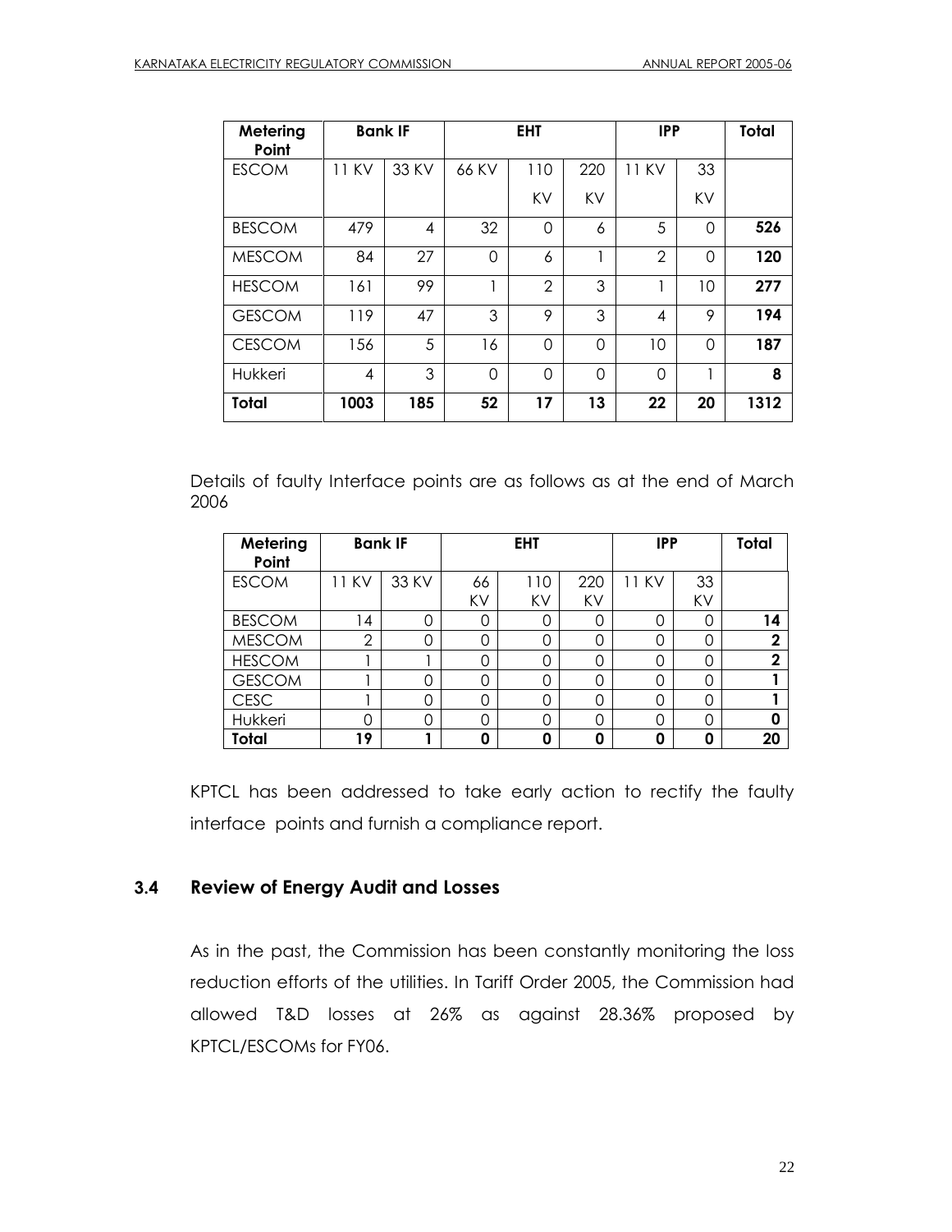| Metering Point | Bank IF | | EHT | | | IPP | | Total |
|---|---|---|---|---|---|---|---|---|
| ESCOM | 11 KV | 33 KV | 66 KV | 110 KV | 220 KV | 11 KV | 33 KV | |
| BESCOM | 479 | 4 | 32 | 0 | 6 | 5 | 0 | **526** |
| MESCOM | 84 | 27 | 0 | 6 | 1 | 2 | 0 | **120** |
| HESCOM | 161 | 99 | 1 | 2 | 3 | 1 | 10 | **277** |
| GESCOM | 119 | 47 | 3 | 9 | 3 | 4 | 9 | **194** |
| CESCOM | 156 | 5 | 16 | 0 | 0 | 10 | 0 | **187** |
| Hukkeri | 4 | 3 | 0 | 0 | 0 | 0 | 1 | **8** |
| **Total** | **1003** | **185** | **52** | **17** | **13** | **22** | **20** | **1312** |

Details of faulty Interface points are as follows as at the end of March 2006

| Metering Point | Bank IF | | EHT | | | IPP | | Total |
|---|---|---|---|---|---|---|---|---|
| ESCOM | 11 KV | 33 KV | 66 KV | 110 KV | 220 KV | 11 KV | 33 KV | |
| BESCOM | 14 | 0 | 0 | 0 | 0 | 0 | 0 | **14** |
| MESCOM | 2 | 0 | 0 | 0 | 0 | 0 | 0 | **2** |
| HESCOM | 1 | 1 | 0 | 0 | 0 | 0 | 0 | **2** |
| GESCOM | 1 | 0 | 0 | 0 | 0 | 0 | 0 | **1** |
| CESC | 1 | 0 | 0 | 0 | 0 | 0 | 0 | **1** |
| Hukkeri | 0 | 0 | 0 | 0 | 0 | 0 | 0 | **0** |
| **Total** | **19** | **1** | **0** | **0** | **0** | **0** | **0** | **20** |

KPTCL has been addressed to take early action to rectify the faulty interface points and furnish a compliance report.

### 3.4 Review of Energy Audit and Losses

As in the past, the Commission has been constantly monitoring the loss reduction efforts of the utilities. In Tariff Order 2005, the Commission had allowed T&D losses at 26% as against 28.36% proposed by KPTCL/ESCOMs for FY06.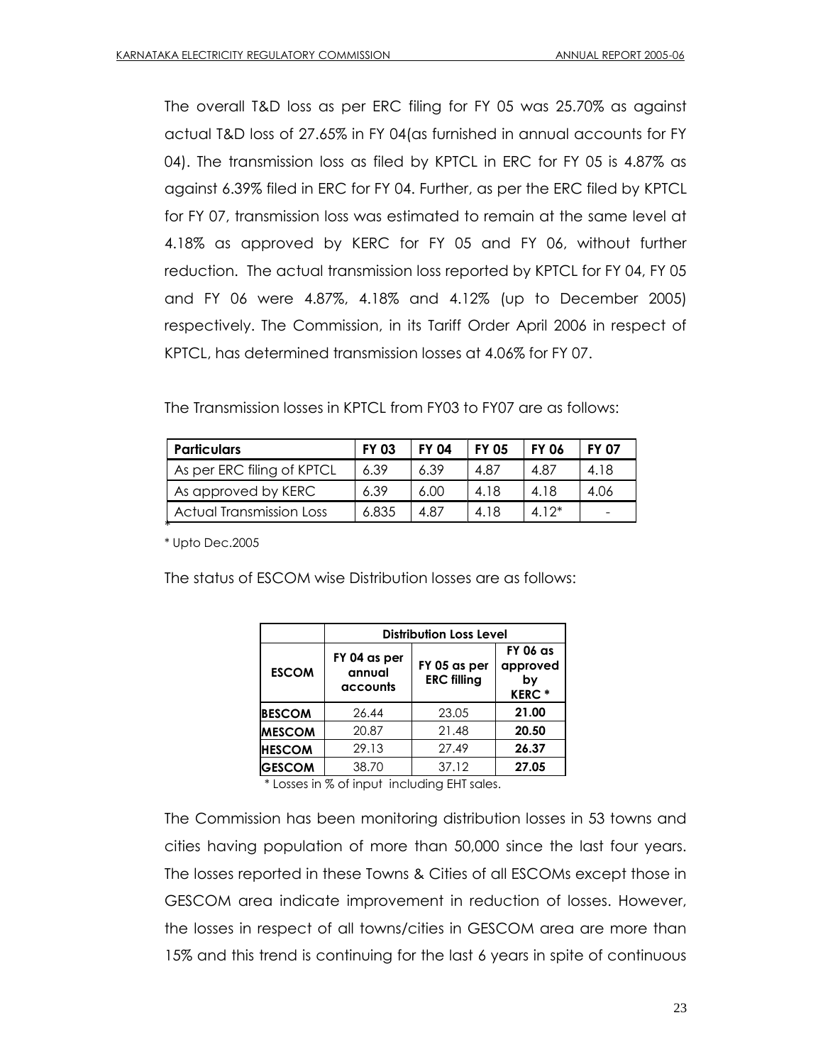The overall T&D loss as per ERC filing for FY 05 was 25.70% as against actual T&D loss of 27.65% in FY 04(as furnished in annual accounts for FY 04). The transmission loss as filed by KPTCL in ERC for FY 05 is 4.87% as against 6.39% filed in ERC for FY 04. Further, as per the ERC filed by KPTCL for FY 07, transmission loss was estimated to remain at the same level at 4.18% as approved by KERC for FY 05 and FY 06, without further reduction. The actual transmission loss reported by KPTCL for FY 04, FY 05 and FY 06 were 4.87%, 4.18% and 4.12% (up to December 2005) respectively. The Commission, in its Tariff Order April 2006 in respect of KPTCL, has determined transmission losses at 4.06% for FY 07.

The Transmission losses in KPTCL from FY03 to FY07 are as follows:

| Particulars | FY 03 | FY 04 | FY 05 | FY 06 | FY 07 |
|---|---|---|---|---|---|
| As per ERC filing of KPTCL | 6.39 | 6.39 | 4.87 | 4.87 | 4.18 |
| As approved by KERC | 6.39 | 6.00 | 4.18 | 4.18 | 4.06 |
| Actual Transmission Loss | 6.835 | 4.87 | 4.18 | 4.12* | - |

* Upto Dec.2005

The status of ESCOM wise Distribution losses are as follows:

| ESCOM | Distribution Loss Level | | |
|---|---|---|---|
| | FY 04 as per annual accounts | FY 05 as per ERC filling | **FY 06 as approved by KERC *** |
| **BESCOM** | 26.44 | 23.05 | **21.00** |
| **MESCOM** | 20.87 | 21.48 | **20.50** |
| **HESCOM** | 29.13 | 27.49 | **26.37** |
| **GESCOM** | 38.70 | 37.12 | **27.05** |

* Losses in % of input including EHT sales.

The Commission has been monitoring distribution losses in 53 towns and cities having population of more than 50,000 since the last four years. The losses reported in these Towns & Cities of all ESCOMs except those in GESCOM area indicate improvement in reduction of losses. However, the losses in respect of all towns/cities in GESCOM area are more than 15% and this trend is continuing for the last 6 years in spite of continuous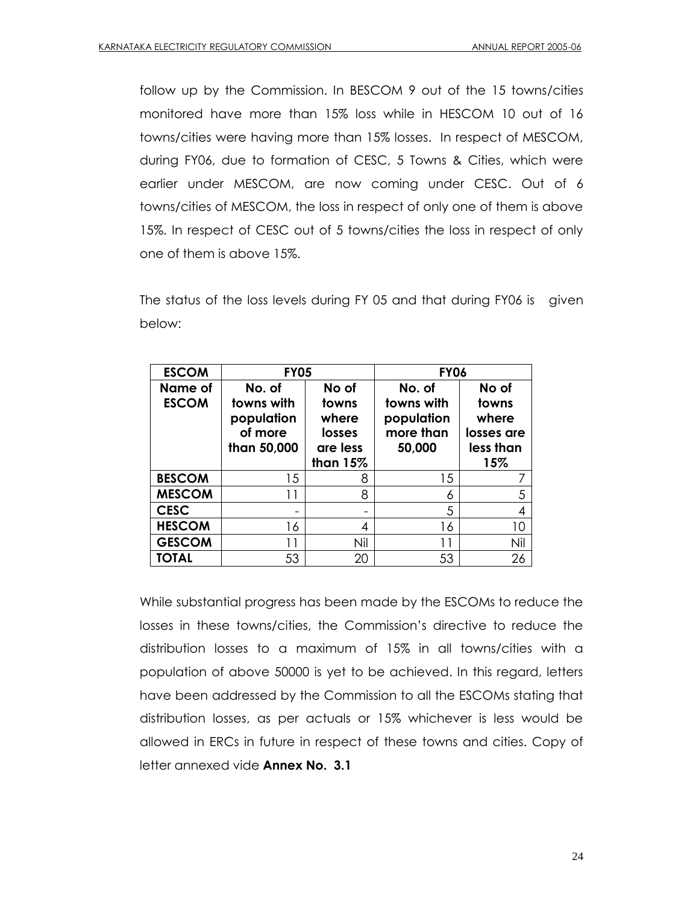follow up by the Commission. In BESCOM 9 out of the 15 towns/cities monitored have more than 15% loss while in HESCOM 10 out of 16 towns/cities were having more than 15% losses. In respect of MESCOM, during FY06, due to formation of CESC, 5 Towns & Cities, which were earlier under MESCOM, are now coming under CESC. Out of 6 towns/cities of MESCOM, the loss in respect of only one of them is above 15%. In respect of CESC out of 5 towns/cities the loss in respect of only one of them is above 15%.

The status of the loss levels during FY 05 and that during FY06 is given below:

| **ESCOM** | **FY05** | | **FY06** | |
|---|---|---|---|---|
| **Name of ESCOM** | **No. of towns with population of more than 50,000** | **No of towns where losses are less than 15%** | **No. of towns with population more than 50,000** | **No of towns where losses are less than 15%** |
| **BESCOM** | 15 | 8 | 15 | 7 |
| **MESCOM** | 11 | 8 | 6 | 5 |
| **CESC** | - | - | 5 | 4 |
| **HESCOM** | 16 | 4 | 16 | 10 |
| **GESCOM** | 11 | Nil | 11 | Nil |
| **TOTAL** | 53 | 20 | 53 | 26 |

While substantial progress has been made by the ESCOMs to reduce the losses in these towns/cities, the Commission's directive to reduce the distribution losses to a maximum of 15% in all towns/cities with a population of above 50000 is yet to be achieved. In this regard, letters have been addressed by the Commission to all the ESCOMs stating that distribution losses, as per actuals or 15% whichever is less would be allowed in ERCs in future in respect of these towns and cities. Copy of letter annexed vide **Annex No. 3.1**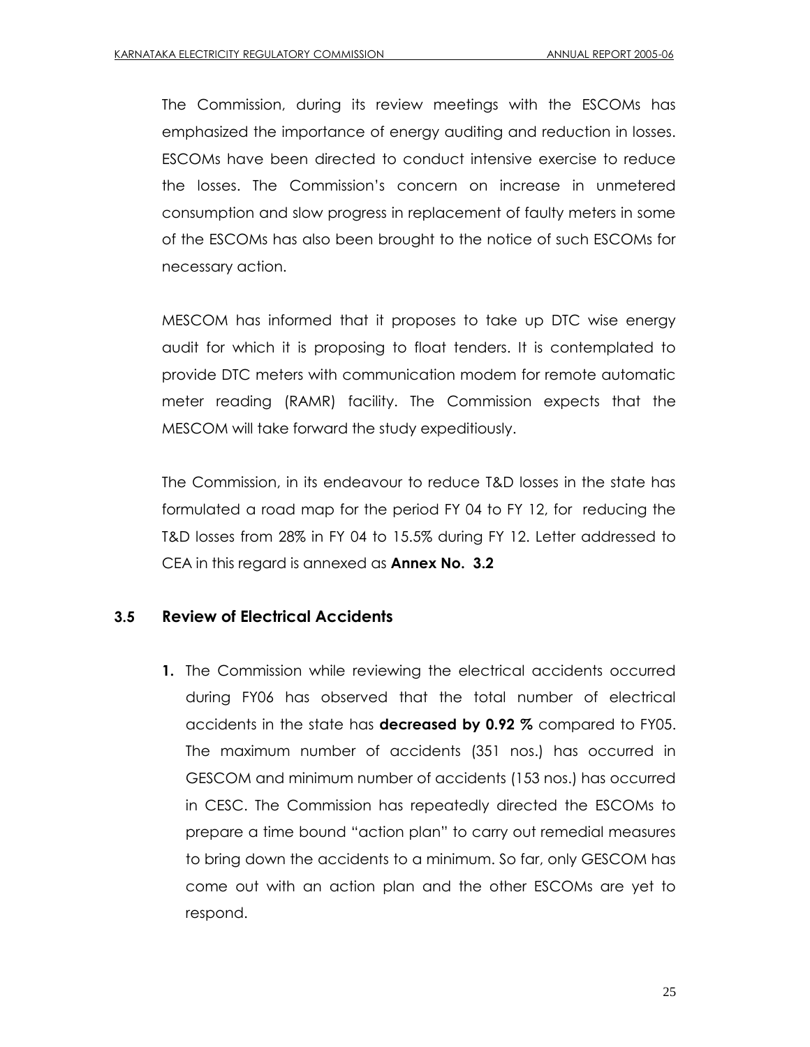The Commission, during its review meetings with the ESCOMs has emphasized the importance of energy auditing and reduction in losses. ESCOMs have been directed to conduct intensive exercise to reduce the losses. The Commission's concern on increase in unmetered consumption and slow progress in replacement of faulty meters in some of the ESCOMs has also been brought to the notice of such ESCOMs for necessary action.

MESCOM has informed that it proposes to take up DTC wise energy audit for which it is proposing to float tenders. It is contemplated to provide DTC meters with communication modem for remote automatic meter reading (RAMR) facility. The Commission expects that the MESCOM will take forward the study expeditiously.

The Commission, in its endeavour to reduce T&D losses in the state has formulated a road map for the period FY 04 to FY 12, for reducing the T&D losses from 28% in FY 04 to 15.5% during FY 12. Letter addressed to CEA in this regard is annexed as **Annex No. 3.2**

## 3.5 Review of Electrical Accidents

**1.** The Commission while reviewing the electrical accidents occurred during FY06 has observed that the total number of electrical accidents in the state has **decreased by 0.92 %** compared to FY05. The maximum number of accidents (351 nos.) has occurred in GESCOM and minimum number of accidents (153 nos.) has occurred in CESC. The Commission has repeatedly directed the ESCOMs to prepare a time bound "action plan" to carry out remedial measures to bring down the accidents to a minimum. So far, only GESCOM has come out with an action plan and the other ESCOMs are yet to respond.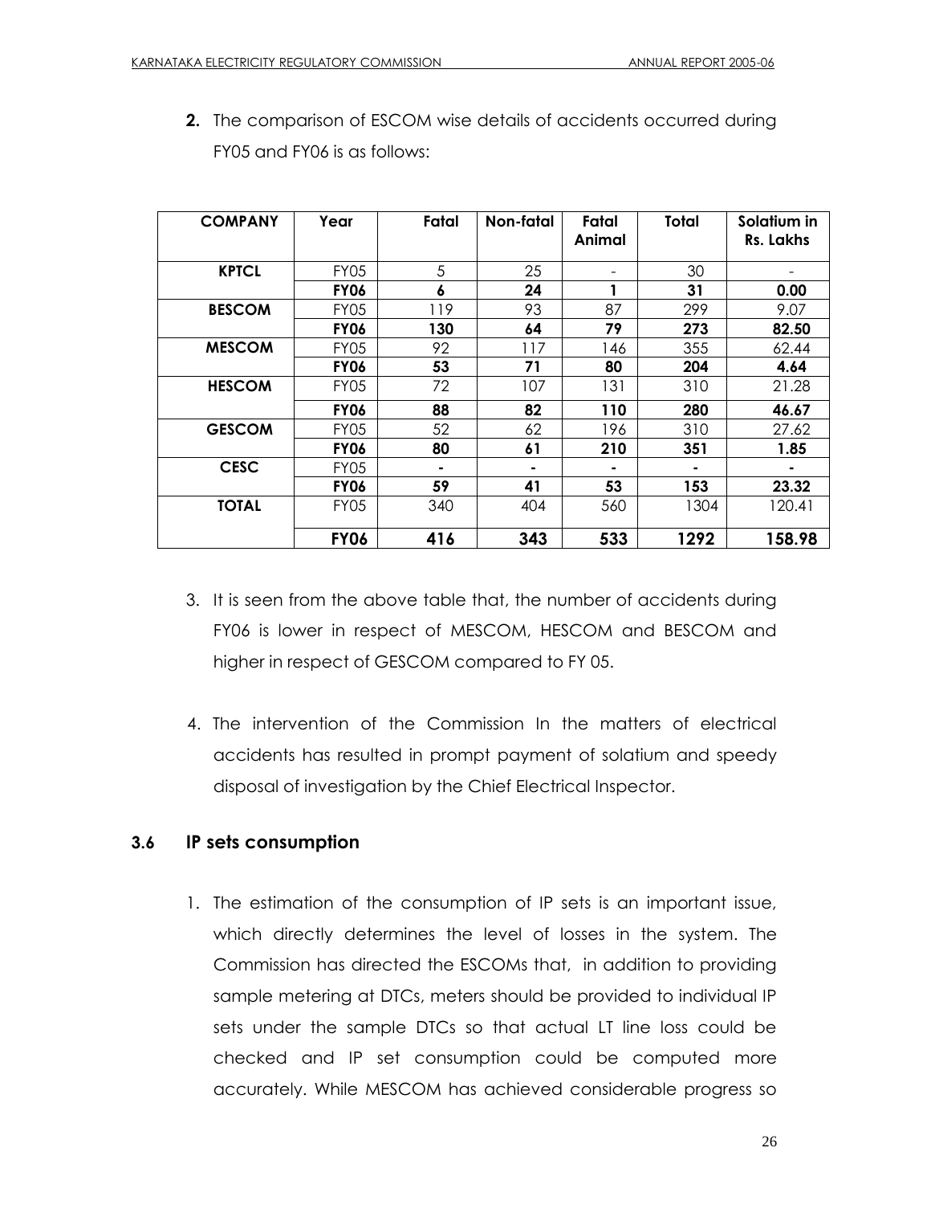**2.** The comparison of ESCOM wise details of accidents occurred during FY05 and FY06 is as follows:

| COMPANY | Year | Fatal | Non-fatal | Fatal Animal | Total | Solatium in Rs. Lakhs |
|---|---|---|---|---|---|---|
| **KPTCL** | FY05 | 5 | 25 | - | 30 | - |
| | **FY06** | **6** | **24** | **1** | **31** | **0.00** |
| **BESCOM** | FY05 | 119 | 93 | 87 | 299 | 9.07 |
| | **FY06** | **130** | **64** | **79** | **273** | **82.50** |
| **MESCOM** | FY05 | 92 | 117 | 146 | 355 | 62.44 |
| | **FY06** | **53** | **71** | **80** | **204** | **4.64** |
| **HESCOM** | FY05 | 72 | 107 | 131 | 310 | 21.28 |
| | **FY06** | **88** | **82** | **110** | **280** | **46.67** |
| **GESCOM** | FY05 | 52 | 62 | 196 | 310 | 27.62 |
| | **FY06** | **80** | **61** | **210** | **351** | **1.85** |
| **CESC** | FY05 | - | - | - | - | - |
| | **FY06** | **59** | **41** | **53** | **153** | **23.32** |
| **TOTAL** | FY05 | 340 | 404 | 560 | 1304 | 120.41 |
| | **FY06** | **416** | **343** | **533** | **1292** | **158.98** |

3. It is seen from the above table that, the number of accidents during FY06 is lower in respect of MESCOM, HESCOM and BESCOM and higher in respect of GESCOM compared to FY 05.

4. The intervention of the Commission In the matters of electrical accidents has resulted in prompt payment of solatium and speedy disposal of investigation by the Chief Electrical Inspector.

### 3.6 IP sets consumption

1. The estimation of the consumption of IP sets is an important issue, which directly determines the level of losses in the system. The Commission has directed the ESCOMs that, in addition to providing sample metering at DTCs, meters should be provided to individual IP sets under the sample DTCs so that actual LT line loss could be checked and IP set consumption could be computed more accurately. While MESCOM has achieved considerable progress so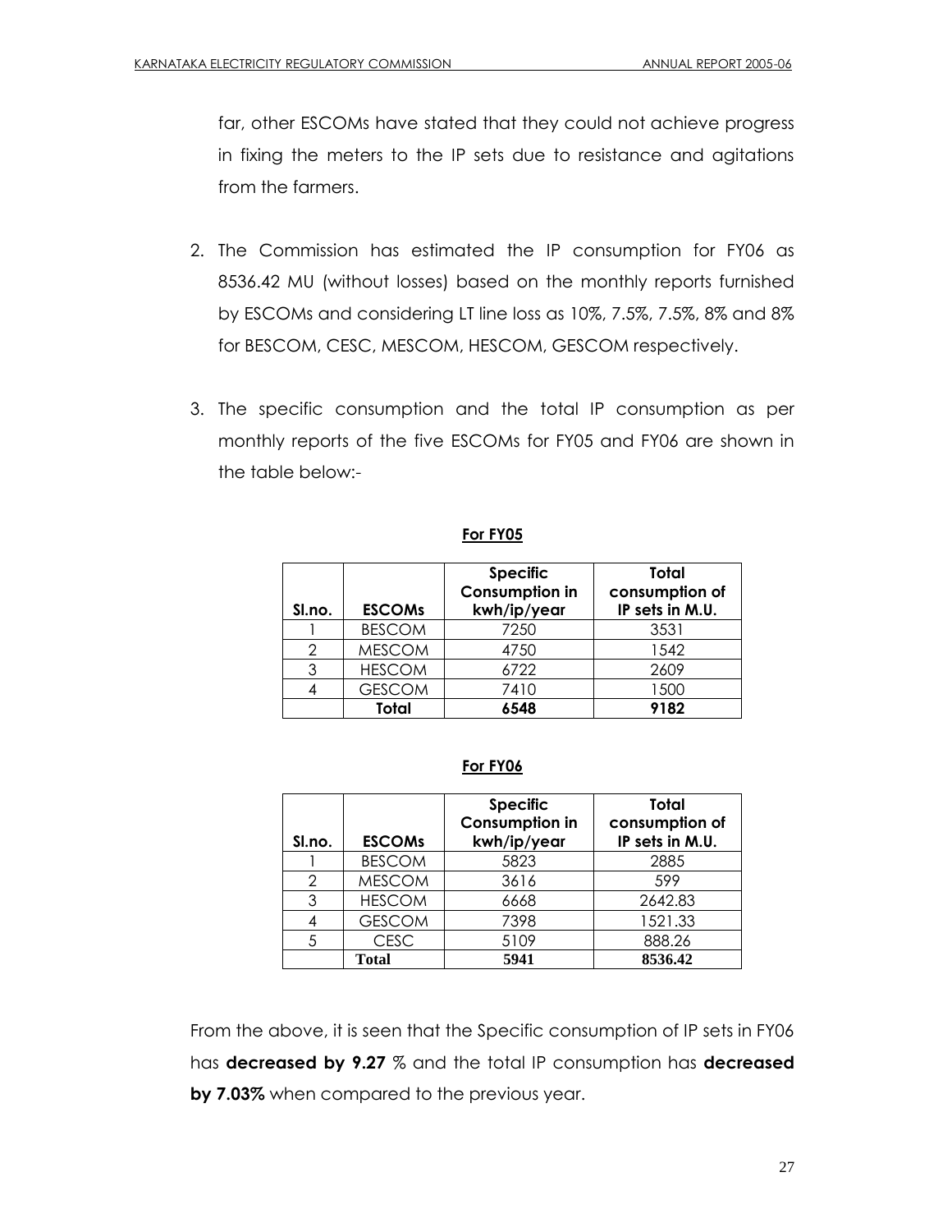far, other ESCOMs have stated that they could not achieve progress in fixing the meters to the IP sets due to resistance and agitations from the farmers.

2. The Commission has estimated the IP consumption for FY06 as 8536.42 MU (without losses) based on the monthly reports furnished by ESCOMs and considering LT line loss as 10%, 7.5%, 7.5%, 8% and 8% for BESCOM, CESC, MESCOM, HESCOM, GESCOM respectively.

3. The specific consumption and the total IP consumption as per monthly reports of the five ESCOMs for FY05 and FY06 are shown in the table below:-

**For FY05**

| Sl.no. | ESCOMs | Specific Consumption in kwh/ip/year | Total consumption of IP sets in M.U. |
|---|---|---|---|
| 1 | BESCOM | 7250 | 3531 |
| 2 | MESCOM | 4750 | 1542 |
| 3 | HESCOM | 6722 | 2609 |
| 4 | GESCOM | 7410 | 1500 |
| | **Total** | **6548** | **9182** |

**For FY06**

| Sl.no. | ESCOMs | Specific Consumption in kwh/ip/year | Total consumption of IP sets in M.U. |
|---|---|---|---|
| 1 | BESCOM | 5823 | 2885 |
| 2 | MESCOM | 3616 | 599 |
| 3 | HESCOM | 6668 | 2642.83 |
| 4 | GESCOM | 7398 | 1521.33 |
| 5 | CESC | 5109 | 888.26 |
| | **Total** | **5941** | **8536.42** |

From the above, it is seen that the Specific consumption of IP sets in FY06 has **decreased by 9.27** % and the total IP consumption has **decreased by 7.03%** when compared to the previous year.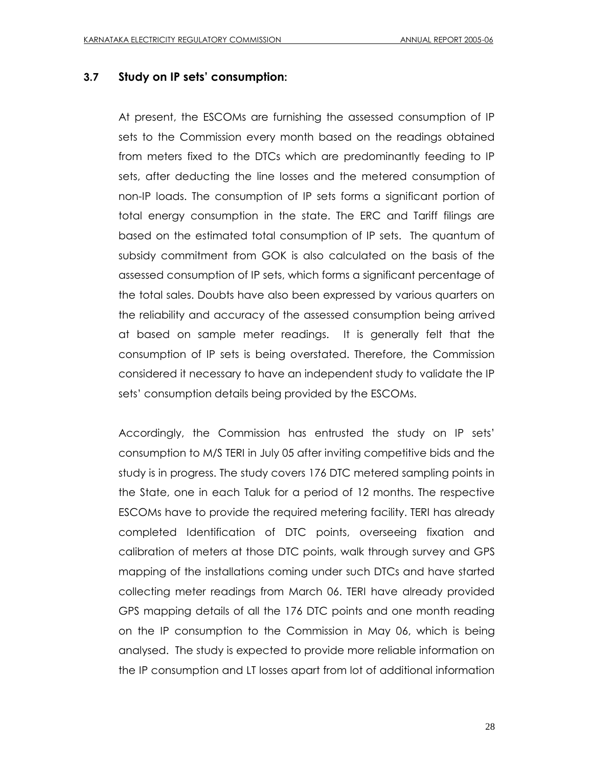## 3.7 Study on IP sets' consumption:

At present, the ESCOMs are furnishing the assessed consumption of IP sets to the Commission every month based on the readings obtained from meters fixed to the DTCs which are predominantly feeding to IP sets, after deducting the line losses and the metered consumption of non-IP loads. The consumption of IP sets forms a significant portion of total energy consumption in the state. The ERC and Tariff filings are based on the estimated total consumption of IP sets. The quantum of subsidy commitment from GOK is also calculated on the basis of the assessed consumption of IP sets, which forms a significant percentage of the total sales. Doubts have also been expressed by various quarters on the reliability and accuracy of the assessed consumption being arrived at based on sample meter readings. It is generally felt that the consumption of IP sets is being overstated. Therefore, the Commission considered it necessary to have an independent study to validate the IP sets' consumption details being provided by the ESCOMs.

Accordingly, the Commission has entrusted the study on IP sets' consumption to M/S TERI in July 05 after inviting competitive bids and the study is in progress. The study covers 176 DTC metered sampling points in the State, one in each Taluk for a period of 12 months. The respective ESCOMs have to provide the required metering facility. TERI has already completed Identification of DTC points, overseeing fixation and calibration of meters at those DTC points, walk through survey and GPS mapping of the installations coming under such DTCs and have started collecting meter readings from March 06. TERI have already provided GPS mapping details of all the 176 DTC points and one month reading on the IP consumption to the Commission in May 06, which is being analysed. The study is expected to provide more reliable information on the IP consumption and LT losses apart from lot of additional information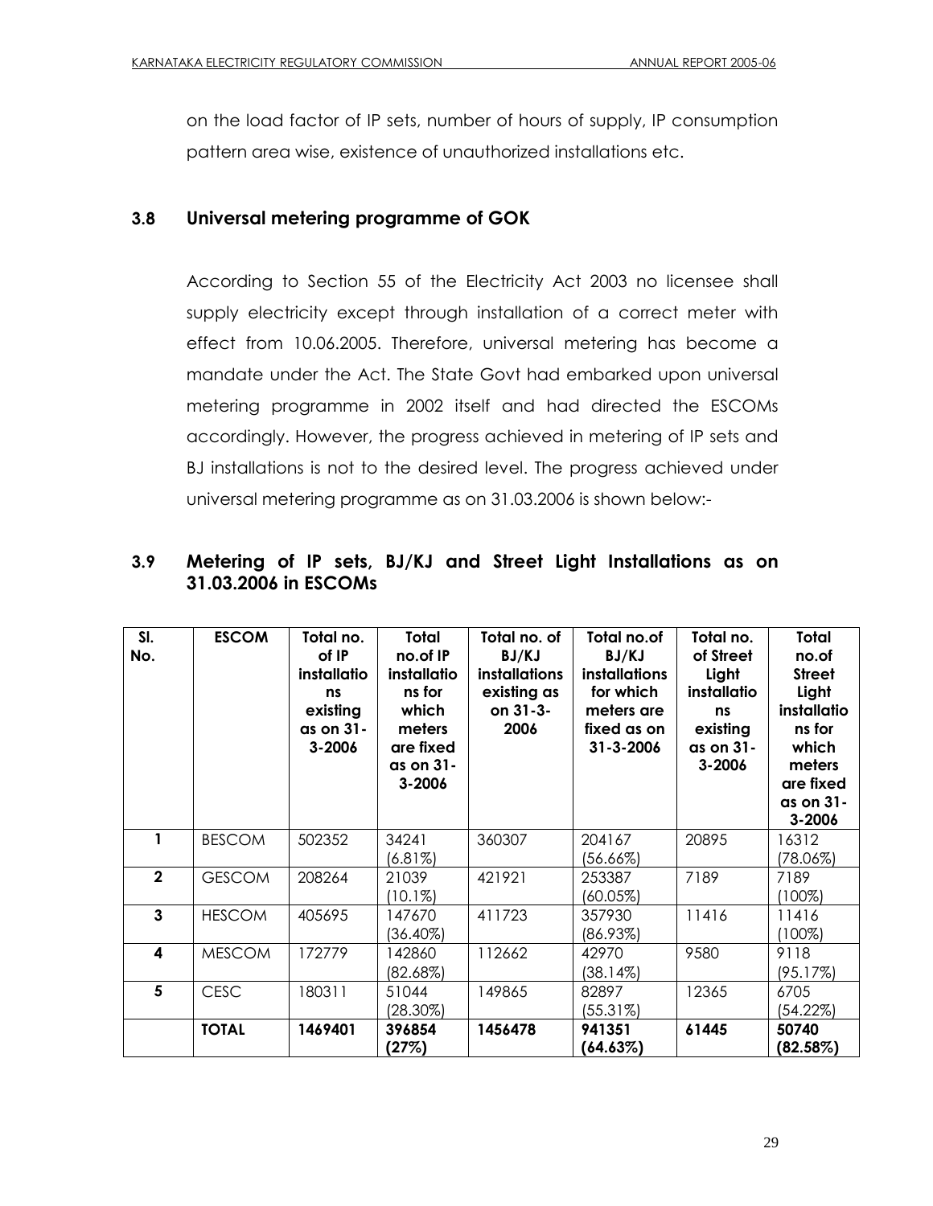on the load factor of IP sets, number of hours of supply, IP consumption pattern area wise, existence of unauthorized installations etc.

### 3.8 Universal metering programme of GOK

According to Section 55 of the Electricity Act 2003 no licensee shall supply electricity except through installation of a correct meter with effect from 10.06.2005. Therefore, universal metering has become a mandate under the Act. The State Govt had embarked upon universal metering programme in 2002 itself and had directed the ESCOMs accordingly. However, the progress achieved in metering of IP sets and BJ installations is not to the desired level. The progress achieved under universal metering programme as on 31.03.2006 is shown below:-

### 3.9 Metering of IP sets, BJ/KJ and Street Light Installations as on 31.03.2006 in ESCOMs

| Sl. No. | ESCOM | Total no. of IP installations existing as on 31-3-2006 | Total no.of IP installations for which meters are fixed as on 31-3-2006 | Total no. of BJ/KJ installations existing as on 31-3-2006 | Total no.of BJ/KJ installations for which meters are fixed as on 31-3-2006 | Total no. of Street Light installations existing as on 31-3-2006 | Total no.of Street Light installations for which meters are fixed as on 31-3-2006 |
|---|---|---|---|---|---|---|---|
| 1 | BESCOM | 502352 | 34241 (6.81%) | 360307 | 204167 (56.66%) | 20895 | 16312 (78.06%) |
| 2 | GESCOM | 208264 | 21039 (10.1%) | 421921 | 253387 (60.05%) | 7189 | 7189 (100%) |
| 3 | HESCOM | 405695 | 147670 (36.40%) | 411723 | 357930 (86.93%) | 11416 | 11416 (100%) |
| 4 | MESCOM | 172779 | 142860 (82.68%) | 112662 | 42970 (38.14%) | 9580 | 9118 (95.17%) |
| 5 | CESC | 180311 | 51044 (28.30%) | 149865 | 82897 (55.31%) | 12365 | 6705 (54.22%) |
| | **TOTAL** | **1469401** | **396854 (27%)** | **1456478** | **941351 (64.63%)** | **61445** | **50740 (82.58%)** |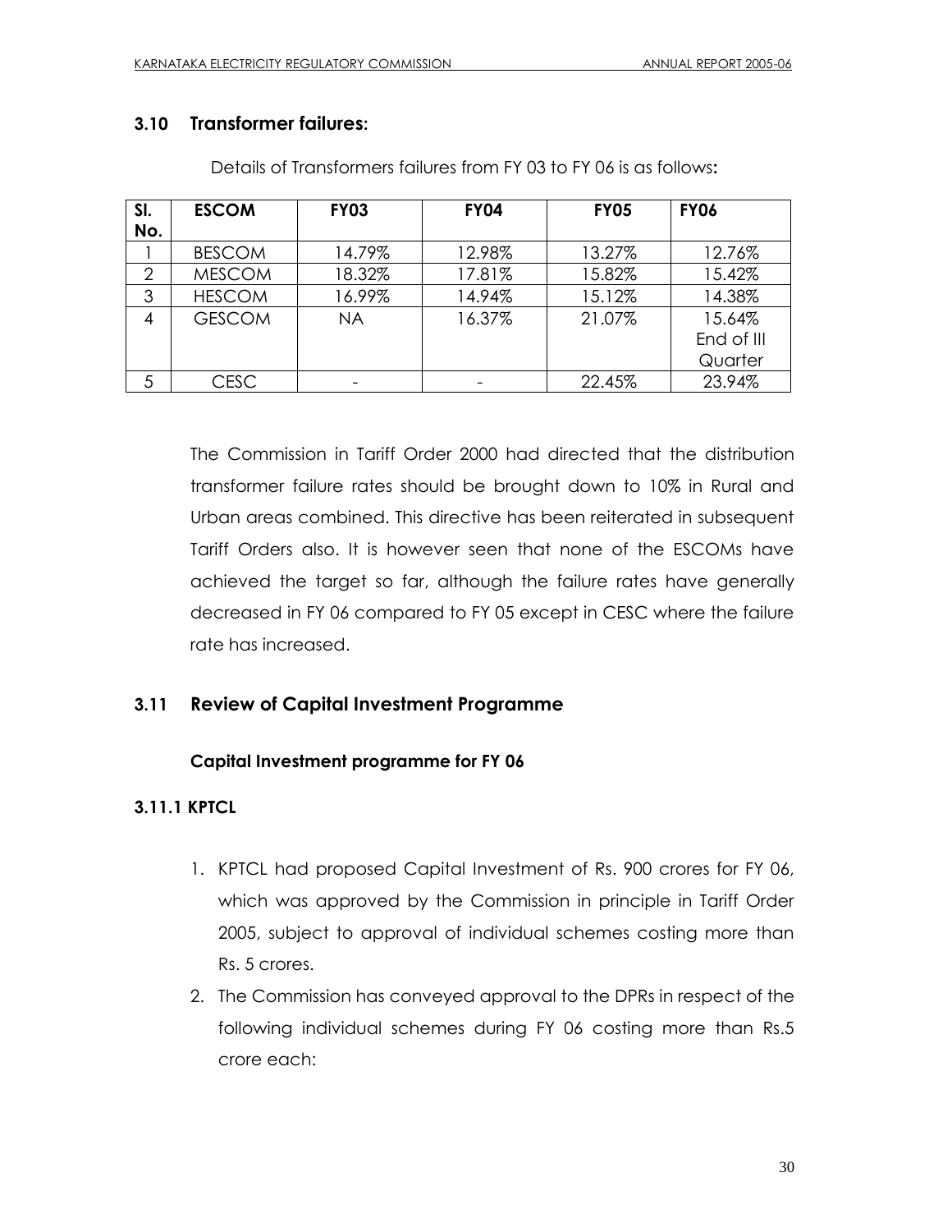## 3.10 Transformer failures:

Details of Transformers failures from FY 03 to FY 06 is as follows**:**

| Sl. No. | ESCOM | FY03 | FY04 | FY05 | FY06 |
|---|---|---|---|---|---|
| 1 | BESCOM | 14.79% | 12.98% | 13.27% | 12.76% |
| 2 | MESCOM | 18.32% | 17.81% | 15.82% | 15.42% |
| 3 | HESCOM | 16.99% | 14.94% | 15.12% | 14.38% |
| 4 | GESCOM | NA | 16.37% | 21.07% | 15.64% End of III Quarter |
| 5 | CESC | - | - | 22.45% | 23.94% |

The Commission in Tariff Order 2000 had directed that the distribution transformer failure rates should be brought down to 10% in Rural and Urban areas combined. This directive has been reiterated in subsequent Tariff Orders also. It is however seen that none of the ESCOMs have achieved the target so far, although the failure rates have generally decreased in FY 06 compared to FY 05 except in CESC where the failure rate has increased.

## 3.11 Review of Capital Investment Programme

### Capital Investment programme for FY 06

### 3.11.1 KPTCL

1. KPTCL had proposed Capital Investment of Rs. 900 crores for FY 06, which was approved by the Commission in principle in Tariff Order 2005, subject to approval of individual schemes costing more than Rs. 5 crores.
2. The Commission has conveyed approval to the DPRs in respect of the following individual schemes during FY 06 costing more than Rs.5 crore each: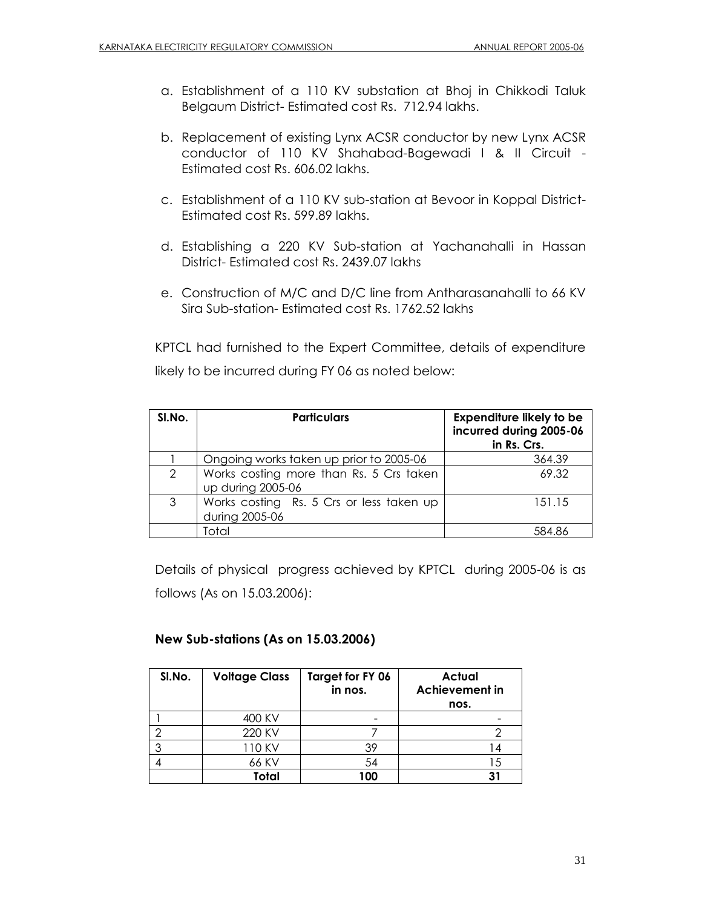a. Establishment of a 110 KV substation at Bhoj in Chikkodi Taluk Belgaum District- Estimated cost Rs. 712.94 lakhs.

b. Replacement of existing Lynx ACSR conductor by new Lynx ACSR conductor of 110 KV Shahabad-Bagewadi I & II Circuit - Estimated cost Rs. 606.02 lakhs.

c. Establishment of a 110 KV sub-station at Bevoor in Koppal District- Estimated cost Rs. 599.89 lakhs.

d. Establishing a 220 KV Sub-station at Yachanahalli in Hassan District- Estimated cost Rs. 2439.07 lakhs

e. Construction of M/C and D/C line from Antharasanahalli to 66 KV Sira Sub-station- Estimated cost Rs. 1762.52 lakhs

KPTCL had furnished to the Expert Committee, details of expenditure likely to be incurred during FY 06 as noted below:

| Sl.No. | Particulars | Expenditure likely to be incurred during 2005-06 in Rs. Crs. |
|---|---|---|
| 1 | Ongoing works taken up prior to 2005-06 | 364.39 |
| 2 | Works costing more than Rs. 5 Crs taken up during 2005-06 | 69.32 |
| 3 | Works costing Rs. 5 Crs or less taken up during 2005-06 | 151.15 |
| | Total | 584.86 |

Details of physical progress achieved by KPTCL during 2005-06 is as follows (As on 15.03.2006):

**New Sub-stations (As on 15.03.2006)**

| Sl.No. | Voltage Class | Target for FY 06 in nos. | Actual Achievement in nos. |
|---|---|---|---|
| 1 | 400 KV | - | - |
| 2 | 220 KV | 7 | 2 |
| 3 | 110 KV | 39 | 14 |
| 4 | 66 KV | 54 | 15 |
| | **Total** | **100** | **31** |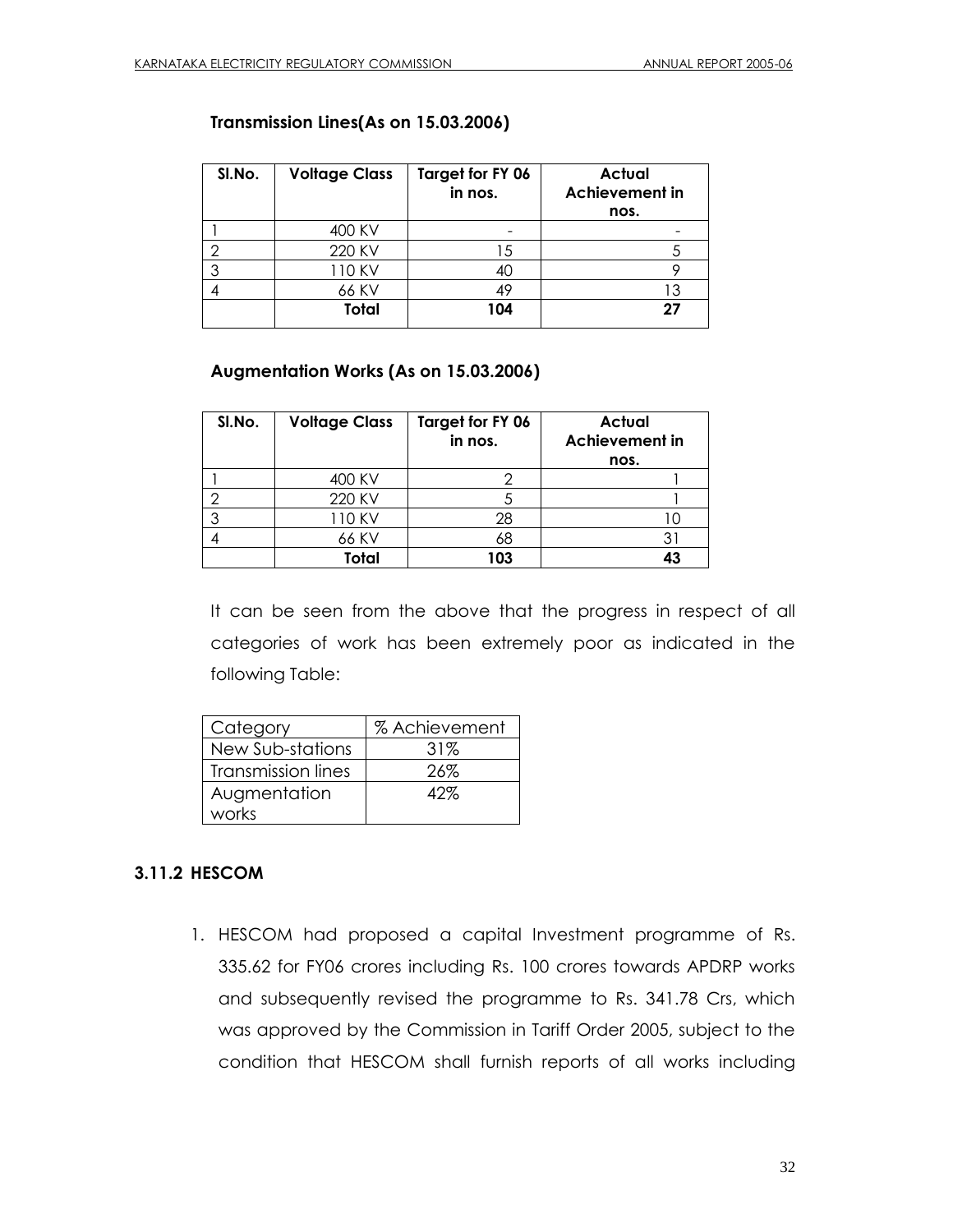**Transmission Lines(As on 15.03.2006)**

| Sl.No. | Voltage Class | Target for FY 06 in nos. | Actual Achievement in nos. |
|---|---|---|---|
| 1 | 400 KV | - | - |
| 2 | 220 KV | 15 | 5 |
| 3 | 110 KV | 40 | 9 |
| 4 | 66 KV | 49 | 13 |
| | **Total** | **104** | **27** |

**Augmentation Works (As on 15.03.2006)**

| Sl.No. | Voltage Class | Target for FY 06 in nos. | Actual Achievement in nos. |
|---|---|---|---|
| 1 | 400 KV | 2 | 1 |
| 2 | 220 KV | 5 | 1 |
| 3 | 110 KV | 28 | 10 |
| 4 | 66 KV | 68 | 31 |
| | **Total** | **103** | **43** |

It can be seen from the above that the progress in respect of all categories of work has been extremely poor as indicated in the following Table:

| Category | % Achievement |
|---|---|
| New Sub-stations | 31% |
| Transmission lines | 26% |
| Augmentation works | 42% |

### 3.11.2 HESCOM

1. HESCOM had proposed a capital Investment programme of Rs. 335.62 for FY06 crores including Rs. 100 crores towards APDRP works and subsequently revised the programme to Rs. 341.78 Crs, which was approved by the Commission in Tariff Order 2005, subject to the condition that HESCOM shall furnish reports of all works including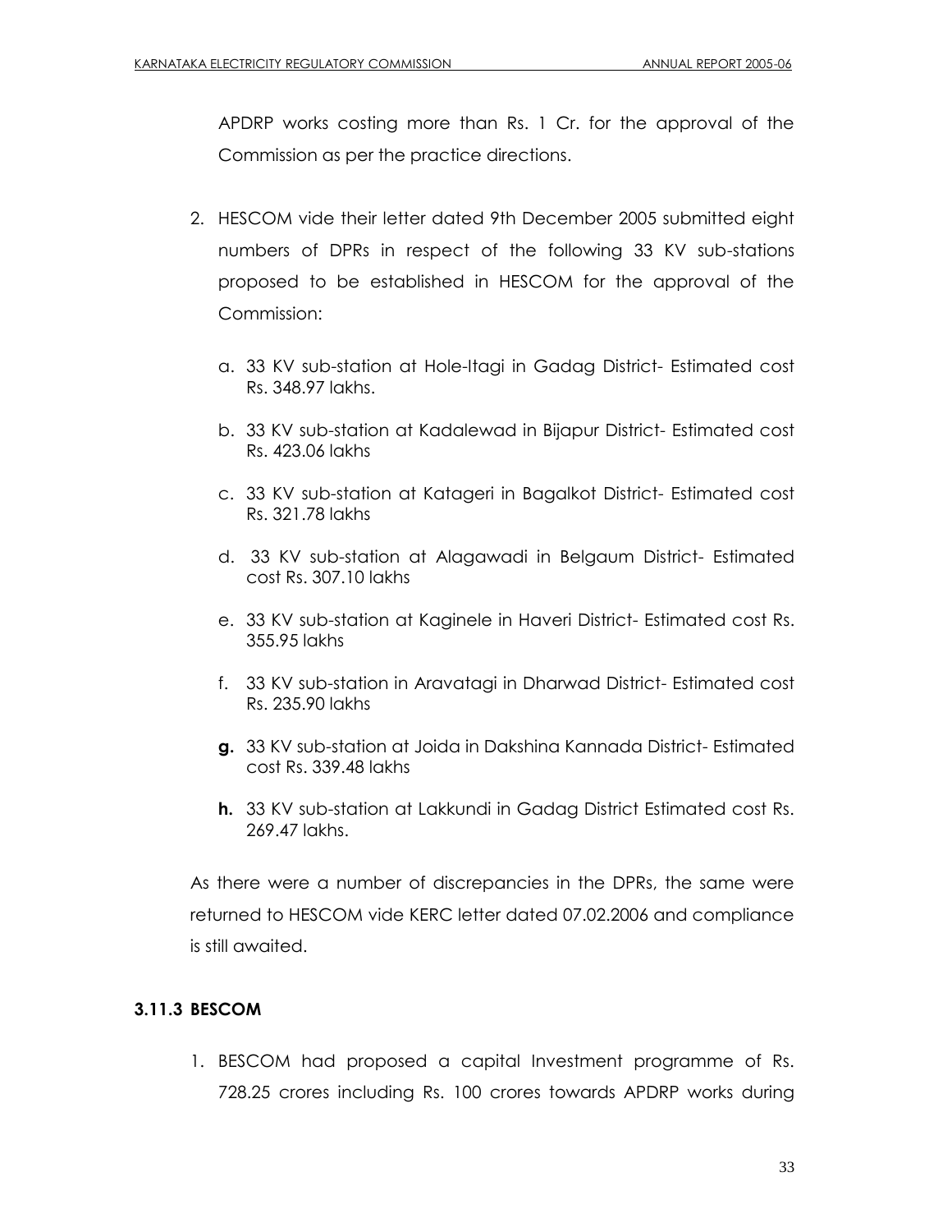APDRP works costing more than Rs. 1 Cr. for the approval of the Commission as per the practice directions.

2. HESCOM vide their letter dated 9th December 2005 submitted eight numbers of DPRs in respect of the following 33 KV sub-stations proposed to be established in HESCOM for the approval of the Commission:

   a. 33 KV sub-station at Hole-Itagi in Gadag District- Estimated cost Rs. 348.97 lakhs.

   b. 33 KV sub-station at Kadalewad in Bijapur District- Estimated cost Rs. 423.06 lakhs

   c. 33 KV sub-station at Katageri in Bagalkot District- Estimated cost Rs. 321.78 lakhs

   d. 33 KV sub-station at Alagawadi in Belgaum District- Estimated cost Rs. 307.10 lakhs

   e. 33 KV sub-station at Kaginele in Haveri District- Estimated cost Rs. 355.95 lakhs

   f. 33 KV sub-station in Aravatagi in Dharwad District- Estimated cost Rs. 235.90 lakhs

   **g.** 33 KV sub-station at Joida in Dakshina Kannada District- Estimated cost Rs. 339.48 lakhs

   **h.** 33 KV sub-station at Lakkundi in Gadag District Estimated cost Rs. 269.47 lakhs.

As there were a number of discrepancies in the DPRs, the same were returned to HESCOM vide KERC letter dated 07.02.2006 and compliance is still awaited.

### 3.11.3 BESCOM

1. BESCOM had proposed a capital Investment programme of Rs. 728.25 crores including Rs. 100 crores towards APDRP works during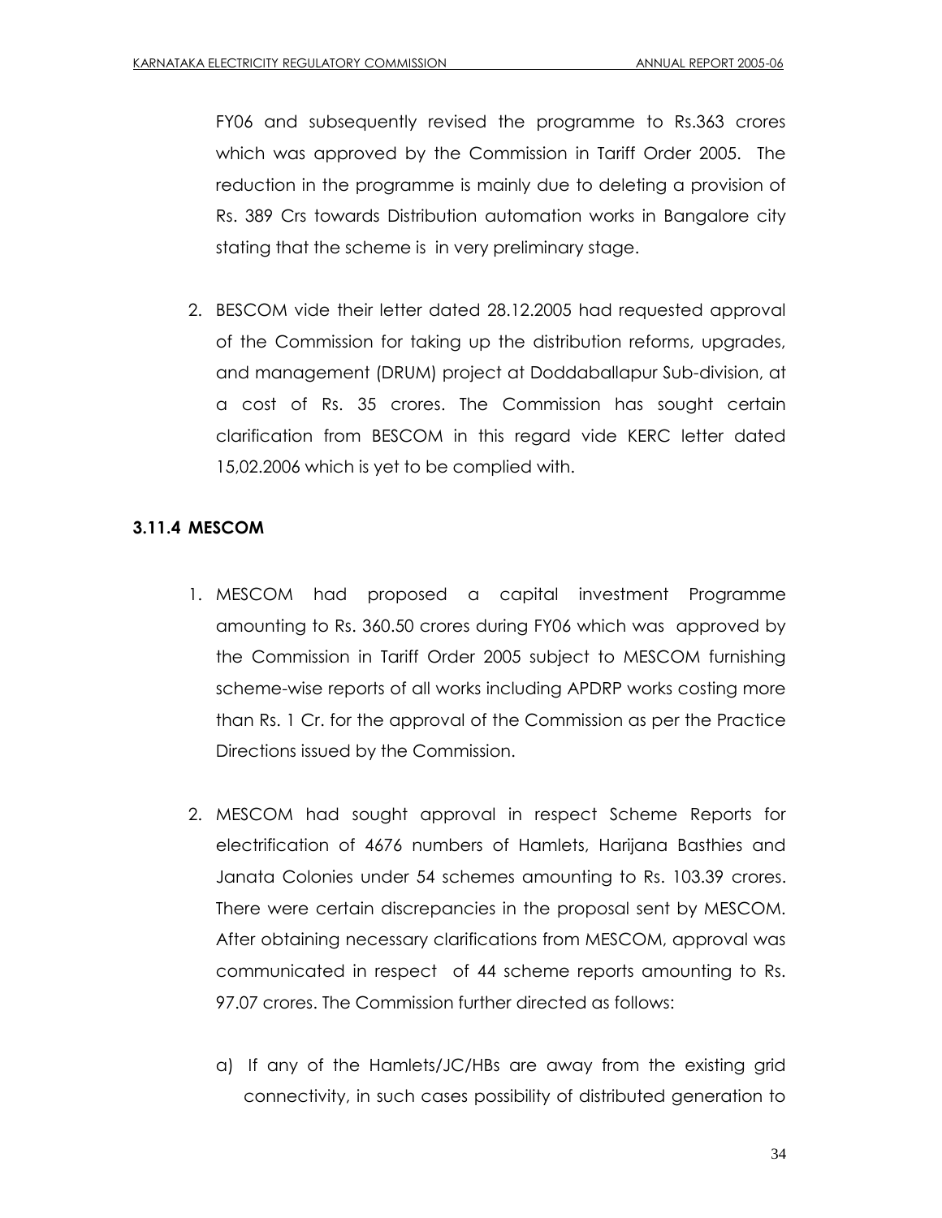FY06 and subsequently revised the programme to Rs.363 crores which was approved by the Commission in Tariff Order 2005. The reduction in the programme is mainly due to deleting a provision of Rs. 389 Crs towards Distribution automation works in Bangalore city stating that the scheme is in very preliminary stage.

2. BESCOM vide their letter dated 28.12.2005 had requested approval of the Commission for taking up the distribution reforms, upgrades, and management (DRUM) project at Doddaballapur Sub-division, at a cost of Rs. 35 crores. The Commission has sought certain clarification from BESCOM in this regard vide KERC letter dated 15,02.2006 which is yet to be complied with.

### 3.11.4 MESCOM

1. MESCOM had proposed a capital investment Programme amounting to Rs. 360.50 crores during FY06 which was approved by the Commission in Tariff Order 2005 subject to MESCOM furnishing scheme-wise reports of all works including APDRP works costing more than Rs. 1 Cr. for the approval of the Commission as per the Practice Directions issued by the Commission.

2. MESCOM had sought approval in respect Scheme Reports for electrification of 4676 numbers of Hamlets, Harijana Basthies and Janata Colonies under 54 schemes amounting to Rs. 103.39 crores. There were certain discrepancies in the proposal sent by MESCOM. After obtaining necessary clarifications from MESCOM, approval was communicated in respect of 44 scheme reports amounting to Rs. 97.07 crores. The Commission further directed as follows:

   a) If any of the Hamlets/JC/HBs are away from the existing grid connectivity, in such cases possibility of distributed generation to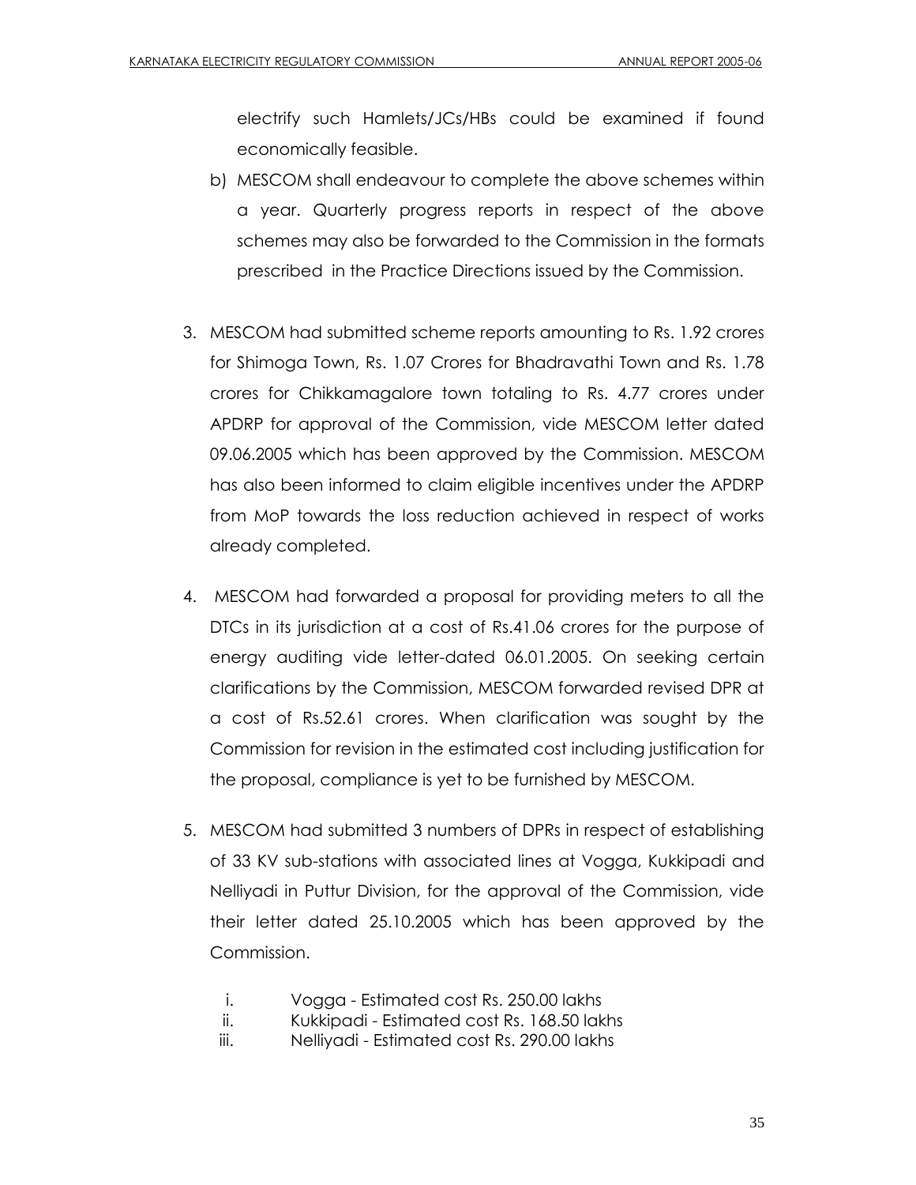electrify such Hamlets/JCs/HBs could be examined if found economically feasible.

b) MESCOM shall endeavour to complete the above schemes within a year. Quarterly progress reports in respect of the above schemes may also be forwarded to the Commission in the formats prescribed in the Practice Directions issued by the Commission.

3. MESCOM had submitted scheme reports amounting to Rs. 1.92 crores for Shimoga Town, Rs. 1.07 Crores for Bhadravathi Town and Rs. 1.78 crores for Chikkamagalore town totaling to Rs. 4.77 crores under APDRP for approval of the Commission, vide MESCOM letter dated 09.06.2005 which has been approved by the Commission. MESCOM has also been informed to claim eligible incentives under the APDRP from MoP towards the loss reduction achieved in respect of works already completed.

4. MESCOM had forwarded a proposal for providing meters to all the DTCs in its jurisdiction at a cost of Rs.41.06 crores for the purpose of energy auditing vide letter-dated 06.01.2005. On seeking certain clarifications by the Commission, MESCOM forwarded revised DPR at a cost of Rs.52.61 crores. When clarification was sought by the Commission for revision in the estimated cost including justification for the proposal, compliance is yet to be furnished by MESCOM.

5. MESCOM had submitted 3 numbers of DPRs in respect of establishing of 33 KV sub-stations with associated lines at Vogga, Kukkipadi and Nelliyadi in Puttur Division, for the approval of the Commission, vide their letter dated 25.10.2005 which has been approved by the Commission.

   i. Vogga - Estimated cost Rs. 250.00 lakhs
   ii. Kukkipadi - Estimated cost Rs. 168.50 lakhs
   iii. Nelliyadi - Estimated cost Rs. 290.00 lakhs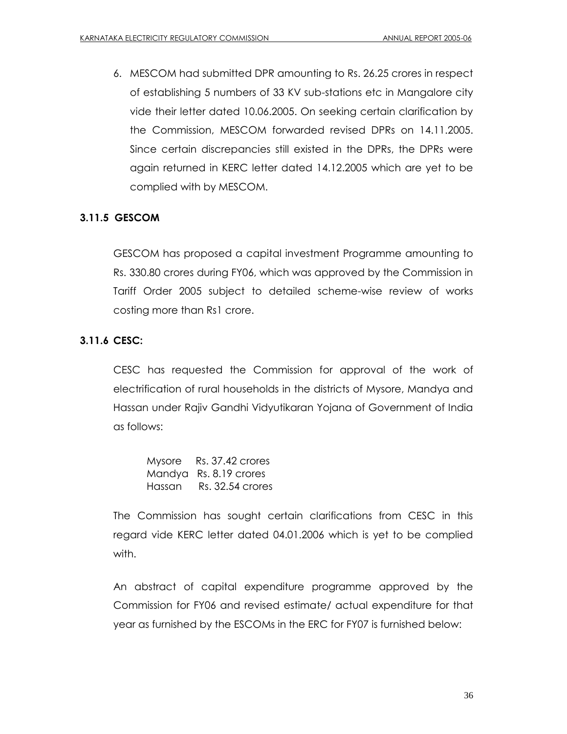6. MESCOM had submitted DPR amounting to Rs. 26.25 crores in respect of establishing 5 numbers of 33 KV sub-stations etc in Mangalore city vide their letter dated 10.06.2005. On seeking certain clarification by the Commission, MESCOM forwarded revised DPRs on 14.11.2005. Since certain discrepancies still existed in the DPRs, the DPRs were again returned in KERC letter dated 14.12.2005 which are yet to be complied with by MESCOM.

### 3.11.5 GESCOM

GESCOM has proposed a capital investment Programme amounting to Rs. 330.80 crores during FY06, which was approved by the Commission in Tariff Order 2005 subject to detailed scheme-wise review of works costing more than Rs1 crore.

### 3.11.6 CESC:

CESC has requested the Commission for approval of the work of electrification of rural households in the districts of Mysore, Mandya and Hassan under Rajiv Gandhi Vidyutikaran Yojana of Government of India as follows:

| | |
|---|---|
| Mysore | Rs. 37.42 crores |
| Mandya | Rs. 8.19 crores |
| Hassan | Rs. 32.54 crores |

The Commission has sought certain clarifications from CESC in this regard vide KERC letter dated 04.01.2006 which is yet to be complied with.

An abstract of capital expenditure programme approved by the Commission for FY06 and revised estimate/ actual expenditure for that year as furnished by the ESCOMs in the ERC for FY07 is furnished below: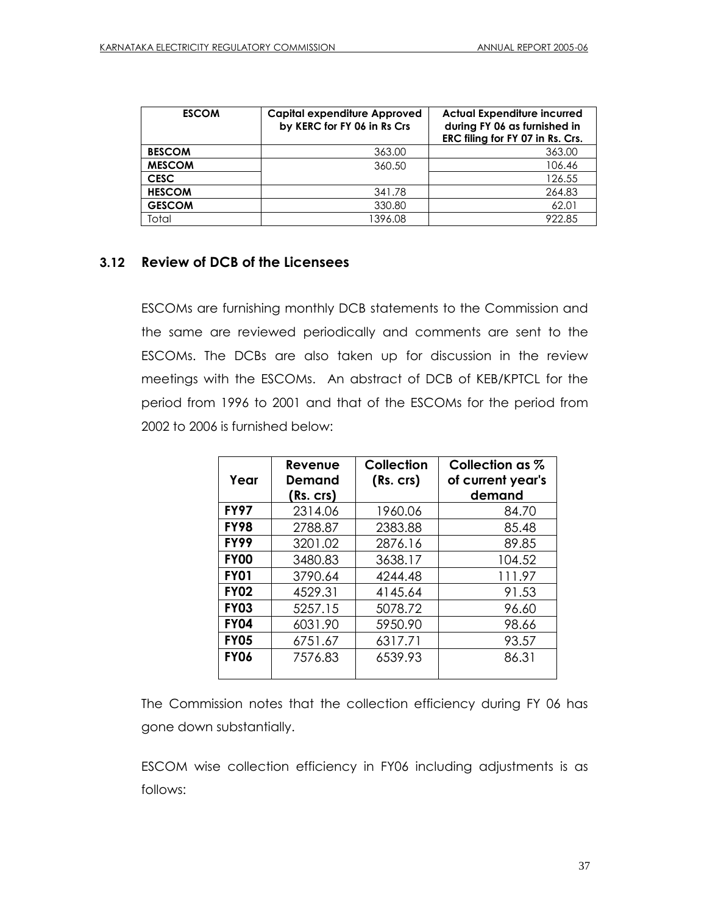| ESCOM | Capital expenditure Approved by KERC for FY 06 in Rs Crs | Actual Expenditure incurred during FY 06 as furnished in ERC filing for FY 07 in Rs. Crs. |
|---|---|---|
| **BESCOM** | 363.00 | 363.00 |
| **MESCOM** | 360.50 | 106.46 |
| **CESC** | | 126.55 |
| **HESCOM** | 341.78 | 264.83 |
| **GESCOM** | 330.80 | 62.01 |
| Total | 1396.08 | 922.85 |

## 3.12 Review of DCB of the Licensees

ESCOMs are furnishing monthly DCB statements to the Commission and the same are reviewed periodically and comments are sent to the ESCOMs. The DCBs are also taken up for discussion in the review meetings with the ESCOMs. An abstract of DCB of KEB/KPTCL for the period from 1996 to 2001 and that of the ESCOMs for the period from 2002 to 2006 is furnished below:

| Year | Revenue Demand (Rs. crs) | Collection (Rs. crs) | Collection as % of current year's demand |
|---|---|---|---|
| **FY97** | 2314.06 | 1960.06 | 84.70 |
| **FY98** | 2788.87 | 2383.88 | 85.48 |
| **FY99** | 3201.02 | 2876.16 | 89.85 |
| **FY00** | 3480.83 | 3638.17 | 104.52 |
| **FY01** | 3790.64 | 4244.48 | 111.97 |
| **FY02** | 4529.31 | 4145.64 | 91.53 |
| **FY03** | 5257.15 | 5078.72 | 96.60 |
| **FY04** | 6031.90 | 5950.90 | 98.66 |
| **FY05** | 6751.67 | 6317.71 | 93.57 |
| **FY06** | 7576.83 | 6539.93 | 86.31 |

The Commission notes that the collection efficiency during FY 06 has gone down substantially.

ESCOM wise collection efficiency in FY06 including adjustments is as follows: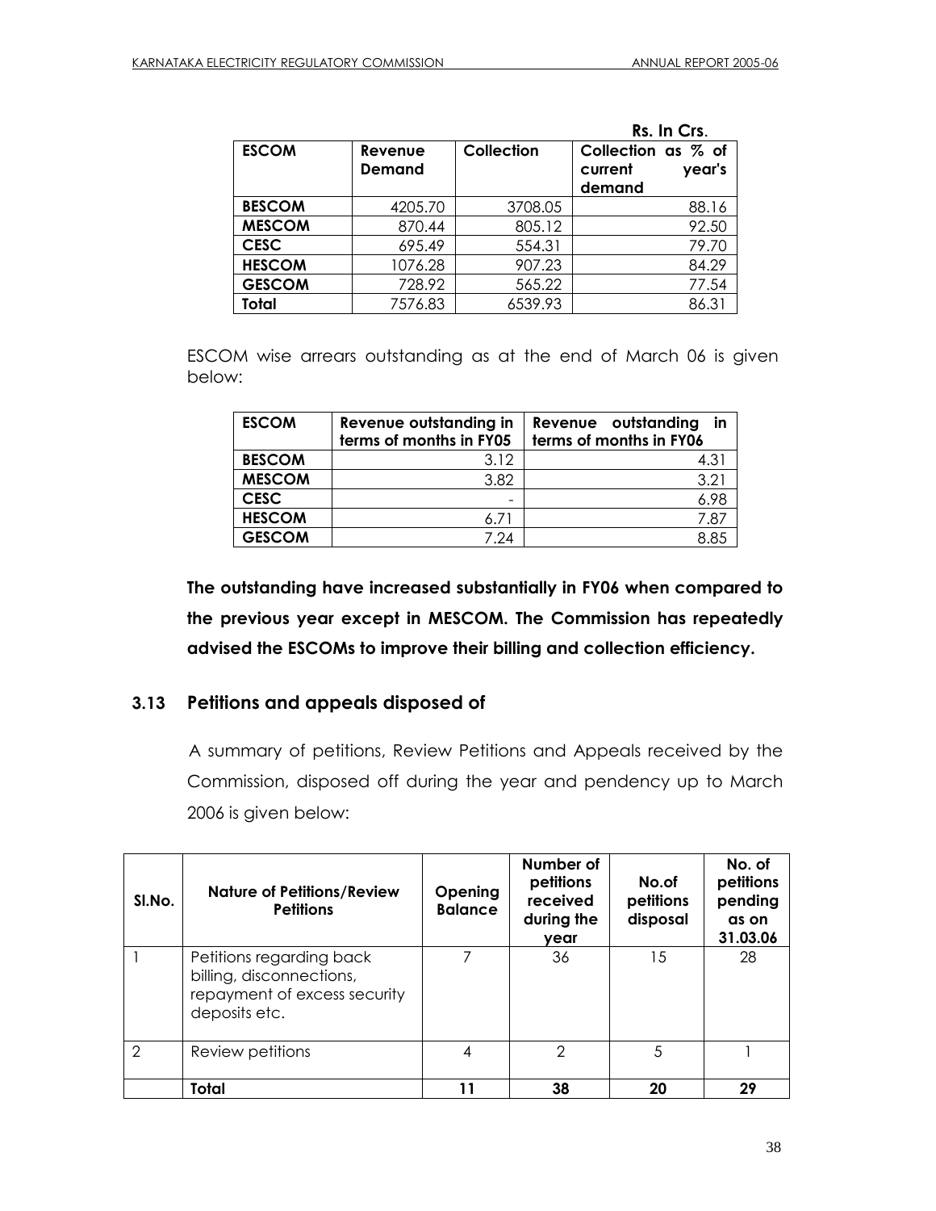Rs. In Crs.

| ESCOM | Revenue Demand | Collection | Collection as % of current year's demand |
|---|---|---|---|
| BESCOM | 4205.70 | 3708.05 | 88.16 |
| MESCOM | 870.44 | 805.12 | 92.50 |
| CESC | 695.49 | 554.31 | 79.70 |
| HESCOM | 1076.28 | 907.23 | 84.29 |
| GESCOM | 728.92 | 565.22 | 77.54 |
| **Total** | 7576.83 | 6539.93 | 86.31 |

ESCOM wise arrears outstanding as at the end of March 06 is given below:

| ESCOM | Revenue outstanding in terms of months in FY05 | Revenue outstanding in terms of months in FY06 |
|---|---|---|
| BESCOM | 3.12 | 4.31 |
| MESCOM | 3.82 | 3.21 |
| CESC | - | 6.98 |
| HESCOM | 6.71 | 7.87 |
| GESCOM | 7.24 | 8.85 |

**The outstanding have increased substantially in FY06 when compared to the previous year except in MESCOM. The Commission has repeatedly advised the ESCOMs to improve their billing and collection efficiency.**

### 3.13 Petitions and appeals disposed of

A summary of petitions, Review Petitions and Appeals received by the Commission, disposed off during the year and pendency up to March 2006 is given below:

| Sl.No. | Nature of Petitions/Review Petitions | Opening Balance | Number of petitions received during the year | No.of petitions disposal | No. of petitions pending as on 31.03.06 |
|---|---|---|---|---|---|
| 1 | Petitions regarding back billing, disconnections, repayment of excess security deposits etc. | 7 | 36 | 15 | 28 |
| 2 | Review petitions | 4 | 2 | 5 | 1 |
| | **Total** | **11** | **38** | **20** | **29** |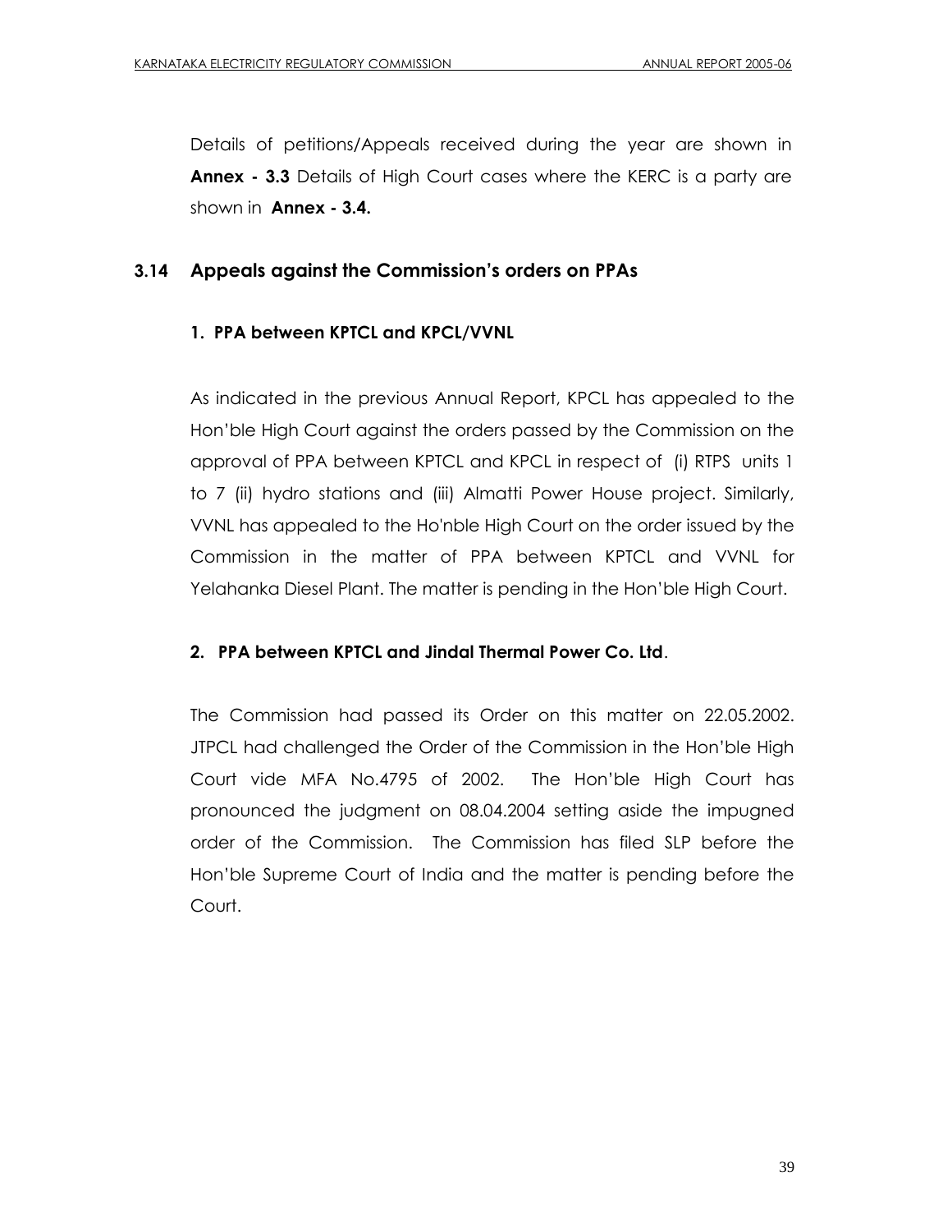Details of petitions/Appeals received during the year are shown in **Annex - 3.3** Details of High Court cases where the KERC is a party are shown in **Annex - 3.4.**

## 3.14 Appeals against the Commission's orders on PPAs

### 1. PPA between KPTCL and KPCL/VVNL

As indicated in the previous Annual Report, KPCL has appealed to the Hon'ble High Court against the orders passed by the Commission on the approval of PPA between KPTCL and KPCL in respect of (i) RTPS units 1 to 7 (ii) hydro stations and (iii) Almatti Power House project. Similarly, VVNL has appealed to the Ho'nble High Court on the order issued by the Commission in the matter of PPA between KPTCL and VVNL for Yelahanka Diesel Plant. The matter is pending in the Hon'ble High Court.

### 2. PPA between KPTCL and Jindal Thermal Power Co. Ltd.

The Commission had passed its Order on this matter on 22.05.2002. JTPCL had challenged the Order of the Commission in the Hon'ble High Court vide MFA No.4795 of 2002. The Hon'ble High Court has pronounced the judgment on 08.04.2004 setting aside the impugned order of the Commission. The Commission has filed SLP before the Hon'ble Supreme Court of India and the matter is pending before the Court.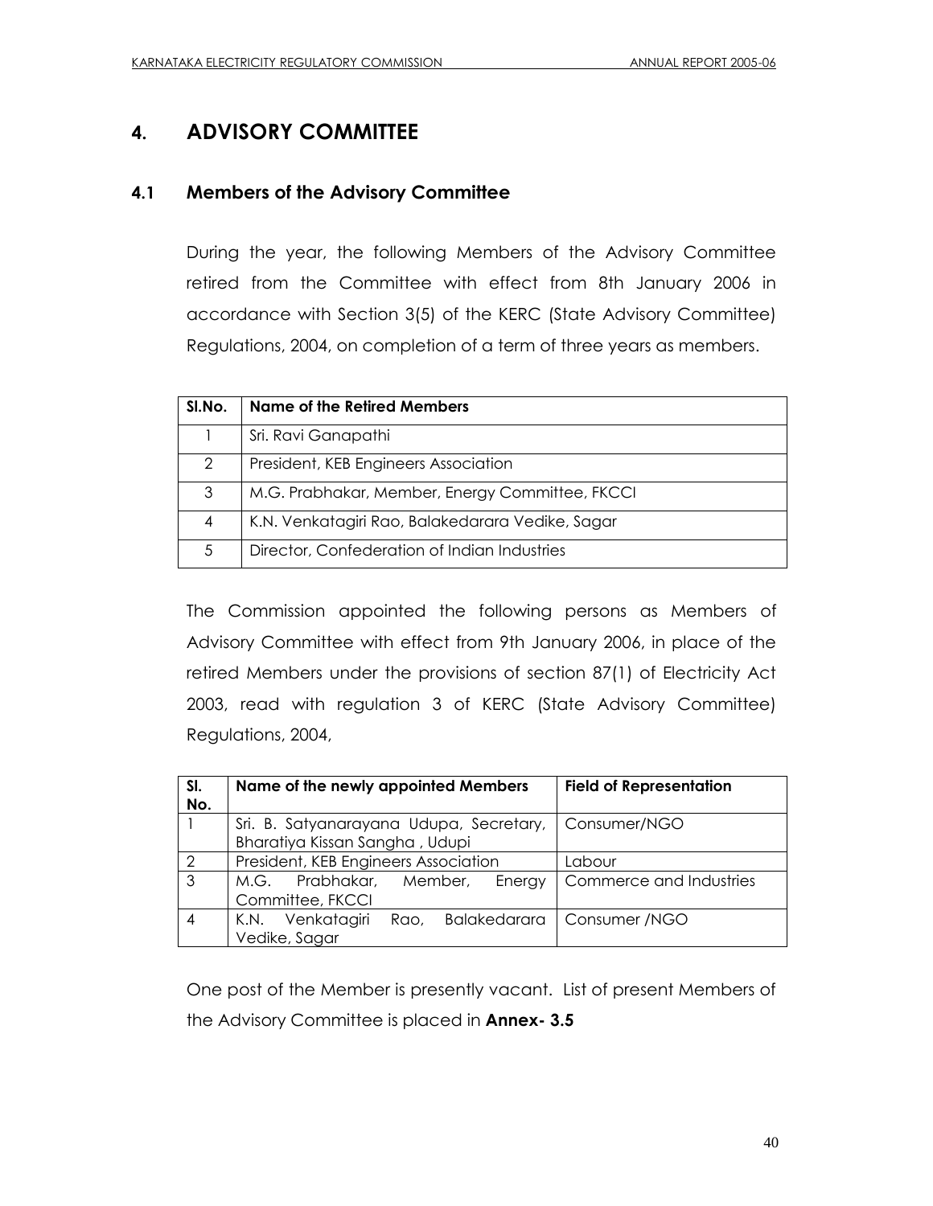# 4. ADVISORY COMMITTEE

## 4.1 Members of the Advisory Committee

During the year, the following Members of the Advisory Committee retired from the Committee with effect from 8th January 2006 in accordance with Section 3(5) of the KERC (State Advisory Committee) Regulations, 2004, on completion of a term of three years as members.

| Sl.No. | Name of the Retired Members |
|---|---|
| 1 | Sri. Ravi Ganapathi |
| 2 | President, KEB Engineers Association |
| 3 | M.G. Prabhakar, Member, Energy Committee, FKCCI |
| 4 | K.N. Venkatagiri Rao, Balakedarara Vedike, Sagar |
| 5 | Director, Confederation of Indian Industries |

The Commission appointed the following persons as Members of Advisory Committee with effect from 9th January 2006, in place of the retired Members under the provisions of section 87(1) of Electricity Act 2003, read with regulation 3 of KERC (State Advisory Committee) Regulations, 2004,

| Sl. No. | Name of the newly appointed Members | Field of Representation |
|---|---|---|
| 1 | Sri. B. Satyanarayana Udupa, Secretary, Bharatiya Kissan Sangha , Udupi | Consumer/NGO |
| 2 | President, KEB Engineers Association | Labour |
| 3 | M.G. Prabhakar, Member, Energy Committee, FKCCI | Commerce and Industries |
| 4 | K.N. Venkatagiri Rao, Balakedarara Vedike, Sagar | Consumer /NGO |

One post of the Member is presently vacant. List of present Members of the Advisory Committee is placed in **Annex- 3.5**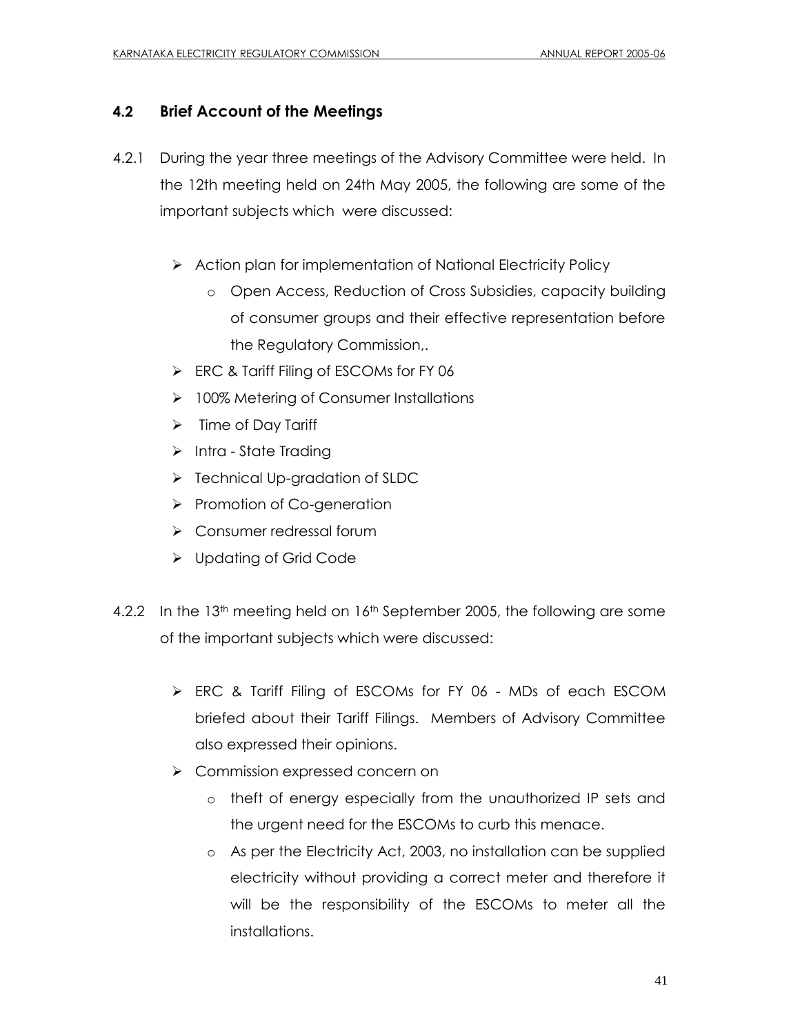## 4.2 Brief Account of the Meetings

4.2.1 During the year three meetings of the Advisory Committee were held. In the 12th meeting held on 24th May 2005, the following are some of the important subjects which were discussed:

- Action plan for implementation of National Electricity Policy
  - Open Access, Reduction of Cross Subsidies, capacity building of consumer groups and their effective representation before the Regulatory Commission,.
- ERC & Tariff Filing of ESCOMs for FY 06
- 100% Metering of Consumer Installations
- Time of Day Tariff
- Intra - State Trading
- Technical Up-gradation of SLDC
- Promotion of Co-generation
- Consumer redressal forum
- Updating of Grid Code

4.2.2 In the 13th meeting held on 16th September 2005, the following are some of the important subjects which were discussed:

- ERC & Tariff Filing of ESCOMs for FY 06 - MDs of each ESCOM briefed about their Tariff Filings. Members of Advisory Committee also expressed their opinions.
- Commission expressed concern on
  - theft of energy especially from the unauthorized IP sets and the urgent need for the ESCOMs to curb this menace.
  - As per the Electricity Act, 2003, no installation can be supplied electricity without providing a correct meter and therefore it will be the responsibility of the ESCOMs to meter all the installations.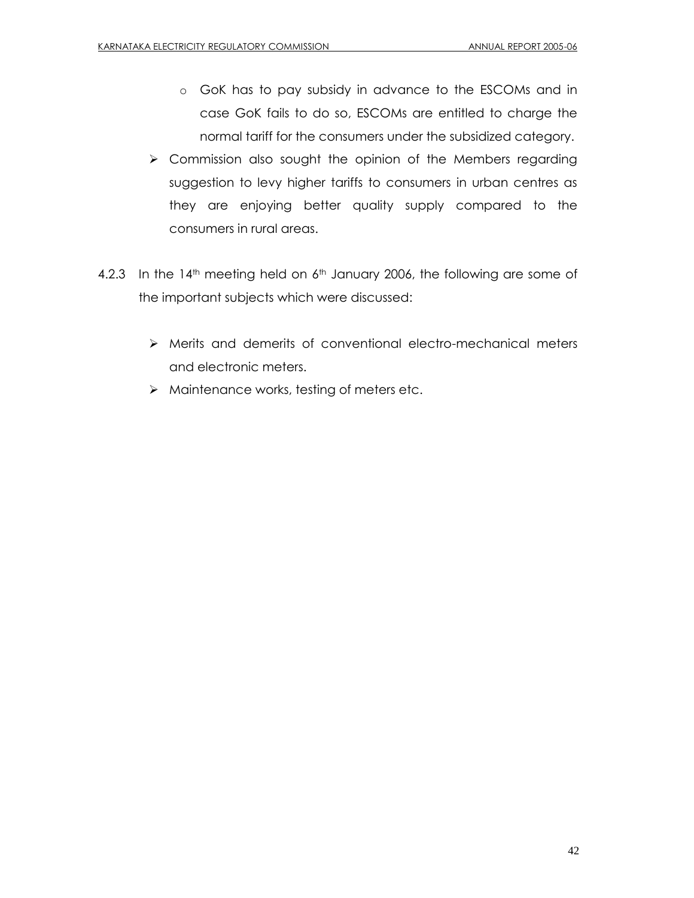- GoK has to pay subsidy in advance to the ESCOMs and in case GoK fails to do so, ESCOMs are entitled to charge the normal tariff for the consumers under the subsidized category.

- Commission also sought the opinion of the Members regarding suggestion to levy higher tariffs to consumers in urban centres as they are enjoying better quality supply compared to the consumers in rural areas.

4.2.3 In the 14th meeting held on 6th January 2006, the following are some of the important subjects which were discussed:

- Merits and demerits of conventional electro-mechanical meters and electronic meters.
- Maintenance works, testing of meters etc.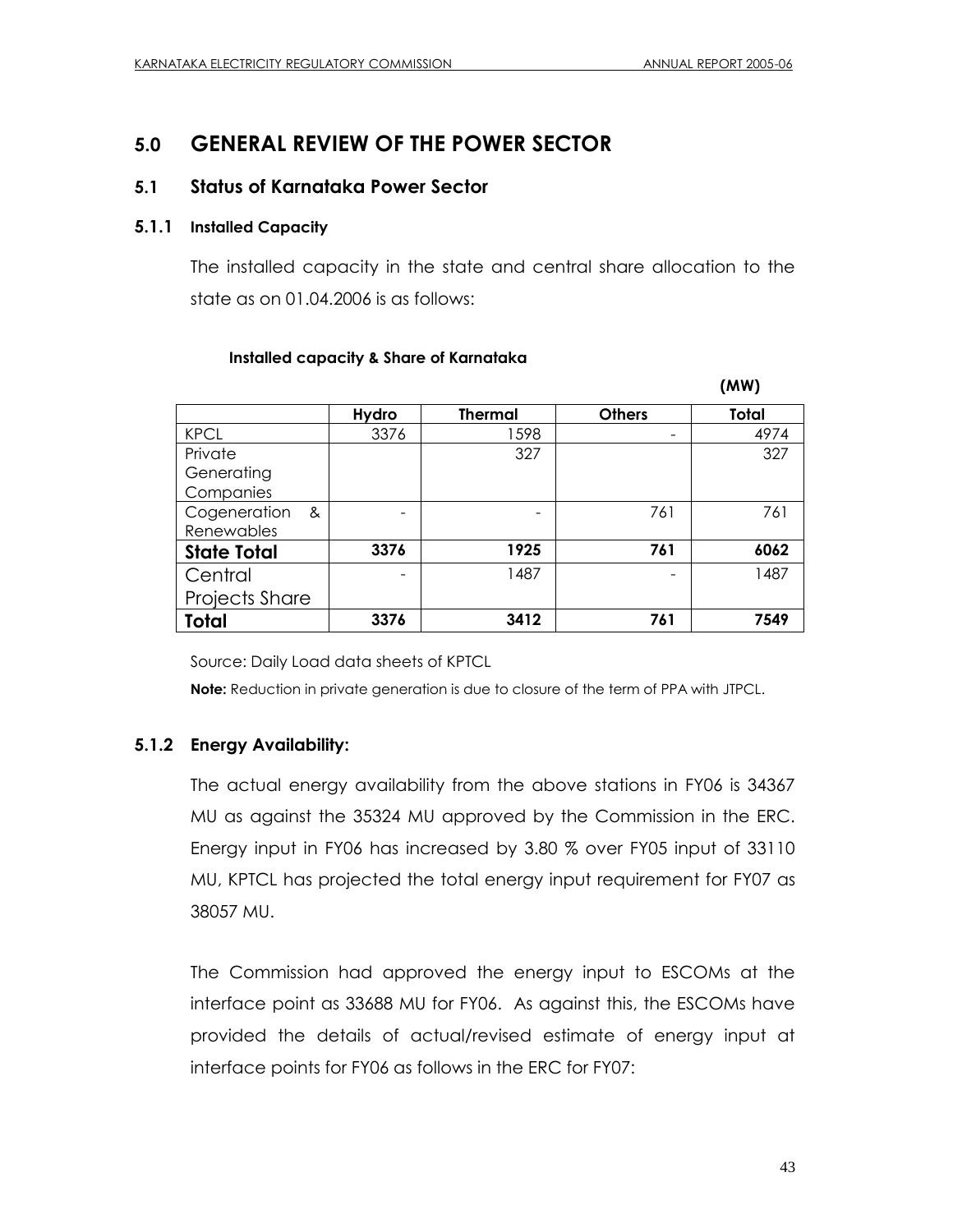# 5.0 GENERAL REVIEW OF THE POWER SECTOR

## 5.1 Status of Karnataka Power Sector

### 5.1.1 Installed Capacity

The installed capacity in the state and central share allocation to the state as on 01.04.2006 is as follows:

**Installed capacity & Share of Karnataka**

**(MW)**

| | Hydro | Thermal | Others | Total |
|---|---|---|---|---|
| KPCL | 3376 | 1598 | - | 4974 |
| Private Generating Companies | | 327 | | 327 |
| Cogeneration & Renewables | - | - | 761 | 761 |
| **State Total** | **3376** | **1925** | **761** | **6062** |
| Central Projects Share | - | 1487 | - | 1487 |
| **Total** | **3376** | **3412** | **761** | **7549** |

Source: Daily Load data sheets of KPTCL

**Note:** Reduction in private generation is due to closure of the term of PPA with JTPCL.

### 5.1.2 Energy Availability:

The actual energy availability from the above stations in FY06 is 34367 MU as against the 35324 MU approved by the Commission in the ERC. Energy input in FY06 has increased by 3.80 % over FY05 input of 33110 MU, KPTCL has projected the total energy input requirement for FY07 as 38057 MU.

The Commission had approved the energy input to ESCOMs at the interface point as 33688 MU for FY06. As against this, the ESCOMs have provided the details of actual/revised estimate of energy input at interface points for FY06 as follows in the ERC for FY07: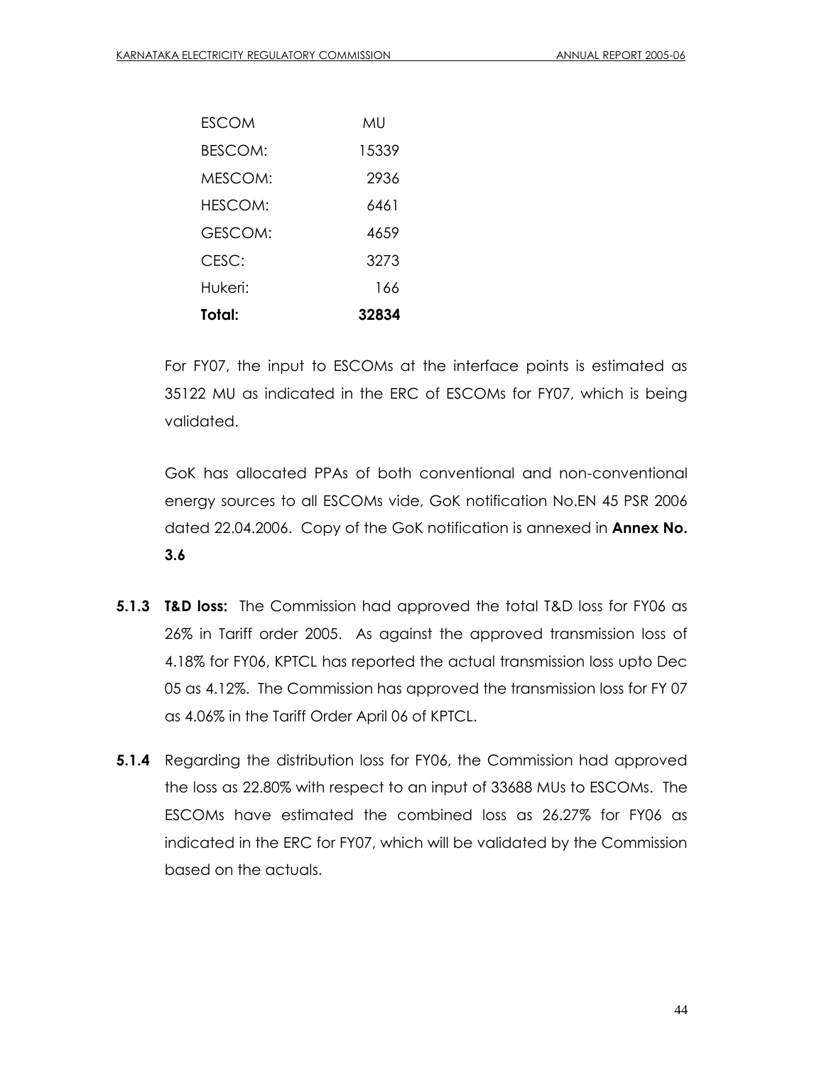| ESCOM | MU |
|---|---|
| BESCOM: | 15339 |
| MESCOM: | 2936 |
| HESCOM: | 6461 |
| GESCOM: | 4659 |
| CESC: | 3273 |
| Hukeri: | 166 |
| **Total:** | **32834** |

For FY07, the input to ESCOMs at the interface points is estimated as 35122 MU as indicated in the ERC of ESCOMs for FY07, which is being validated.

GoK has allocated PPAs of both conventional and non-conventional energy sources to all ESCOMs vide, GoK notification No.EN 45 PSR 2006 dated 22.04.2006. Copy of the GoK notification is annexed in **Annex No. 3.6**

**5.1.3** **T&D loss:** The Commission had approved the total T&D loss for FY06 as 26% in Tariff order 2005. As against the approved transmission loss of 4.18% for FY06, KPTCL has reported the actual transmission loss upto Dec 05 as 4.12%. The Commission has approved the transmission loss for FY 07 as 4.06% in the Tariff Order April 06 of KPTCL.

**5.1.4** Regarding the distribution loss for FY06, the Commission had approved the loss as 22.80% with respect to an input of 33688 MUs to ESCOMs. The ESCOMs have estimated the combined loss as 26.27% for FY06 as indicated in the ERC for FY07, which will be validated by the Commission based on the actuals.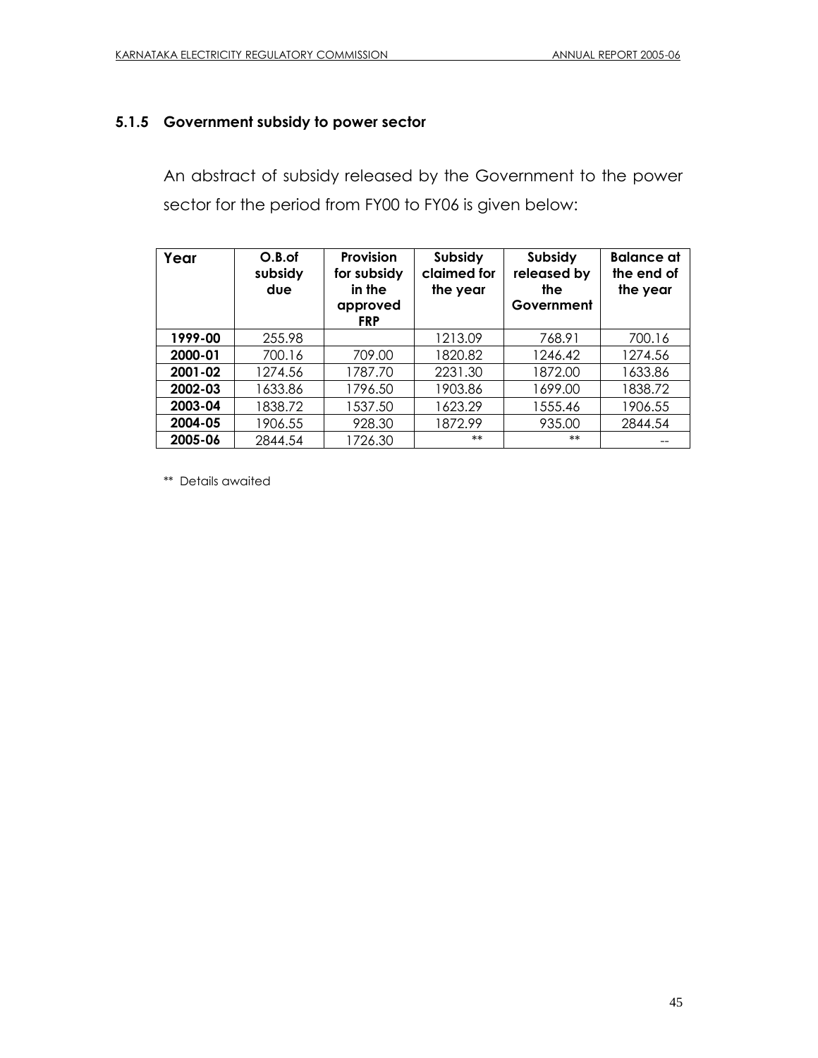### 5.1.5 Government subsidy to power sector

An abstract of subsidy released by the Government to the power sector for the period from FY00 to FY06 is given below:

| Year | O.B.of subsidy due | Provision for subsidy in the approved FRP | Subsidy claimed for the year | Subsidy released by the Government | Balance at the end of the year |
|---|---|---|---|---|---|
| **1999-00** | 255.98 | | 1213.09 | 768.91 | 700.16 |
| **2000-01** | 700.16 | 709.00 | 1820.82 | 1246.42 | 1274.56 |
| **2001-02** | 1274.56 | 1787.70 | 2231.30 | 1872.00 | 1633.86 |
| **2002-03** | 1633.86 | 1796.50 | 1903.86 | 1699.00 | 1838.72 |
| **2003-04** | 1838.72 | 1537.50 | 1623.29 | 1555.46 | 1906.55 |
| **2004-05** | 1906.55 | 928.30 | 1872.99 | 935.00 | 2844.54 |
| **2005-06** | 2844.54 | 1726.30 | ** | ** | -- |

** Details awaited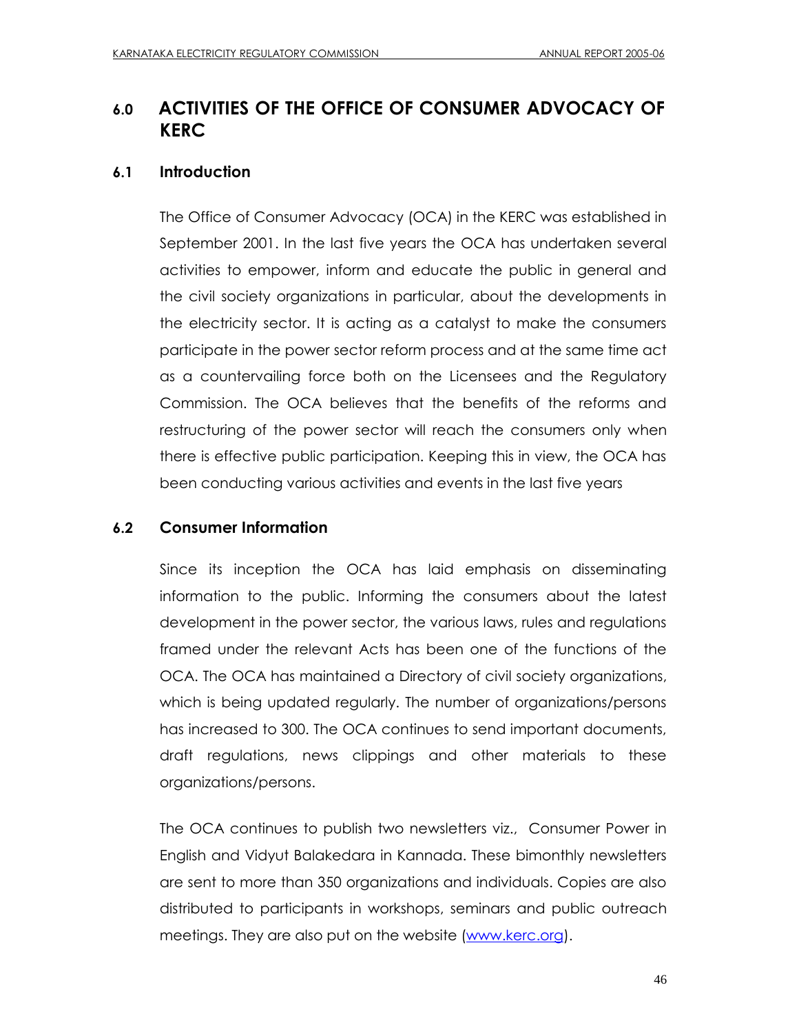# 6.0 ACTIVITIES OF THE OFFICE OF CONSUMER ADVOCACY OF KERC

## 6.1 Introduction

The Office of Consumer Advocacy (OCA) in the KERC was established in September 2001. In the last five years the OCA has undertaken several activities to empower, inform and educate the public in general and the civil society organizations in particular, about the developments in the electricity sector. It is acting as a catalyst to make the consumers participate in the power sector reform process and at the same time act as a countervailing force both on the Licensees and the Regulatory Commission. The OCA believes that the benefits of the reforms and restructuring of the power sector will reach the consumers only when there is effective public participation. Keeping this in view, the OCA has been conducting various activities and events in the last five years

## 6.2 Consumer Information

Since its inception the OCA has laid emphasis on disseminating information to the public. Informing the consumers about the latest development in the power sector, the various laws, rules and regulations framed under the relevant Acts has been one of the functions of the OCA. The OCA has maintained a Directory of civil society organizations, which is being updated regularly. The number of organizations/persons has increased to 300. The OCA continues to send important documents, draft regulations, news clippings and other materials to these organizations/persons.

The OCA continues to publish two newsletters viz., Consumer Power in English and Vidyut Balakedara in Kannada. These bimonthly newsletters are sent to more than 350 organizations and individuals. Copies are also distributed to participants in workshops, seminars and public outreach meetings. They are also put on the website (www.kerc.org).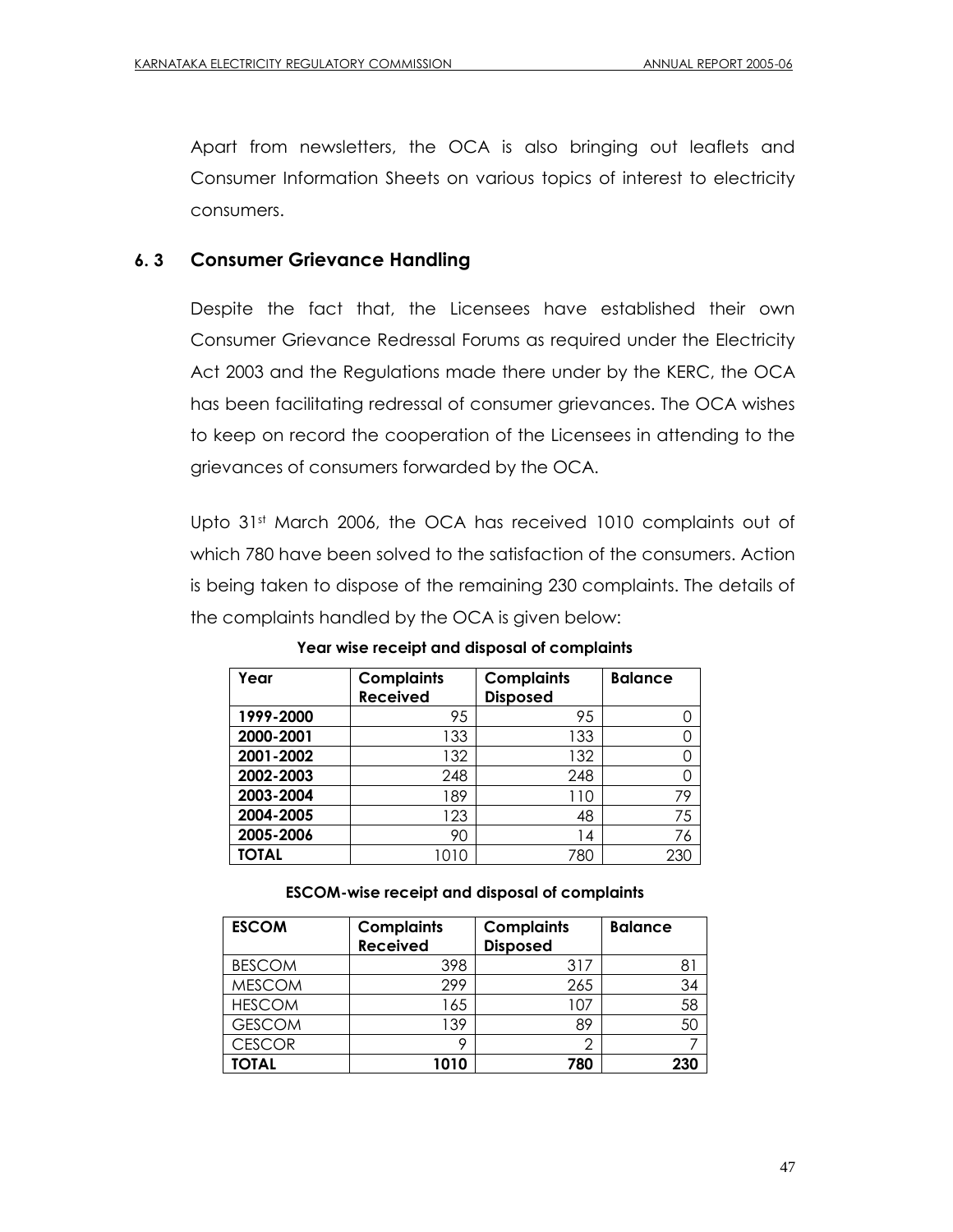Apart from newsletters, the OCA is also bringing out leaflets and Consumer Information Sheets on various topics of interest to electricity consumers.

## 6. 3 Consumer Grievance Handling

Despite the fact that, the Licensees have established their own Consumer Grievance Redressal Forums as required under the Electricity Act 2003 and the Regulations made there under by the KERC, the OCA has been facilitating redressal of consumer grievances. The OCA wishes to keep on record the cooperation of the Licensees in attending to the grievances of consumers forwarded by the OCA.

Upto 31st March 2006, the OCA has received 1010 complaints out of which 780 have been solved to the satisfaction of the consumers. Action is being taken to dispose of the remaining 230 complaints. The details of the complaints handled by the OCA is given below:

**Year wise receipt and disposal of complaints**

| Year | Complaints Received | Complaints Disposed | Balance |
|---|---|---|---|
| **1999-2000** | 95 | 95 | 0 |
| **2000-2001** | 133 | 133 | 0 |
| **2001-2002** | 132 | 132 | 0 |
| **2002-2003** | 248 | 248 | 0 |
| **2003-2004** | 189 | 110 | 79 |
| **2004-2005** | 123 | 48 | 75 |
| **2005-2006** | 90 | 14 | 76 |
| **TOTAL** | 1010 | 780 | 230 |

**ESCOM-wise receipt and disposal of complaints**

| ESCOM | Complaints Received | Complaints Disposed | Balance |
|---|---|---|---|
| BESCOM | 398 | 317 | 81 |
| MESCOM | 299 | 265 | 34 |
| HESCOM | 165 | 107 | 58 |
| GESCOM | 139 | 89 | 50 |
| CESCOR | 9 | 2 | 7 |
| **TOTAL** | **1010** | **780** | **230** |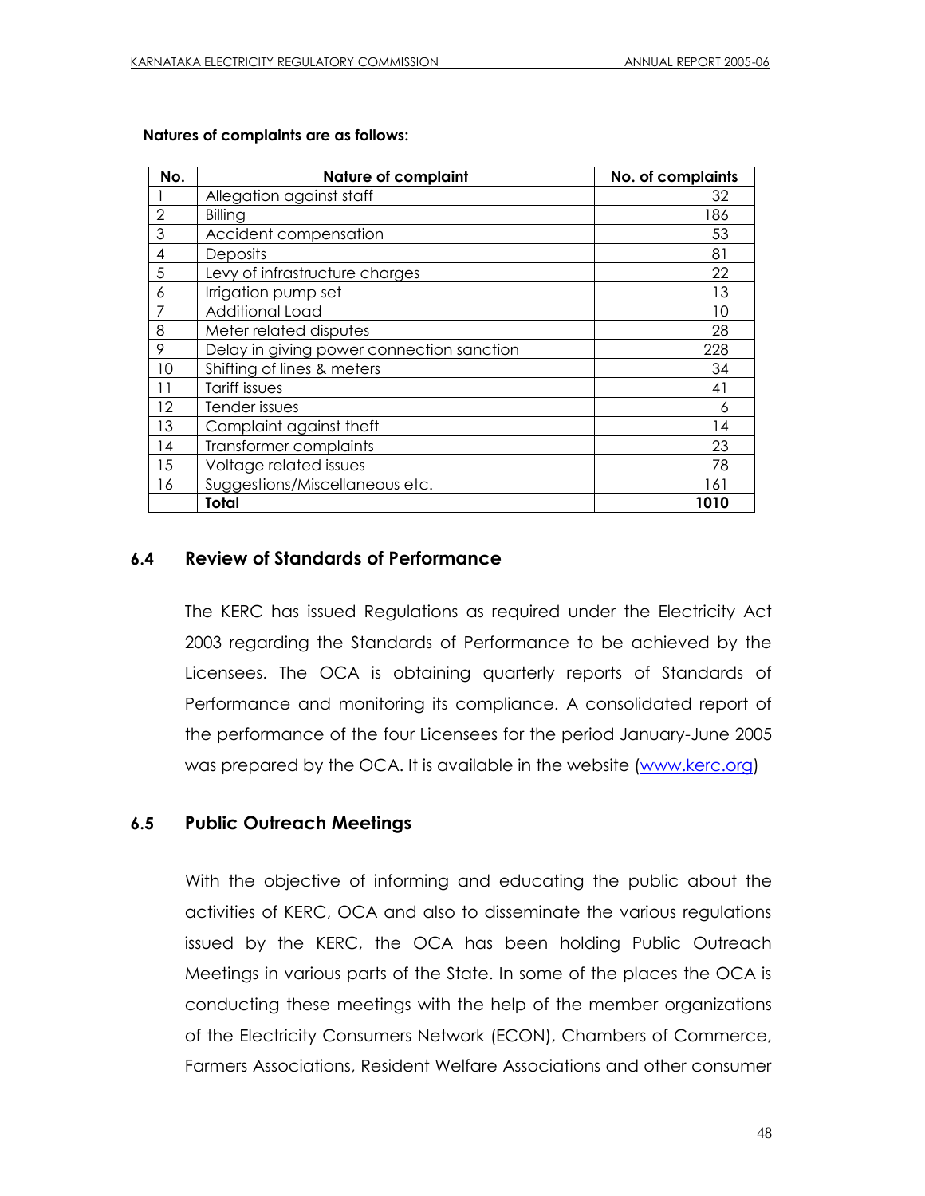**Natures of complaints are as follows:**

| No. | Nature of complaint | No. of complaints |
|---|---|---|
| 1 | Allegation against staff | 32 |
| 2 | Billing | 186 |
| 3 | Accident compensation | 53 |
| 4 | Deposits | 81 |
| 5 | Levy of infrastructure charges | 22 |
| 6 | Irrigation pump set | 13 |
| 7 | Additional Load | 10 |
| 8 | Meter related disputes | 28 |
| 9 | Delay in giving power connection sanction | 228 |
| 10 | Shifting of lines & meters | 34 |
| 11 | Tariff issues | 41 |
| 12 | Tender issues | 6 |
| 13 | Complaint against theft | 14 |
| 14 | Transformer complaints | 23 |
| 15 | Voltage related issues | 78 |
| 16 | Suggestions/Miscellaneous etc. | 161 |
| | **Total** | **1010** |

## 6.4 Review of Standards of Performance

The KERC has issued Regulations as required under the Electricity Act 2003 regarding the Standards of Performance to be achieved by the Licensees. The OCA is obtaining quarterly reports of Standards of Performance and monitoring its compliance. A consolidated report of the performance of the four Licensees for the period January-June 2005 was prepared by the OCA. It is available in the website (www.kerc.org)

## 6.5 Public Outreach Meetings

With the objective of informing and educating the public about the activities of KERC, OCA and also to disseminate the various regulations issued by the KERC, the OCA has been holding Public Outreach Meetings in various parts of the State. In some of the places the OCA is conducting these meetings with the help of the member organizations of the Electricity Consumers Network (ECON), Chambers of Commerce, Farmers Associations, Resident Welfare Associations and other consumer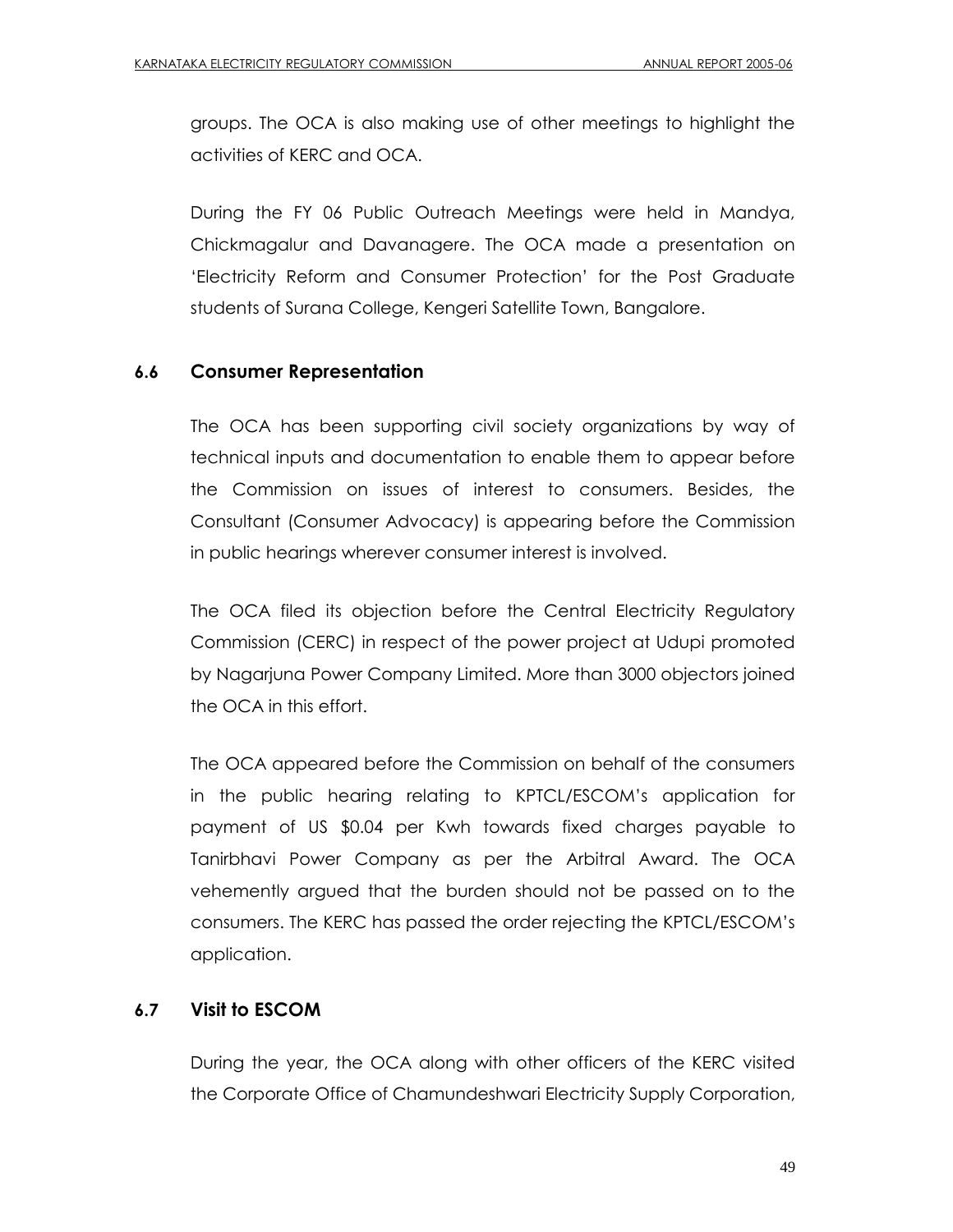groups. The OCA is also making use of other meetings to highlight the activities of KERC and OCA.

During the FY 06 Public Outreach Meetings were held in Mandya, Chickmagalur and Davanagere. The OCA made a presentation on 'Electricity Reform and Consumer Protection' for the Post Graduate students of Surana College, Kengeri Satellite Town, Bangalore.

### 6.6 Consumer Representation

The OCA has been supporting civil society organizations by way of technical inputs and documentation to enable them to appear before the Commission on issues of interest to consumers. Besides, the Consultant (Consumer Advocacy) is appearing before the Commission in public hearings wherever consumer interest is involved.

The OCA filed its objection before the Central Electricity Regulatory Commission (CERC) in respect of the power project at Udupi promoted by Nagarjuna Power Company Limited. More than 3000 objectors joined the OCA in this effort.

The OCA appeared before the Commission on behalf of the consumers in the public hearing relating to KPTCL/ESCOM's application for payment of US $0.04 per Kwh towards fixed charges payable to Tanirbhavi Power Company as per the Arbitral Award. The OCA vehemently argued that the burden should not be passed on to the consumers. The KERC has passed the order rejecting the KPTCL/ESCOM's application.

### 6.7 Visit to ESCOM

During the year, the OCA along with other officers of the KERC visited the Corporate Office of Chamundeshwari Electricity Supply Corporation,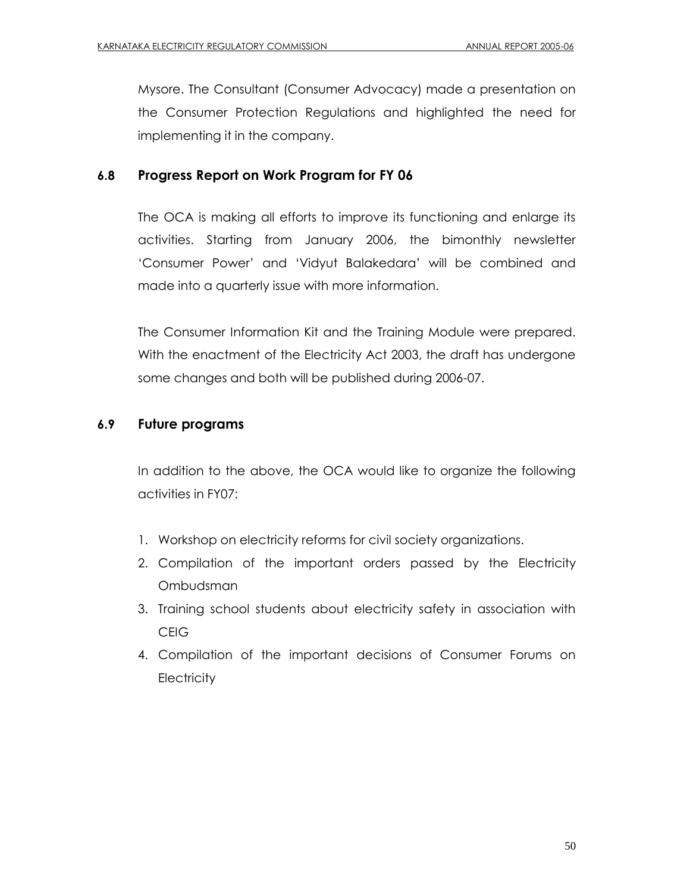Mysore. The Consultant (Consumer Advocacy) made a presentation on the Consumer Protection Regulations and highlighted the need for implementing it in the company.

### 6.8 Progress Report on Work Program for FY 06

The OCA is making all efforts to improve its functioning and enlarge its activities. Starting from January 2006, the bimonthly newsletter 'Consumer Power' and 'Vidyut Balakedara' will be combined and made into a quarterly issue with more information.

The Consumer Information Kit and the Training Module were prepared. With the enactment of the Electricity Act 2003, the draft has undergone some changes and both will be published during 2006-07.

### 6.9 Future programs

In addition to the above, the OCA would like to organize the following activities in FY07:

1. Workshop on electricity reforms for civil society organizations.
2. Compilation of the important orders passed by the Electricity Ombudsman
3. Training school students about electricity safety in association with CEIG
4. Compilation of the important decisions of Consumer Forums on Electricity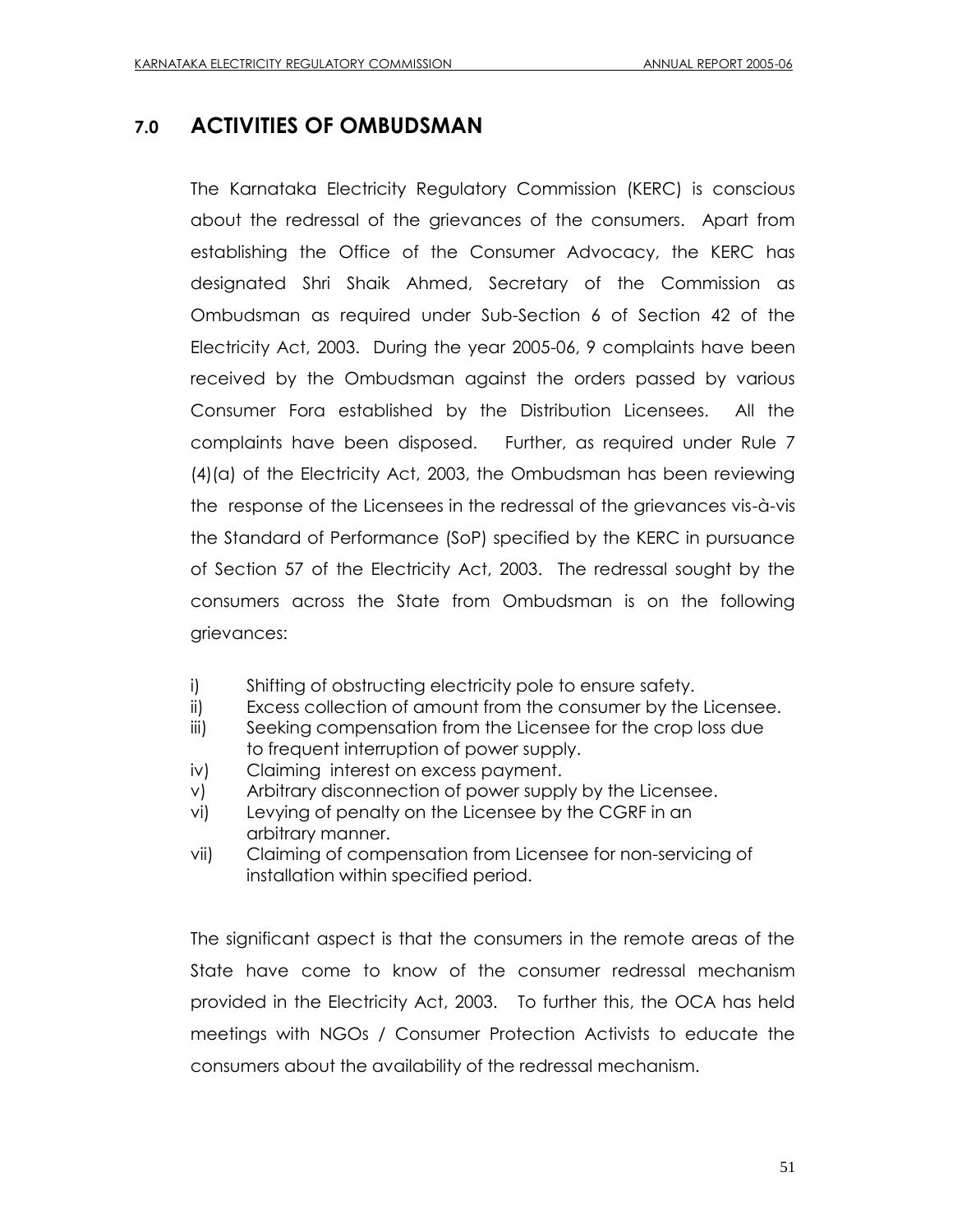## 7.0 ACTIVITIES OF OMBUDSMAN

The Karnataka Electricity Regulatory Commission (KERC) is conscious about the redressal of the grievances of the consumers. Apart from establishing the Office of the Consumer Advocacy, the KERC has designated Shri Shaik Ahmed, Secretary of the Commission as Ombudsman as required under Sub-Section 6 of Section 42 of the Electricity Act, 2003. During the year 2005-06, 9 complaints have been received by the Ombudsman against the orders passed by various Consumer Fora established by the Distribution Licensees. All the complaints have been disposed. Further, as required under Rule 7 (4)(a) of the Electricity Act, 2003, the Ombudsman has been reviewing the response of the Licensees in the redressal of the grievances vis-à-vis the Standard of Performance (SoP) specified by the KERC in pursuance of Section 57 of the Electricity Act, 2003. The redressal sought by the consumers across the State from Ombudsman is on the following grievances:

i) Shifting of obstructing electricity pole to ensure safety.
ii) Excess collection of amount from the consumer by the Licensee.
iii) Seeking compensation from the Licensee for the crop loss due to frequent interruption of power supply.
iv) Claiming interest on excess payment.
v) Arbitrary disconnection of power supply by the Licensee.
vi) Levying of penalty on the Licensee by the CGRF in an arbitrary manner.
vii) Claiming of compensation from Licensee for non-servicing of installation within specified period.

The significant aspect is that the consumers in the remote areas of the State have come to know of the consumer redressal mechanism provided in the Electricity Act, 2003. To further this, the OCA has held meetings with NGOs / Consumer Protection Activists to educate the consumers about the availability of the redressal mechanism.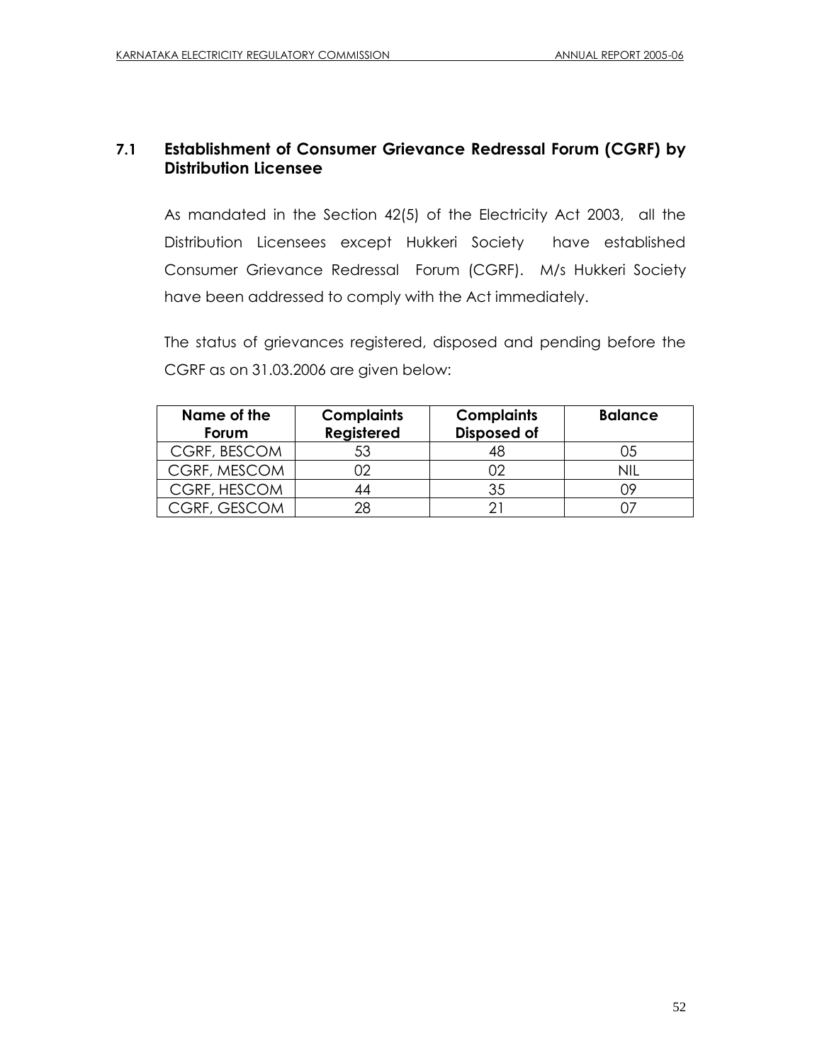## 7.1 Establishment of Consumer Grievance Redressal Forum (CGRF) by Distribution Licensee

As mandated in the Section 42(5) of the Electricity Act 2003, all the Distribution Licensees except Hukkeri Society have established Consumer Grievance Redressal Forum (CGRF). M/s Hukkeri Society have been addressed to comply with the Act immediately.

The status of grievances registered, disposed and pending before the CGRF as on 31.03.2006 are given below:

| Name of the Forum | Complaints Registered | Complaints Disposed of | Balance |
| --- | --- | --- | --- |
| CGRF, BESCOM | 53 | 48 | 05 |
| CGRF, MESCOM | 02 | 02 | NIL |
| CGRF, HESCOM | 44 | 35 | 09 |
| CGRF, GESCOM | 28 | 21 | 07 |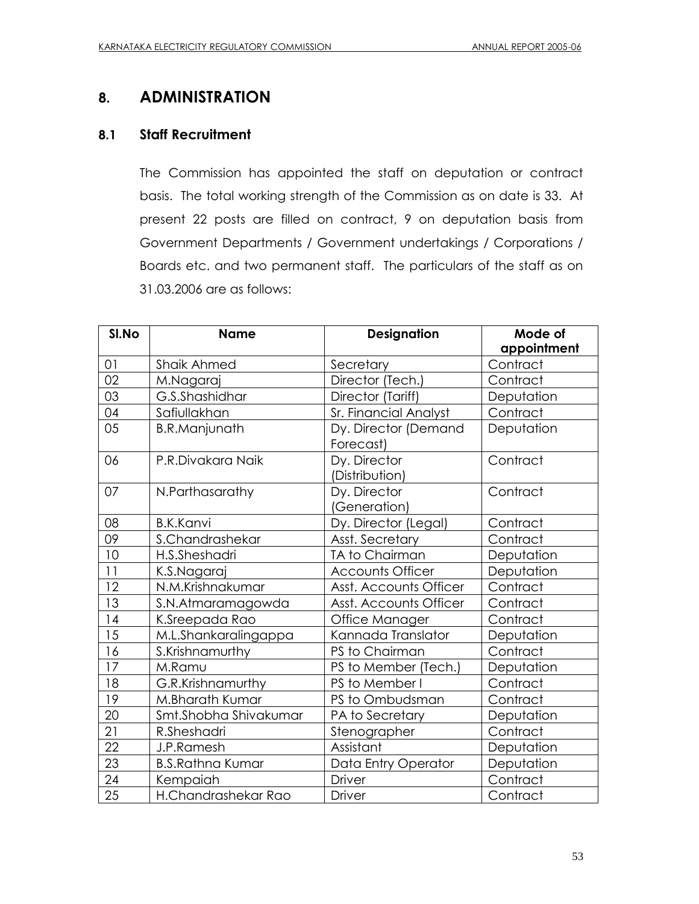# 8. ADMINISTRATION

## 8.1 Staff Recruitment

The Commission has appointed the staff on deputation or contract basis. The total working strength of the Commission as on date is 33. At present 22 posts are filled on contract, 9 on deputation basis from Government Departments / Government undertakings / Corporations / Boards etc. and two permanent staff. The particulars of the staff as on 31.03.2006 are as follows:

| Sl.No | Name | Designation | Mode of appointment |
|---|---|---|---|
| 01 | Shaik Ahmed | Secretary | Contract |
| 02 | M.Nagaraj | Director (Tech.) | Contract |
| 03 | G.S.Shashidhar | Director (Tariff) | Deputation |
| 04 | Safiullakhan | Sr. Financial Analyst | Contract |
| 05 | B.R.Manjunath | Dy. Director (Demand Forecast) | Deputation |
| 06 | P.R.Divakara Naik | Dy. Director (Distribution) | Contract |
| 07 | N.Parthasarathy | Dy. Director (Generation) | Contract |
| 08 | B.K.Kanvi | Dy. Director (Legal) | Contract |
| 09 | S.Chandrashekar | Asst. Secretary | Contract |
| 10 | H.S.Sheshadri | TA to Chairman | Deputation |
| 11 | K.S.Nagaraj | Accounts Officer | Deputation |
| 12 | N.M.Krishnakumar | Asst. Accounts Officer | Contract |
| 13 | S.N.Atmaramagowda | Asst. Accounts Officer | Contract |
| 14 | K.Sreepada Rao | Office Manager | Contract |
| 15 | M.L.Shankaralingappa | Kannada Translator | Deputation |
| 16 | S.Krishnamurthy | PS to Chairman | Contract |
| 17 | M.Ramu | PS to Member (Tech.) | Deputation |
| 18 | G.R.Krishnamurthy | PS to Member I | Contract |
| 19 | M.Bharath Kumar | PS to Ombudsman | Contract |
| 20 | Smt.Shobha Shivakumar | PA to Secretary | Deputation |
| 21 | R.Sheshadri | Stenographer | Contract |
| 22 | J.P.Ramesh | Assistant | Deputation |
| 23 | B.S.Rathna Kumar | Data Entry Operator | Deputation |
| 24 | Kempaiah | Driver | Contract |
| 25 | H.Chandrashekar Rao | Driver | Contract |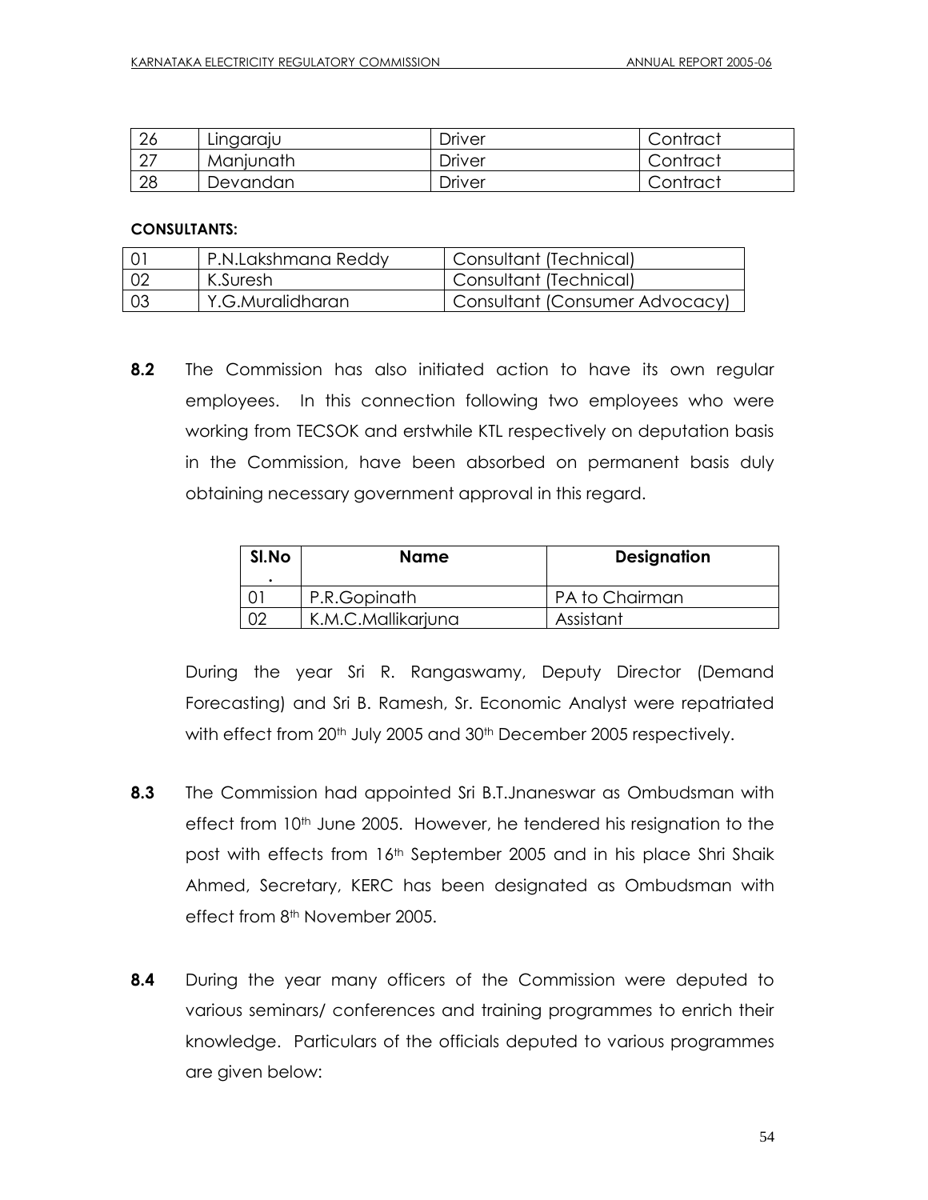| | | | |
|---|---|---|---|
| 26 | Lingaraju | Driver | Contract |
| 27 | Manjunath | Driver | Contract |
| 28 | Devandan | Driver | Contract |

**CONSULTANTS:**

| | | |
|---|---|---|
| 01 | P.N.Lakshmana Reddy | Consultant (Technical) |
| 02 | K.Suresh | Consultant (Technical) |
| 03 | Y.G.Muralidharan | Consultant (Consumer Advocacy) |

**8.2** The Commission has also initiated action to have its own regular employees. In this connection following two employees who were working from TECSOK and erstwhile KTL respectively on deputation basis in the Commission, have been absorbed on permanent basis duly obtaining necessary government approval in this regard.

| Sl.No. | Name | Designation |
|---|---|---|
| 01 | P.R.Gopinath | PA to Chairman |
| 02 | K.M.C.Mallikarjuna | Assistant |

During the year Sri R. Rangaswamy, Deputy Director (Demand Forecasting) and Sri B. Ramesh, Sr. Economic Analyst were repatriated with effect from 20th July 2005 and 30th December 2005 respectively.

**8.3** The Commission had appointed Sri B.T.Jnaneswar as Ombudsman with effect from 10th June 2005. However, he tendered his resignation to the post with effects from 16th September 2005 and in his place Shri Shaik Ahmed, Secretary, KERC has been designated as Ombudsman with effect from 8th November 2005.

**8.4** During the year many officers of the Commission were deputed to various seminars/ conferences and training programmes to enrich their knowledge. Particulars of the officials deputed to various programmes are given below: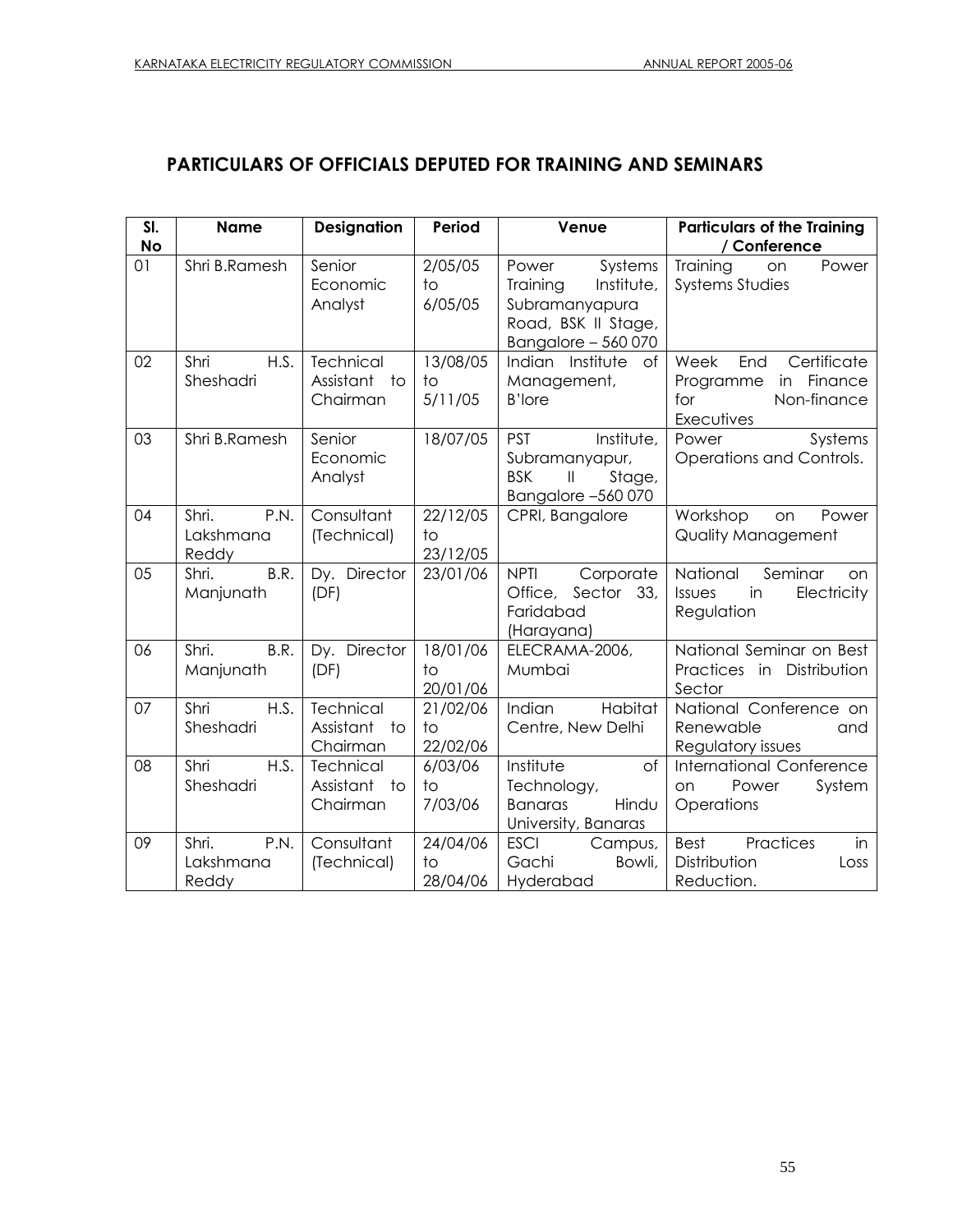## PARTICULARS OF OFFICIALS DEPUTED FOR TRAINING AND SEMINARS

| Sl. No | Name | Designation | Period | Venue | Particulars of the Training / Conference |
|---|---|---|---|---|---|
| 01 | Shri B.Ramesh | Senior Economic Analyst | 2/05/05 to 6/05/05 | Power Systems Training Institute, Subramanyapura Road, BSK II Stage, Bangalore – 560 070 | Training on Power Systems Studies |
| 02 | Shri H.S. Sheshadri | Technical Assistant to Chairman | 13/08/05 to 5/11/05 | Indian Institute of Management, B'lore | Week End Certificate Programme in Finance for Non-finance Executives |
| 03 | Shri B.Ramesh | Senior Economic Analyst | 18/07/05 | PST Institute, Subramanyapur, BSK II Stage, Bangalore –560 070 | Power Systems Operations and Controls. |
| 04 | Shri. P.N. Lakshmana Reddy | Consultant (Technical) | 22/12/05 to 23/12/05 | CPRI, Bangalore | Workshop on Power Quality Management |
| 05 | Shri. B.R. Manjunath | Dy. Director (DF) | 23/01/06 | NPTI Corporate Office, Sector 33, Faridabad (Harayana) | National Seminar on Issues in Electricity Regulation |
| 06 | Shri. B.R. Manjunath | Dy. Director (DF) | 18/01/06 to 20/01/06 | ELECRAMA-2006, Mumbai | National Seminar on Best Practices in Distribution Sector |
| 07 | Shri H.S. Sheshadri | Technical Assistant to Chairman | 21/02/06 to 22/02/06 | Indian Habitat Centre, New Delhi | National Conference on Renewable and Regulatory issues |
| 08 | Shri H.S. Sheshadri | Technical Assistant to Chairman | 6/03/06 to 7/03/06 | Institute of Technology, Banaras Hindu University, Banaras | International Conference on Power System Operations |
| 09 | Shri. P.N. Lakshmana Reddy | Consultant (Technical) | 24/04/06 to 28/04/06 | ESCI Campus, Gachi Bowli, Hyderabad | Best Practices in Distribution Loss Reduction. |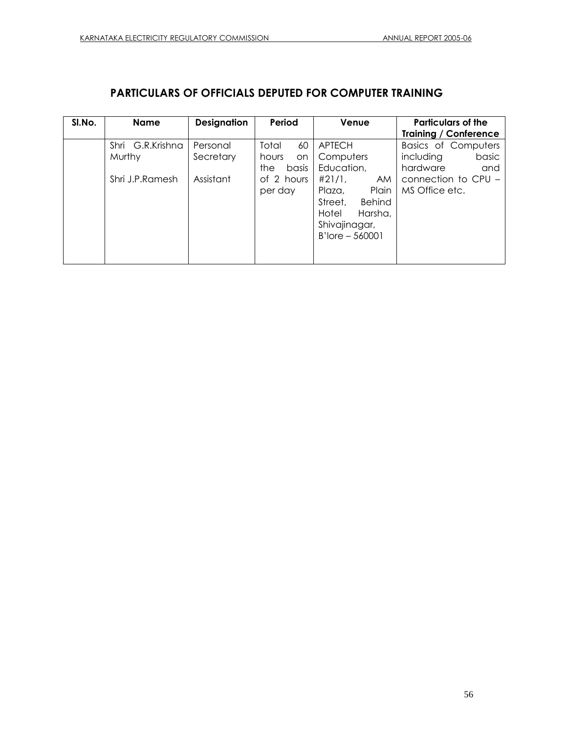## PARTICULARS OF OFFICIALS DEPUTED FOR COMPUTER TRAINING

| Sl.No. | Name | Designation | Period | Venue | Particulars of the Training / Conference |
|---|---|---|---|---|---|
| | Shri G.R.Krishna Murthy<br><br>Shri J.P.Ramesh | Personal Secretary<br><br>Assistant | Total 60 hours on the basis of 2 hours per day | APTECH Computers Education, #21/1, AM Plaza, Plain Street, Behind Hotel Harsha, Shivajinagar, B'lore – 560001 | Basics of Computers including basic hardware and connection to CPU – MS Office etc. |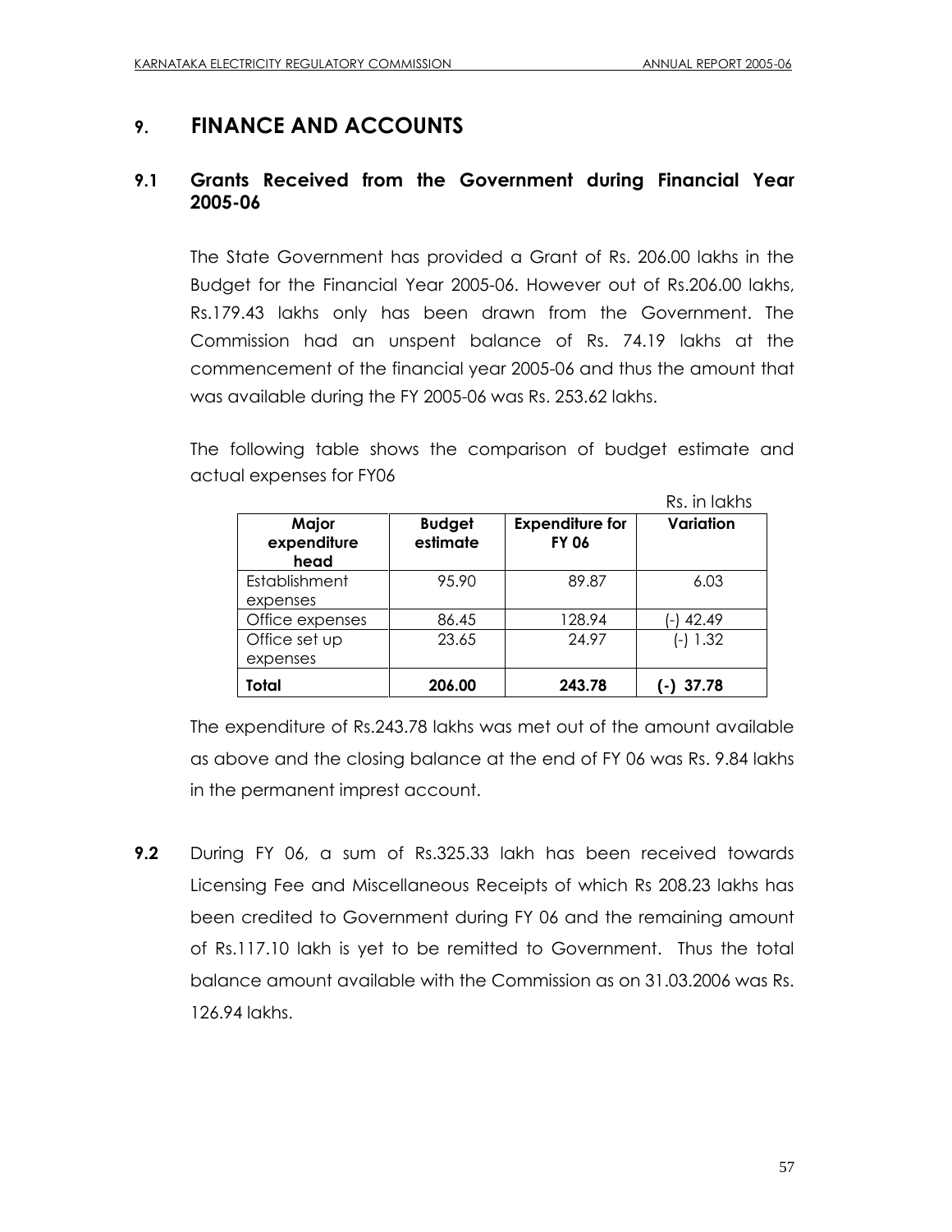# 9. FINANCE AND ACCOUNTS

## 9.1 Grants Received from the Government during Financial Year 2005-06

The State Government has provided a Grant of Rs. 206.00 lakhs in the Budget for the Financial Year 2005-06. However out of Rs.206.00 lakhs, Rs.179.43 lakhs only has been drawn from the Government. The Commission had an unspent balance of Rs. 74.19 lakhs at the commencement of the financial year 2005-06 and thus the amount that was available during the FY 2005-06 was Rs. 253.62 lakhs.

The following table shows the comparison of budget estimate and actual expenses for FY06

Rs. in lakhs

| Major expenditure head | Budget estimate | Expenditure for FY 06 | Variation |
|---|---|---|---|
| Establishment expenses | 95.90 | 89.87 | 6.03 |
| Office expenses | 86.45 | 128.94 | (-) 42.49 |
| Office set up expenses | 23.65 | 24.97 | (-) 1.32 |
| **Total** | **206.00** | **243.78** | **(-) 37.78** |

The expenditure of Rs.243.78 lakhs was met out of the amount available as above and the closing balance at the end of FY 06 was Rs. 9.84 lakhs in the permanent imprest account.

**9.2** During FY 06, a sum of Rs.325.33 lakh has been received towards Licensing Fee and Miscellaneous Receipts of which Rs 208.23 lakhs has been credited to Government during FY 06 and the remaining amount of Rs.117.10 lakh is yet to be remitted to Government. Thus the total balance amount available with the Commission as on 31.03.2006 was Rs. 126.94 lakhs.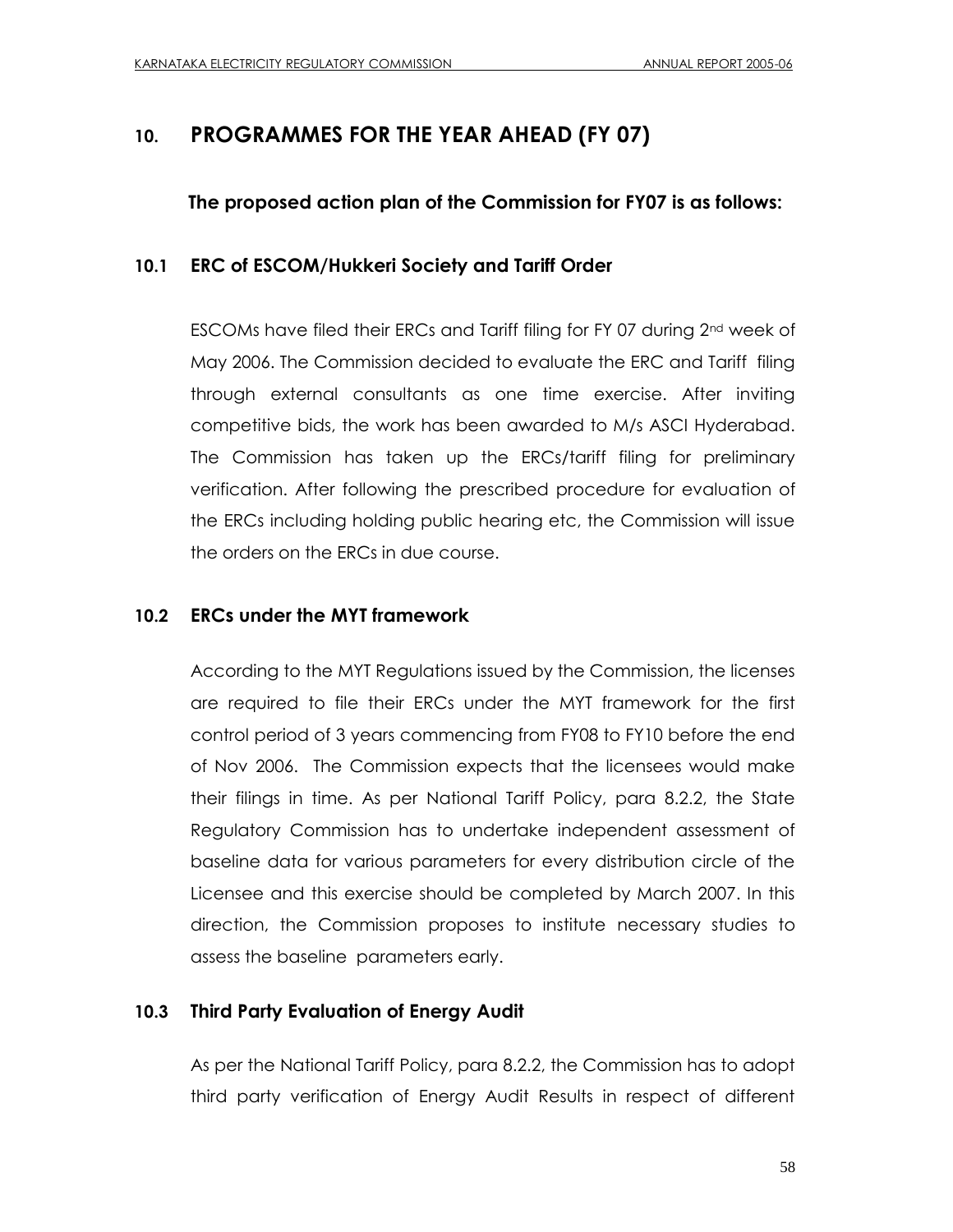# 10. PROGRAMMES FOR THE YEAR AHEAD (FY 07)

**The proposed action plan of the Commission for FY07 is as follows:**

## 10.1 ERC of ESCOM/Hukkeri Society and Tariff Order

ESCOMs have filed their ERCs and Tariff filing for FY 07 during 2nd week of May 2006. The Commission decided to evaluate the ERC and Tariff filing through external consultants as one time exercise. After inviting competitive bids, the work has been awarded to M/s ASCI Hyderabad. The Commission has taken up the ERCs/tariff filing for preliminary verification. After following the prescribed procedure for evaluation of the ERCs including holding public hearing etc, the Commission will issue the orders on the ERCs in due course.

## 10.2 ERCs under the MYT framework

According to the MYT Regulations issued by the Commission, the licenses are required to file their ERCs under the MYT framework for the first control period of 3 years commencing from FY08 to FY10 before the end of Nov 2006. The Commission expects that the licensees would make their filings in time. As per National Tariff Policy, para 8.2.2, the State Regulatory Commission has to undertake independent assessment of baseline data for various parameters for every distribution circle of the Licensee and this exercise should be completed by March 2007. In this direction, the Commission proposes to institute necessary studies to assess the baseline parameters early.

## 10.3 Third Party Evaluation of Energy Audit

As per the National Tariff Policy, para 8.2.2, the Commission has to adopt third party verification of Energy Audit Results in respect of different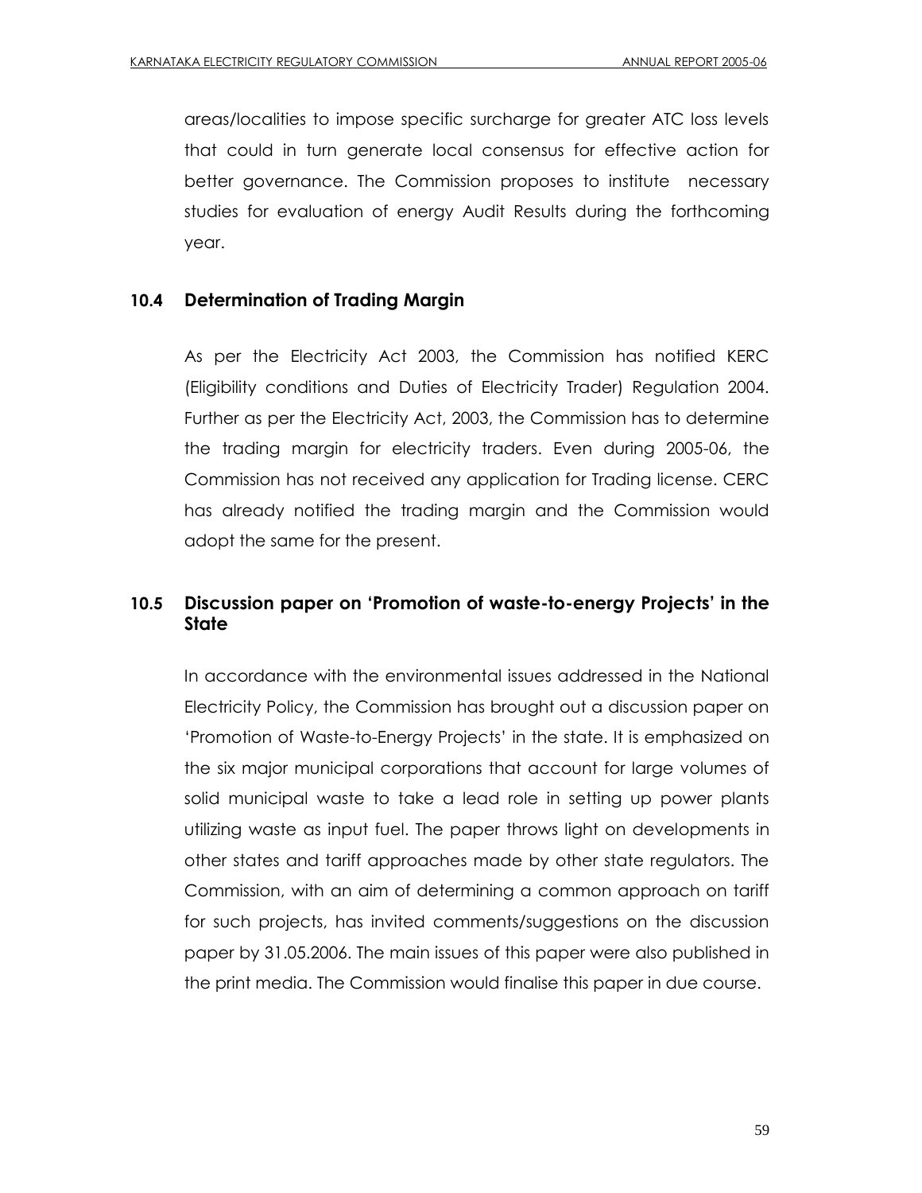areas/localities to impose specific surcharge for greater ATC loss levels that could in turn generate local consensus for effective action for better governance. The Commission proposes to institute necessary studies for evaluation of energy Audit Results during the forthcoming year.

### 10.4 Determination of Trading Margin

As per the Electricity Act 2003, the Commission has notified KERC (Eligibility conditions and Duties of Electricity Trader) Regulation 2004. Further as per the Electricity Act, 2003, the Commission has to determine the trading margin for electricity traders. Even during 2005-06, the Commission has not received any application for Trading license. CERC has already notified the trading margin and the Commission would adopt the same for the present.

### 10.5 Discussion paper on 'Promotion of waste-to-energy Projects' in the State

In accordance with the environmental issues addressed in the National Electricity Policy, the Commission has brought out a discussion paper on 'Promotion of Waste-to-Energy Projects' in the state. It is emphasized on the six major municipal corporations that account for large volumes of solid municipal waste to take a lead role in setting up power plants utilizing waste as input fuel. The paper throws light on developments in other states and tariff approaches made by other state regulators. The Commission, with an aim of determining a common approach on tariff for such projects, has invited comments/suggestions on the discussion paper by 31.05.2006. The main issues of this paper were also published in the print media. The Commission would finalise this paper in due course.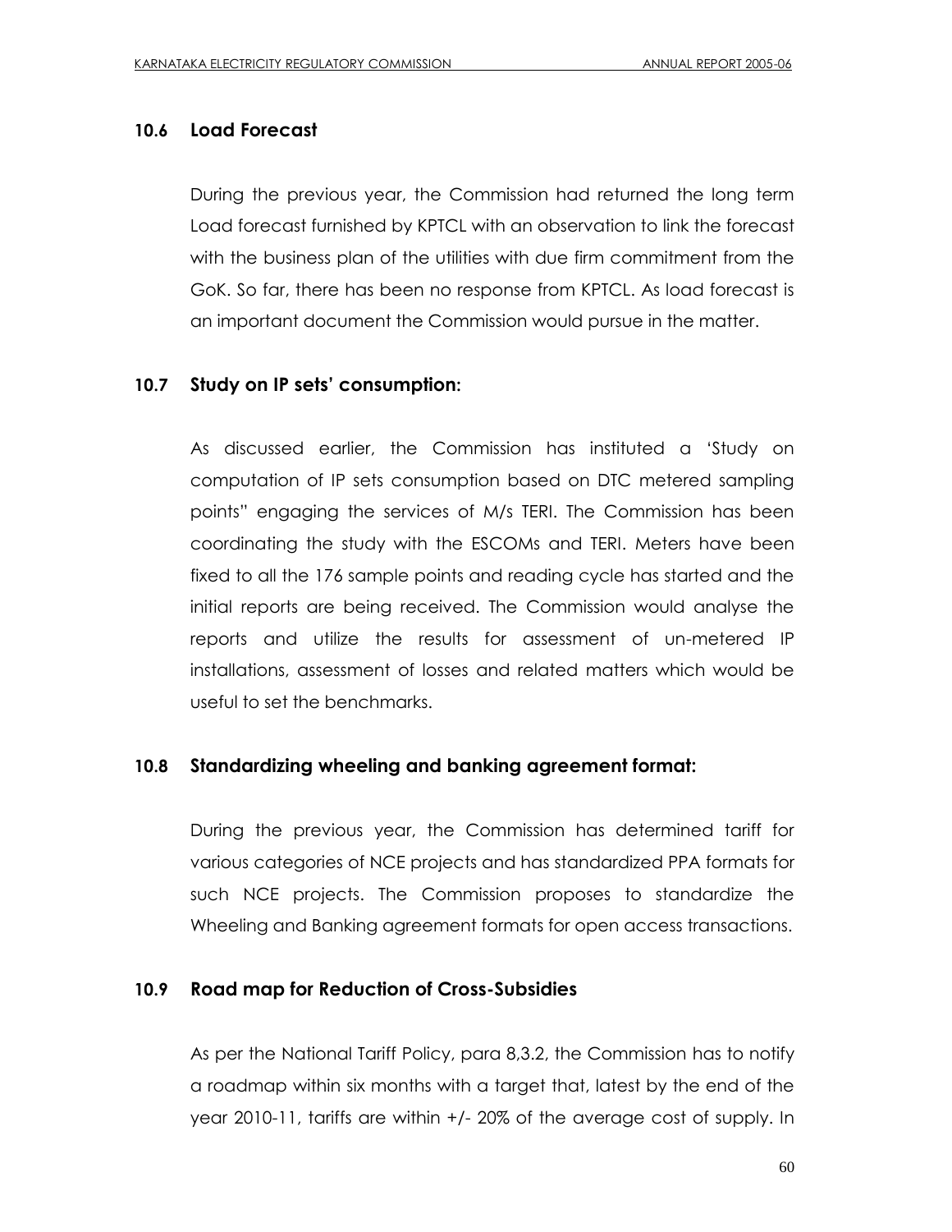### 10.6 Load Forecast

During the previous year, the Commission had returned the long term Load forecast furnished by KPTCL with an observation to link the forecast with the business plan of the utilities with due firm commitment from the GoK. So far, there has been no response from KPTCL. As load forecast is an important document the Commission would pursue in the matter.

### 10.7 Study on IP sets' consumption:

As discussed earlier, the Commission has instituted a 'Study on computation of IP sets consumption based on DTC metered sampling points" engaging the services of M/s TERI. The Commission has been coordinating the study with the ESCOMs and TERI. Meters have been fixed to all the 176 sample points and reading cycle has started and the initial reports are being received. The Commission would analyse the reports and utilize the results for assessment of un-metered IP installations, assessment of losses and related matters which would be useful to set the benchmarks.

### 10.8 Standardizing wheeling and banking agreement format:

During the previous year, the Commission has determined tariff for various categories of NCE projects and has standardized PPA formats for such NCE projects. The Commission proposes to standardize the Wheeling and Banking agreement formats for open access transactions.

### 10.9 Road map for Reduction of Cross-Subsidies

As per the National Tariff Policy, para 8,3.2, the Commission has to notify a roadmap within six months with a target that, latest by the end of the year 2010-11, tariffs are within +/- 20% of the average cost of supply. In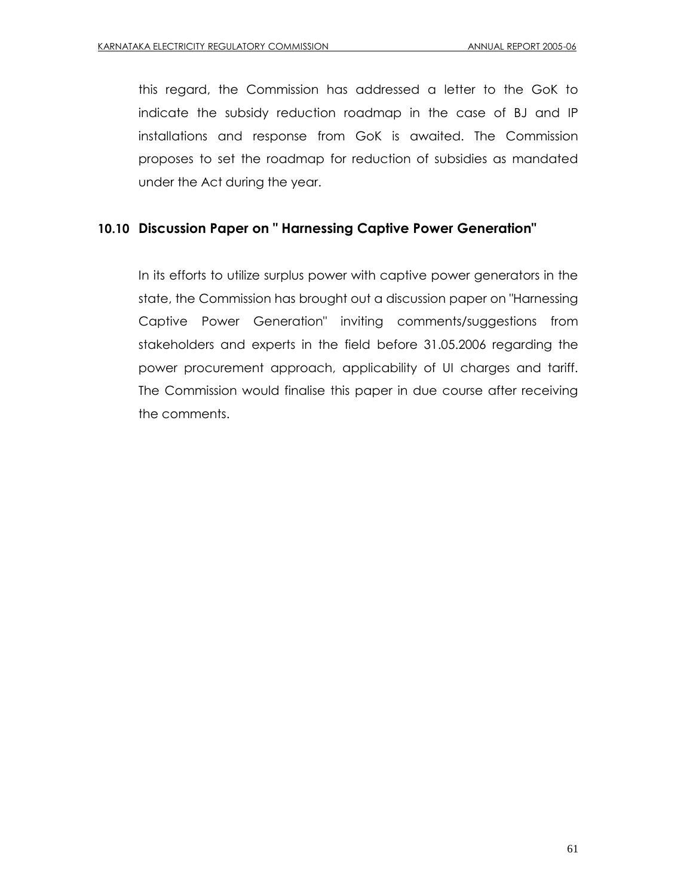this regard, the Commission has addressed a letter to the GoK to indicate the subsidy reduction roadmap in the case of BJ and IP installations and response from GoK is awaited. The Commission proposes to set the roadmap for reduction of subsidies as mandated under the Act during the year.

### 10.10 Discussion Paper on " Harnessing Captive Power Generation"

In its efforts to utilize surplus power with captive power generators in the state, the Commission has brought out a discussion paper on "Harnessing Captive Power Generation" inviting comments/suggestions from stakeholders and experts in the field before 31.05.2006 regarding the power procurement approach, applicability of UI charges and tariff. The Commission would finalise this paper in due course after receiving the comments.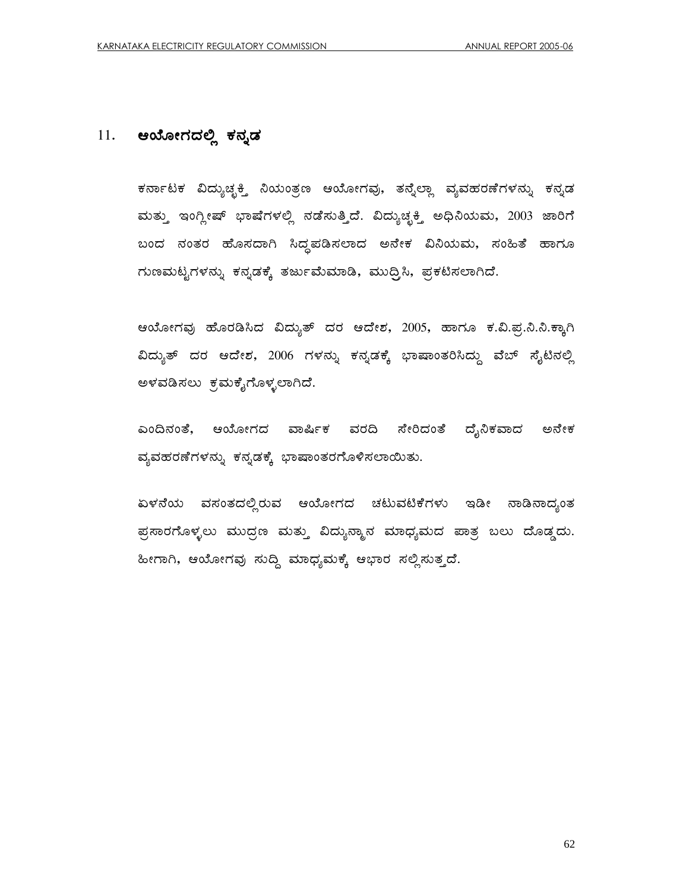## 11. ಆಯೋಗದಲ್ಲಿ ಕನ್ನಡ

ಕರ್ನಾಟಕ ವಿದ್ಯುಚ್ಛಕ್ತಿ ನಿಯಂತ್ರಣ ಆಯೋಗವು, ತನ್ನೆಲ್ಲಾ ವ್ಯವಹರಣೆಗಳನ್ನು ಕನ್ನಡ ಮತ್ತು ಇಂಗ್ಲೀಷ್ ಭಾಷೆಗಳಲ್ಲಿ ನಡೆಸುತ್ತಿದೆ. ವಿದ್ಯುಚ್ಛಕ್ತಿ ಅಧಿನಿಯಮ, 2003 ಜಾರಿಗೆ ಬಂದ ನಂತರ ಹೊಸದಾಗಿ ಸಿದ್ಧಪಡಿಸಲಾದ ಅನೇಕ ವಿನಿಯಮ, ಸಂಹಿತೆ ಹಾಗೂ ಗುಣಮಟ್ಟಗಳನ್ನು ಕನ್ನಡಕ್ಕೆ ತರ್ಜುಮೆಮಾಡಿ, ಮುದ್ರಿಸಿ, ಪ್ರಕಟಿಸಲಾಗಿದೆ.

ಆಯೋಗವು ಹೊರಡಿಸಿದ ವಿದ್ಯುತ್ ದರ ಆದೇಶ, 2005, ಹಾಗೂ ಕ.ವಿ.ಪ್ರ.ನಿ.ನಿ.ಕ್ಕಾಗಿ ವಿದ್ಯುತ್ ದರ ಆದೇಶ, 2006 ಗಳನ್ನು ಕನ್ನಡಕ್ಕೆ ಭಾಷಾಂತರಿಸಿದ್ದು ವೆಬ್ ಸೈಟಿನಲ್ಲಿ ಅಳವಡಿಸಲು ಕ್ರಮಕೈಗೊಳ್ಳಲಾಗಿದೆ.

ಎಂದಿನಂತೆ, ಆಯೋಗದ ವಾರ್ಷಿಕ ವರದಿ ಸೇರಿದಂತೆ ದೈನಿಕವಾದ ಅನೇಕ ವ್ಯವಹರಣೆಗಳನ್ನು ಕನ್ನಡಕ್ಕೆ ಭಾಷಾಂತರಗೊಳಿಸಲಾಯಿತು.

ಏಳನೆಯ ವಸಂತದಲ್ಲಿರುವ ಆಯೋಗದ ಚಟುವಟಿಕೆಗಳು ಇಡೀ ನಾಡಿನಾದ್ಯಂತ ಪ್ರಸಾರಗೊಳ್ಳಲು ಮುದ್ರಣ ಮತ್ತು ವಿದ್ಯುನ್ಮಾನ ಮಾಧ್ಯಮದ ಪಾತ್ರ ಬಲು ದೊಡ್ಡದು. ಹೀಗಾಗಿ, ಆಯೋಗವು ಸುದ್ದಿ ಮಾಧ್ಯಮಕ್ಕೆ ಆಭಾರ ಸಲ್ಲಿಸುತ್ತದೆ.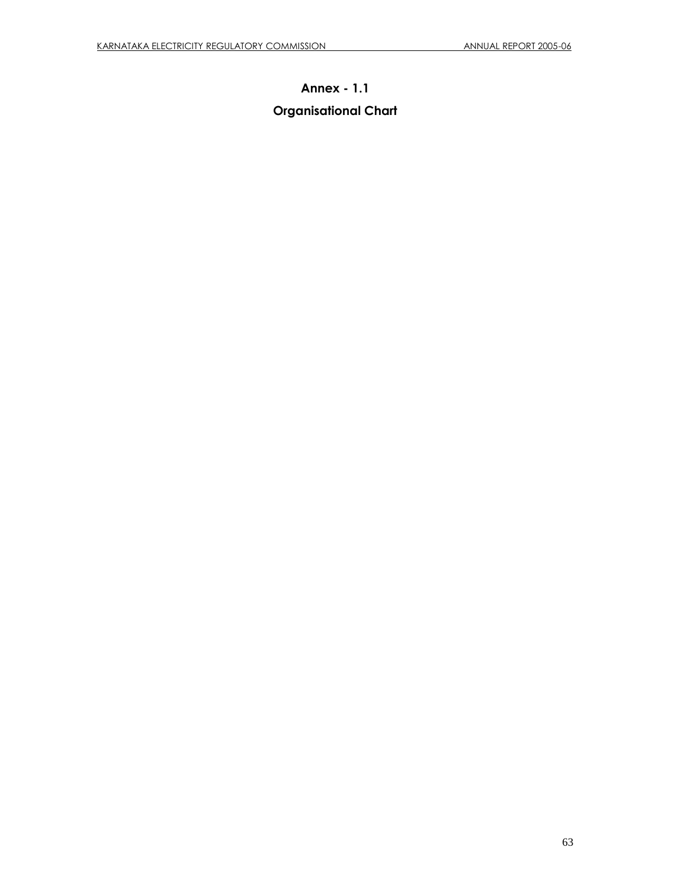# Annex - 1.1

## Organisational Chart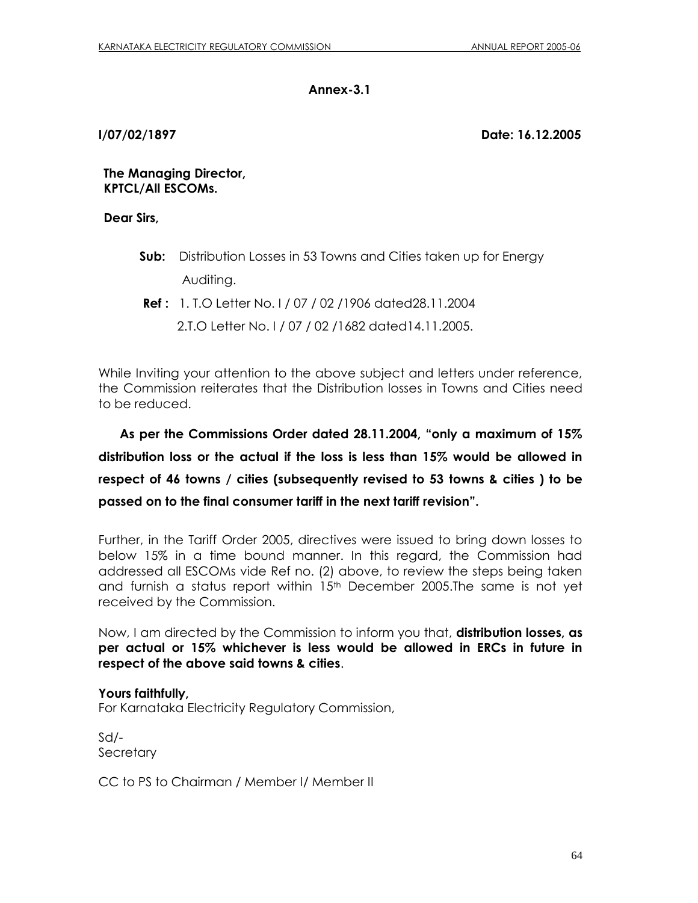## Annex-3.1

**I/07/02/1897** **Date: 16.12.2005**

**The Managing Director,**
**KPTCL/All ESCOMs.**

**Dear Sirs,**

**Sub:** Distribution Losses in 53 Towns and Cities taken up for Energy Auditing.

**Ref :** 1. T.O Letter No. I / 07 / 02 /1906 dated28.11.2004
2.T.O Letter No. I / 07 / 02 /1682 dated14.11.2005.

While Inviting your attention to the above subject and letters under reference, the Commission reiterates that the Distribution losses in Towns and Cities need to be reduced.

**As per the Commissions Order dated 28.11.2004, "only a maximum of 15% distribution loss or the actual if the loss is less than 15% would be allowed in respect of 46 towns / cities (subsequently revised to 53 towns & cities ) to be passed on to the final consumer tariff in the next tariff revision".**

Further, in the Tariff Order 2005, directives were issued to bring down losses to below 15% in a time bound manner. In this regard, the Commission had addressed all ESCOMs vide Ref no. (2) above, to review the steps being taken and furnish a status report within 15th December 2005.The same is not yet received by the Commission.

Now, I am directed by the Commission to inform you that, **distribution losses, as per actual or 15% whichever is less would be allowed in ERCs in future in respect of the above said towns & cities**.

**Yours faithfully,**
For Karnataka Electricity Regulatory Commission,

Sd/-
Secretary

CC to PS to Chairman / Member I/ Member II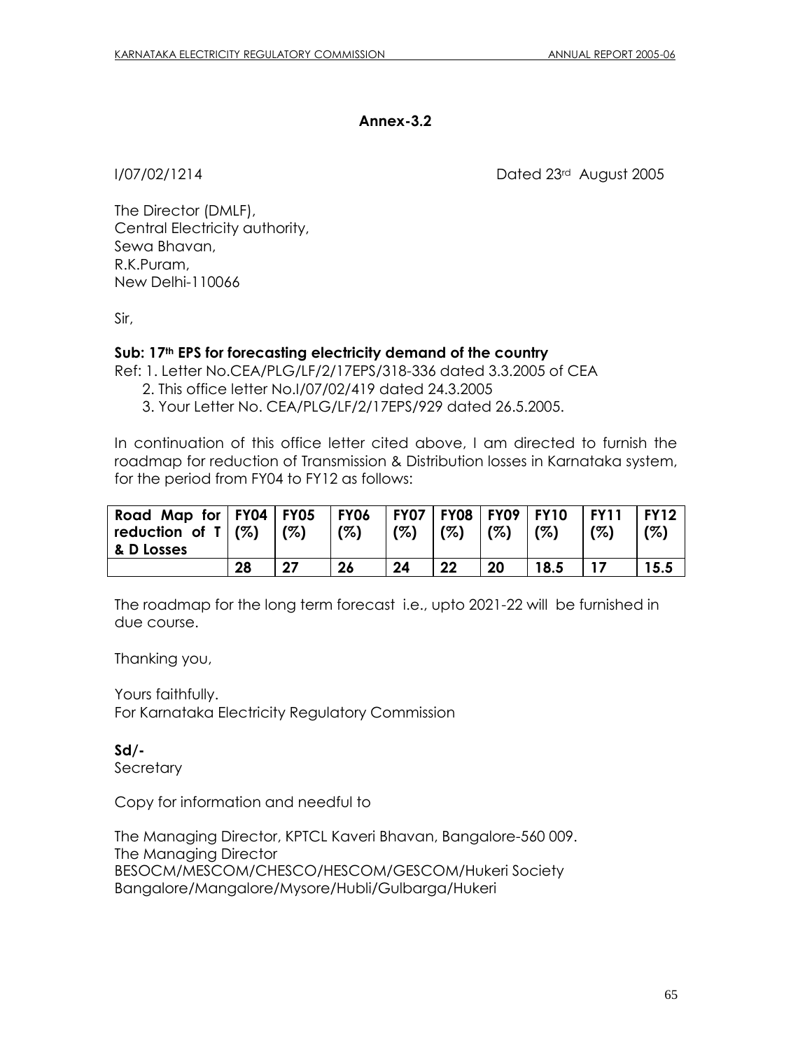## Annex-3.2

I/07/02/1214 Dated 23rd August 2005

The Director (DMLF),
Central Electricity authority,
Sewa Bhavan,
R.K.Puram,
New Delhi-110066

Sir,

**Sub: 17th EPS for forecasting electricity demand of the country**

Ref: 1. Letter No.CEA/PLG/LF/2/17EPS/318-336 dated 3.3.2005 of CEA

2. This office letter No.I/07/02/419 dated 24.3.2005
3. Your Letter No. CEA/PLG/LF/2/17EPS/929 dated 26.5.2005.

In continuation of this office letter cited above, I am directed to furnish the roadmap for reduction of Transmission & Distribution losses in Karnataka system, for the period from FY04 to FY12 as follows:

| Road Map for reduction of T & D Losses | FY04 (%) | FY05 (%) | FY06 (%) | FY07 (%) | FY08 (%) | FY09 (%) | FY10 (%) | FY11 (%) | FY12 (%) |
|---|---|---|---|---|---|---|---|---|---|
| | **28** | **27** | **26** | **24** | **22** | **20** | **18.5** | **17** | **15.5** |

The roadmap for the long term forecast i.e., upto 2021-22 will be furnished in due course.

Thanking you,

Yours faithfully.
For Karnataka Electricity Regulatory Commission

**Sd/-**
Secretary

Copy for information and needful to

The Managing Director, KPTCL Kaveri Bhavan, Bangalore-560 009.
The Managing Director
BESOCM/MESCOM/CHESCO/HESCOM/GESCOM/Hukeri Society
Bangalore/Mangalore/Mysore/Hubli/Gulbarga/Hukeri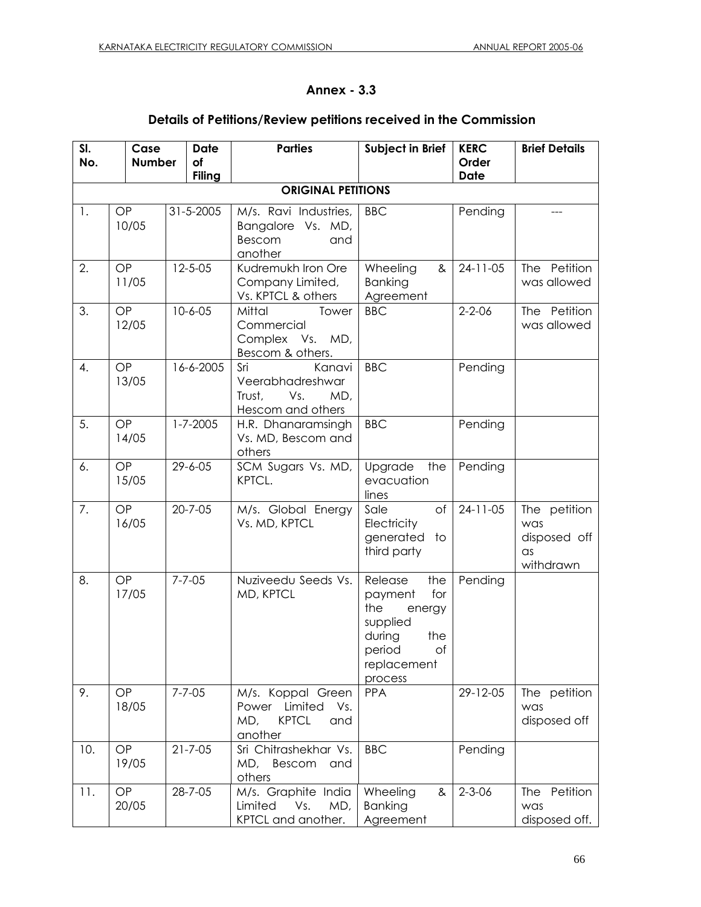## Annex - 3.3

## Details of Petitions/Review petitions received in the Commission

| Sl. No. | Case Number | Date of Filing | Parties | Subject in Brief | KERC Order Date | Brief Details |
|---|---|---|---|---|---|---|
| **ORIGINAL PETITIONS** | | | | | | |
| 1. | OP 10/05 | 31-5-2005 | M/s. Ravi Industries, Bangalore Vs. MD, Bescom and another | BBC | Pending | --- |
| 2. | OP 11/05 | 12-5-05 | Kudremukh Iron Ore Company Limited, Vs. KPTCL & others | Wheeling & Banking Agreement | 24-11-05 | The Petition was allowed |
| 3. | OP 12/05 | 10-6-05 | Mittal Tower Commercial Complex Vs. MD, Bescom & others. | BBC | 2-2-06 | The Petition was allowed |
| 4. | OP 13/05 | 16-6-2005 | Sri Kanavi Veerabhadreshwar Trust, Vs. MD, Hescom and others | BBC | Pending | |
| 5. | OP 14/05 | 1-7-2005 | H.R. Dhanaramsingh Vs. MD, Bescom and others | BBC | Pending | |
| 6. | OP 15/05 | 29-6-05 | SCM Sugars Vs. MD, KPTCL. | Upgrade the evacuation lines | Pending | |
| 7. | OP 16/05 | 20-7-05 | M/s. Global Energy Vs. MD, KPTCL | Sale of Electricity generated to third party | 24-11-05 | The petition was disposed off as withdrawn |
| 8. | OP 17/05 | 7-7-05 | Nuziveedu Seeds Vs. MD, KPTCL | Release the payment for the energy supplied during the period of replacement process | Pending | |
| 9. | OP 18/05 | 7-7-05 | M/s. Koppal Green Power Limited Vs. MD, KPTCL and another | PPA | 29-12-05 | The petition was disposed off |
| 10. | OP 19/05 | 21-7-05 | Sri Chitrashekhar Vs. MD, Bescom and others | BBC | Pending | |
| 11. | OP 20/05 | 28-7-05 | M/s. Graphite India Limited Vs. MD, KPTCL and another. | Wheeling & Banking Agreement | 2-3-06 | The Petition was disposed off. |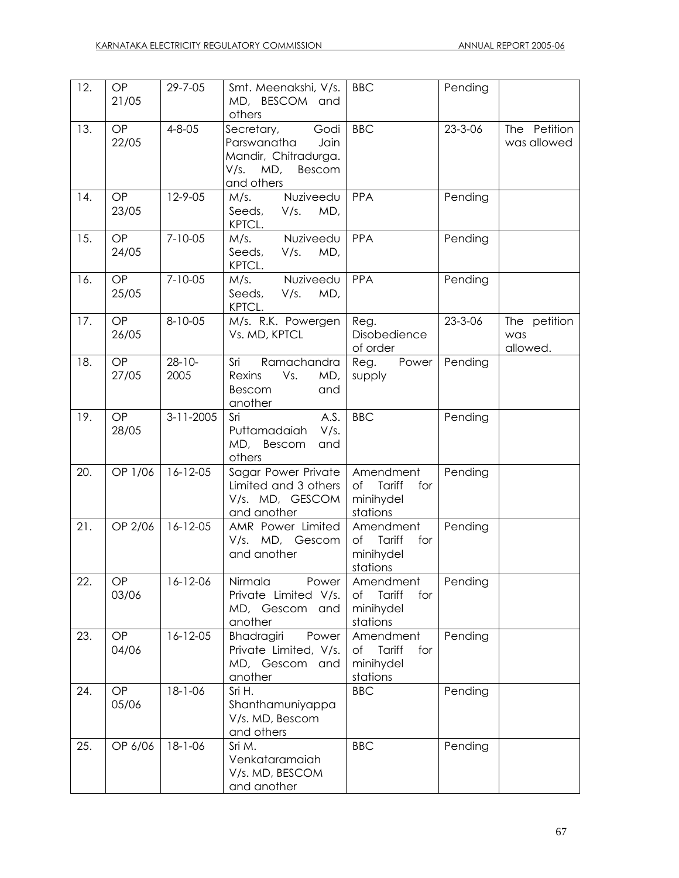| | | | | | | |
|---|---|---|---|---|---|---|
| 12. | OP 21/05 | 29-7-05 | Smt. Meenakshi, V/s. MD, BESCOM and others | BBC | Pending | |
| 13. | OP 22/05 | 4-8-05 | Secretary, Godi Parswanatha Jain Mandir, Chitradurga. V/s. MD, Bescom and others | BBC | 23-3-06 | The Petition was allowed |
| 14. | OP 23/05 | 12-9-05 | M/s. Nuziveedu Seeds, V/s. MD, KPTCL. | PPA | Pending | |
| 15. | OP 24/05 | 7-10-05 | M/s. Nuziveedu Seeds, V/s. MD, KPTCL. | PPA | Pending | |
| 16. | OP 25/05 | 7-10-05 | M/s. Nuziveedu Seeds, V/s. MD, KPTCL. | PPA | Pending | |
| 17. | OP 26/05 | 8-10-05 | M/s. R.K. Powergen Vs. MD, KPTCL | Reg. Disobedience of order | 23-3-06 | The petition was allowed. |
| 18. | OP 27/05 | 28-10-2005 | Sri Ramachandra Rexins Vs. MD, Bescom and another | Reg. Power supply | Pending | |
| 19. | OP 28/05 | 3-11-2005 | Sri A.S. Puttamadaiah V/s. MD, Bescom and others | BBC | Pending | |
| 20. | OP 1/06 | 16-12-05 | Sagar Power Private Limited and 3 others V/s. MD, GESCOM and another | Amendment of Tariff for minihydel stations | Pending | |
| 21. | OP 2/06 | 16-12-05 | AMR Power Limited V/s. MD, Gescom and another | Amendment of Tariff for minihydel stations | Pending | |
| 22. | OP 03/06 | 16-12-06 | Nirmala Power Private Limited V/s. MD, Gescom and another | Amendment of Tariff for minihydel stations | Pending | |
| 23. | OP 04/06 | 16-12-05 | Bhadragiri Power Private Limited, V/s. MD, Gescom and another | Amendment of Tariff for minihydel stations | Pending | |
| 24. | OP 05/06 | 18-1-06 | Sri H. Shanthamuniyappa V/s. MD, Bescom and others | BBC | Pending | |
| 25. | OP 6/06 | 18-1-06 | Sri M. Venkataramaiah V/s. MD, BESCOM and another | BBC | Pending | |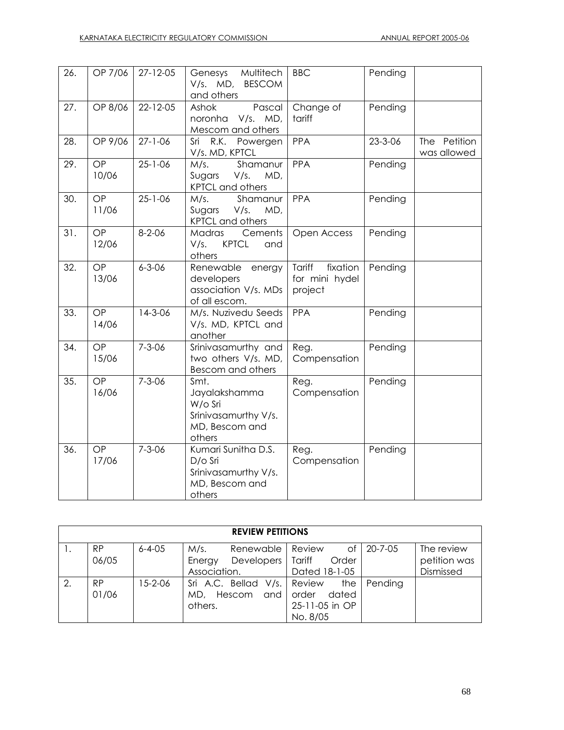| | | | | | | |
|---|---|---|---|---|---|---|
| 26. | OP 7/06 | 27-12-05 | Genesys Multitech V/s. MD, BESCOM and others | BBC | Pending | |
| 27. | OP 8/06 | 22-12-05 | Ashok Pascal noronha V/s. MD, Mescom and others | Change of tariff | Pending | |
| 28. | OP 9/06 | 27-1-06 | Sri R.K. Powergen V/s. MD, KPTCL | PPA | 23-3-06 | The Petition was allowed |
| 29. | OP 10/06 | 25-1-06 | M/s. Shamanur Sugars V/s. MD, KPTCL and others | PPA | Pending | |
| 30. | OP 11/06 | 25-1-06 | M/s. Shamanur Sugars V/s. MD, KPTCL and others | PPA | Pending | |
| 31. | OP 12/06 | 8-2-06 | Madras Cements V/s. KPTCL and others | Open Access | Pending | |
| 32. | OP 13/06 | 6-3-06 | Renewable energy developers association V/s. MDs of all escom. | Tariff fixation for mini hydel project | Pending | |
| 33. | OP 14/06 | 14-3-06 | M/s. Nuzivedu Seeds V/s. MD, KPTCL and another | PPA | Pending | |
| 34. | OP 15/06 | 7-3-06 | Srinivasamurthy and two others V/s. MD, Bescom and others | Reg. Compensation | Pending | |
| 35. | OP 16/06 | 7-3-06 | Smt. Jayalakshamma W/o Sri Srinivasamurthy V/s. MD, Bescom and others | Reg. Compensation | Pending | |
| 36. | OP 17/06 | 7-3-06 | Kumari Sunitha D.S. D/o Sri Srinivasamurthy V/s. MD, Bescom and others | Reg. Compensation | Pending | |

**REVIEW PETITIONS**

| | | | | | | |
|---|---|---|---|---|---|---|
| 1. | RP 06/05 | 6-4-05 | M/s. Renewable Energy Developers Association. | Review of Tariff Order Dated 18-1-05 | 20-7-05 | The review petition was Dismissed |
| 2. | RP 01/06 | 15-2-06 | Sri A.C. Bellad V/s. MD, Hescom and others. | Review the order dated 25-11-05 in OP No. 8/05 | Pending | |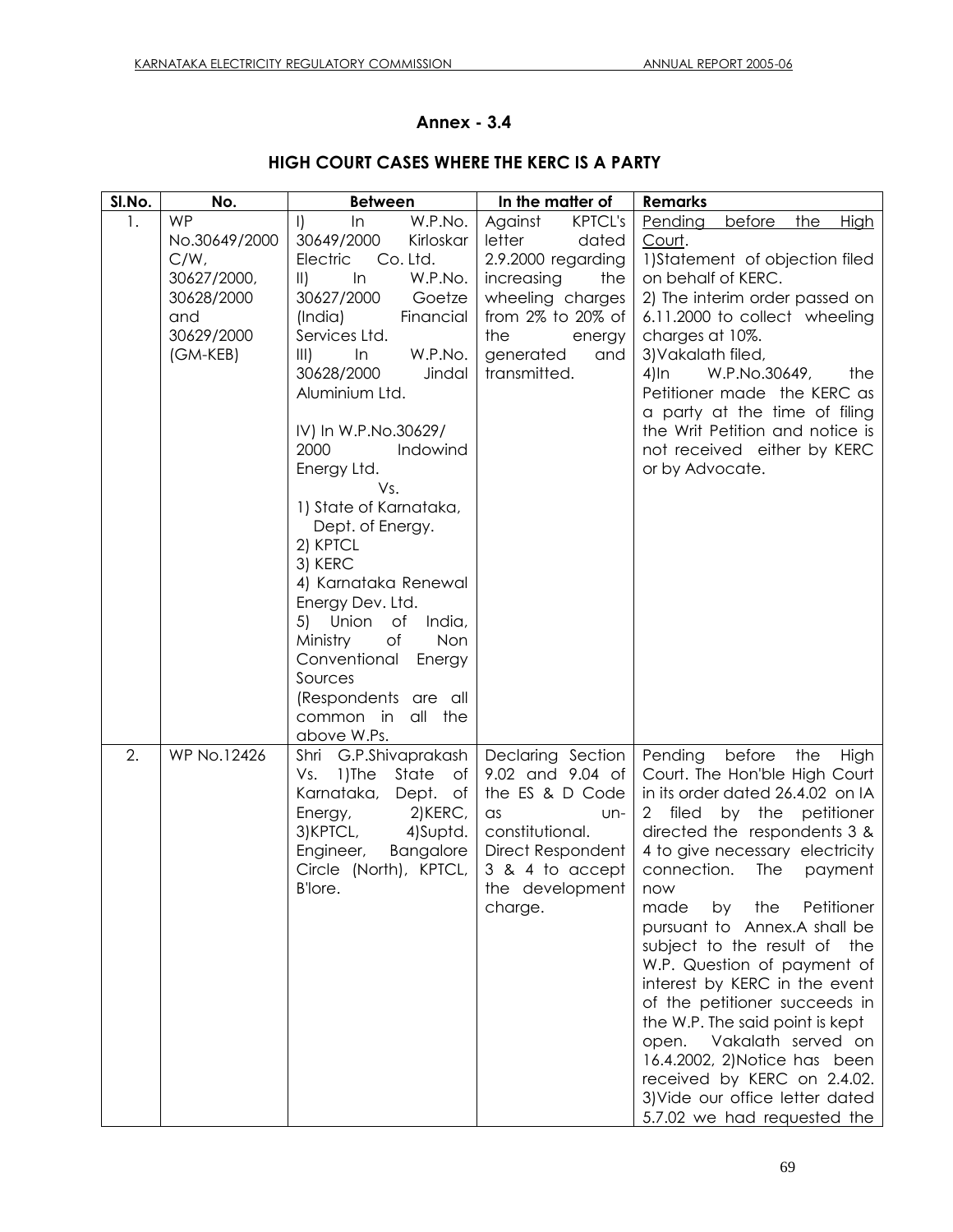## Annex - 3.4

## HIGH COURT CASES WHERE THE KERC IS A PARTY

| Sl.No. | No. | Between | In the matter of | Remarks |
|---|---|---|---|---|
| 1. | WP No.30649/2000 C/W, 30627/2000, 30628/2000 and 30629/2000 (GM-KEB) | I) In W.P.No. 30649/2000 Kirloskar Electric Co. Ltd.<br>II) In W.P.No. 30627/2000 Goetze (India) Financial Services Ltd.<br>III) In W.P.No. 30628/2000 Jindal Aluminium Ltd.<br><br>IV) In W.P.No.30629/ 2000 Indowind Energy Ltd.<br>Vs.<br>1) State of Karnataka, Dept. of Energy.<br>2) KPTCL<br>3) KERC<br>4) Karnataka Renewal Energy Dev. Ltd.<br>5) Union of India, Ministry of Non Conventional Energy Sources<br>(Respondents are all common in all the above W.Ps. | Against KPTCL's letter dated 2.9.2000 regarding increasing the wheeling charges from 2% to 20% of the energy generated and transmitted. | Pending before the High Court.<br>1)Statement of objection filed on behalf of KERC.<br>2) The interim order passed on 6.11.2000 to collect wheeling charges at 10%.<br>3)Vakalath filed,<br>4)In W.P.No.30649, the Petitioner made the KERC as a party at the time of filing the Writ Petition and notice is not received either by KERC or by Advocate. |
| 2. | WP No.12426 | Shri G.P.Shivaprakash Vs. 1)The State of Karnataka, Dept. of Energy, 2)KERC, 3)KPTCL, 4)Suptd. Engineer, Bangalore Circle (North), KPTCL, B'lore. | Declaring Section 9.02 and 9.04 of the ES & D Code as un-constitutional. Direct Respondent 3 & 4 to accept the development charge. | Pending before the High Court. The Hon'ble High Court in its order dated 26.4.02 on IA 2 filed by the petitioner directed the respondents 3 & 4 to give necessary electricity connection. The payment now made by the Petitioner pursuant to Annex.A shall be subject to the result of the W.P. Question of payment of interest by KERC in the event of the petitioner succeeds in the W.P. The said point is kept open. Vakalath served on 16.4.2002, 2)Notice has been received by KERC on 2.4.02. 3)Vide our office letter dated 5.7.02 we had requested the |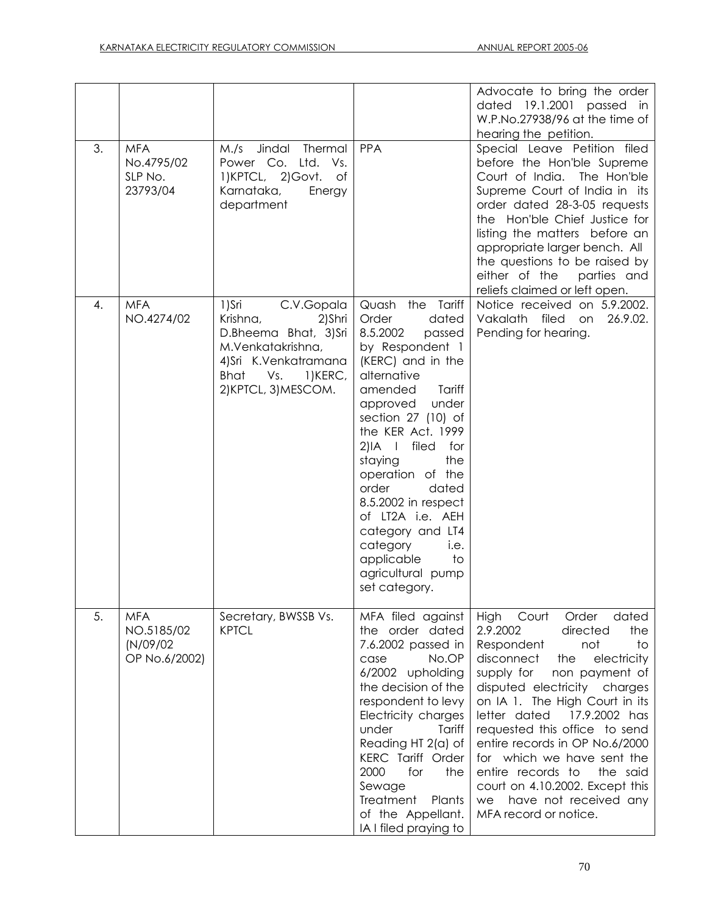| | | | | |
|---|---|---|---|---|
| | | | | Advocate to bring the order dated 19.1.2001 passed in W.P.No.27938/96 at the time of hearing the petition. |
| 3. | MFA No.4795/02 SLP No. 23793/04 | M./s Jindal Thermal Power Co. Ltd. Vs. 1)KPTCL, 2)Govt. of Karnataka, Energy department | PPA | Special Leave Petition filed before the Hon'ble Supreme Court of India. The Hon'ble Supreme Court of India in its order dated 28-3-05 requests the Hon'ble Chief Justice for listing the matters before an appropriate larger bench. All the questions to be raised by either of the parties and reliefs claimed or left open. |
| 4. | MFA NO.4274/02 | 1)Sri C.V.Gopala Krishna, 2)Shri D.Bheema Bhat, 3)Sri M.Venkatakrishna, 4)Sri K.Venkatramana Bhat Vs. 1)KERC, 2)KPTCL, 3)MESCOM. | Quash the Tariff Order dated 8.5.2002 passed by Respondent 1 (KERC) and in the alternative amended Tariff approved under section 27 (10) of the KER Act. 1999 2)IA I filed for staying the operation of the order dated 8.5.2002 in respect of LT2A i.e. AEH category and LT4 category i.e. applicable to agricultural pump set category. | Notice received on 5.9.2002. Vakalath filed on 26.9.02. Pending for hearing. |
| 5. | MFA NO.5185/02 (N/09/02 OP No.6/2002) | Secretary, BWSSB Vs. KPTCL | MFA filed against the order dated 7.6.2002 passed in case No.OP 6/2002 upholding the decision of the respondent to levy Electricity charges under Tariff Reading HT 2(a) of KERC Tariff Order 2000 for the Sewage Treatment Plants of the Appellant. IA I filed praying to | High Court Order dated 2.9.2002 directed the Respondent not to disconnect the electricity supply for non payment of disputed electricity charges on IA 1. The High Court in its letter dated 17.9.2002 has requested this office to send entire records in OP No.6/2000 for which we have sent the entire records to the said court on 4.10.2002. Except this we have not received any MFA record or notice. |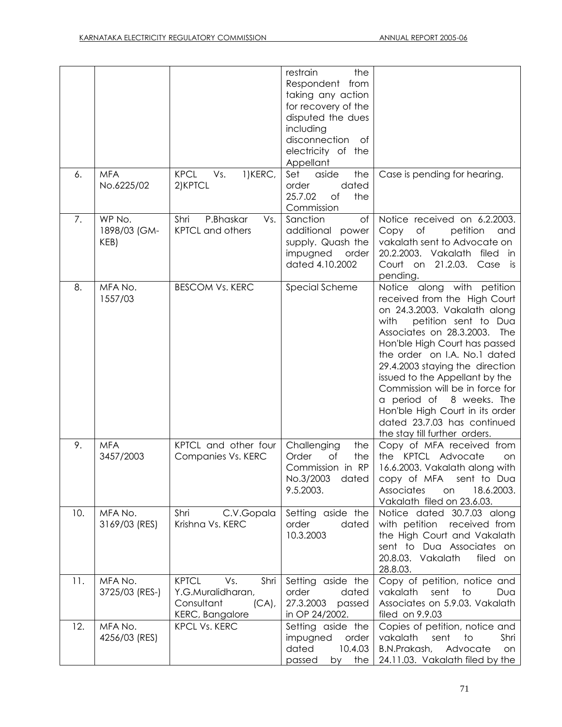| | | | | |
|---|---|---|---|---|
| | | | restrain the Respondent from taking any action for recovery of the disputed the dues including disconnection of electricity of the Appellant | |
| 6. | MFA No.6225/02 | KPCL Vs. 1)KERC, 2)KPTCL | Set aside the order dated 25.7.02 of the Commission | Case is pending for hearing. |
| 7. | WP No. 1898/03 (GM-KEB) | Shri P.Bhaskar Vs. KPTCL and others | Sanction of additional power supply. Quash the impugned order dated 4.10.2002 | Notice received on 6.2.2003. Copy of petition and vakalath sent to Advocate on 20.2.2003. Vakalath filed in Court on 21.2.03. Case is pending. |
| 8. | MFA No. 1557/03 | BESCOM Vs. KERC | Special Scheme | Notice along with petition received from the High Court on 24.3.2003. Vakalath along with petition sent to Dua Associates on 28.3.2003. The Hon'ble High Court has passed the order on I.A. No.1 dated 29.4.2003 staying the direction issued to the Appellant by the Commission will be in force for a period of 8 weeks. The Hon'ble High Court in its order dated 23.7.03 has continued the stay till further orders. |
| 9. | MFA 3457/2003 | KPTCL and other four Companies Vs. KERC | Challenging the Order of the Commission in RP No.3/2003 dated 9.5.2003. | Copy of MFA received from the KPTCL Advocate on 16.6.2003. Vakalath along with copy of MFA sent to Dua Associates on 18.6.2003. Vakalath filed on 23.6.03. |
| 10. | MFA No. 3169/03 (RES) | Shri C.V.Gopala Krishna Vs. KERC | Setting aside the order dated 10.3.2003 | Notice dated 30.7.03 along with petition received from the High Court and Vakalath sent to Dua Associates on 20.8.03. Vakalath filed on 28.8.03. |
| 11. | MFA No. 3725/03 (RES-) | KPTCL Vs. Shri Y.G.Muralidharan, Consultant (CA), KERC, Bangalore | Setting aside the order dated 27.3.2003 passed in OP 24/2002. | Copy of petition, notice and vakalath sent to Dua Associates on 5.9.03. Vakalath filed on 9.9.03 |
| 12. | MFA No. 4256/03 (RES) | KPCL Vs. KERC | Setting aside the impugned order dated 10.4.03 passed by the | Copies of petition, notice and vakalath sent to Shri B.N.Prakash, Advocate on 24.11.03. Vakalath filed by the |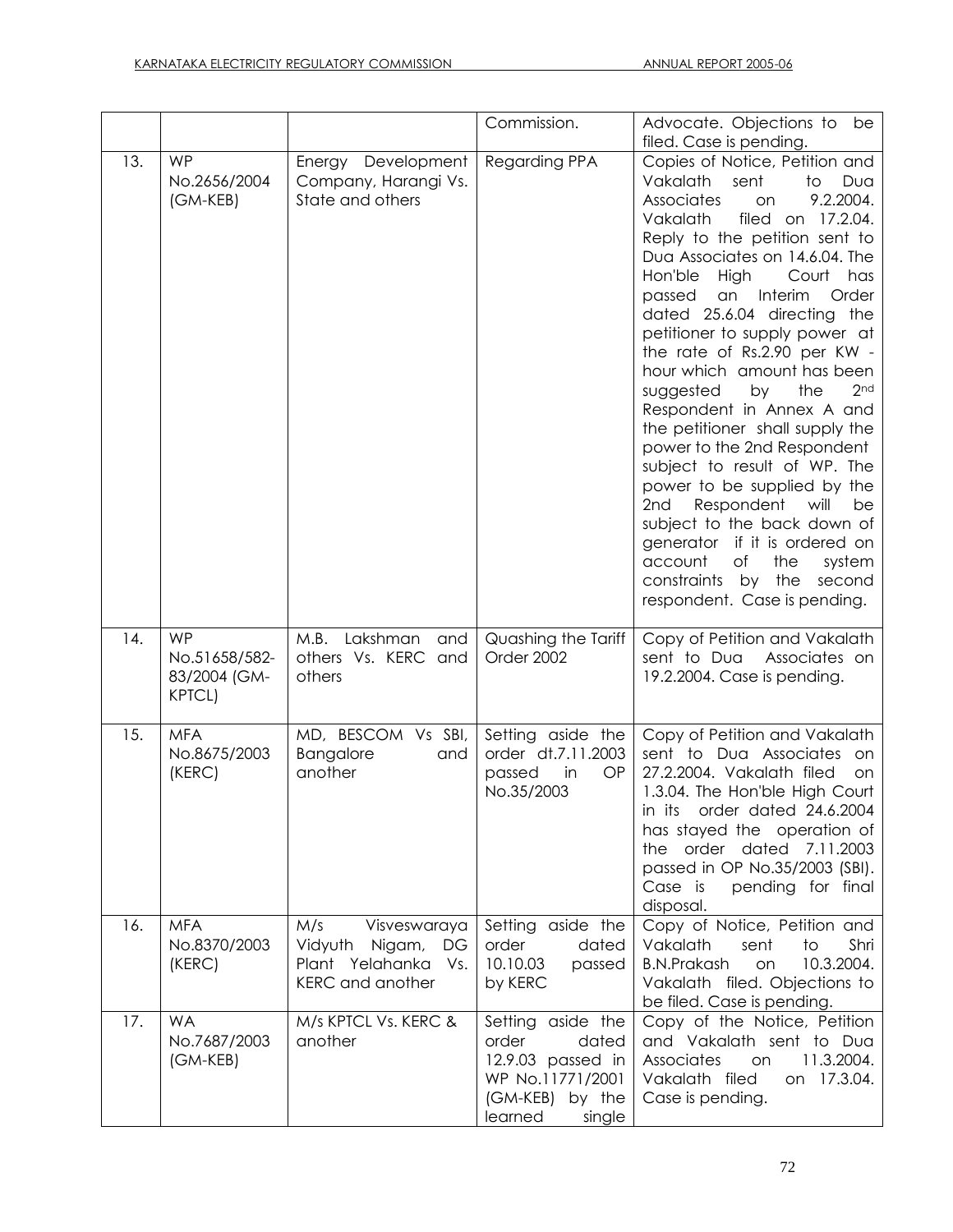| | | | | |
|---|---|---|---|---|
| | | | Commission. | Advocate. Objections to be filed. Case is pending. |
| 13. | WP No.2656/2004 (GM-KEB) | Energy Development Company, Harangi Vs. State and others | Regarding PPA | Copies of Notice, Petition and Vakalath sent to Dua Associates on 9.2.2004. Vakalath filed on 17.2.04. Reply to the petition sent to Dua Associates on 14.6.04. The Hon'ble High Court has passed an Interim Order dated 25.6.04 directing the petitioner to supply power at the rate of Rs.2.90 per KW - hour which amount has been suggested by the 2nd Respondent in Annex A and the petitioner shall supply the power to the 2nd Respondent subject to result of WP. The power to be supplied by the 2nd Respondent will be subject to the back down of generator if it is ordered on account of the system constraints by the second respondent. Case is pending. |
| 14. | WP No.51658/582-83/2004 (GM-KPTCL) | M.B. Lakshman and others Vs. KERC and others | Quashing the Tariff Order 2002 | Copy of Petition and Vakalath sent to Dua Associates on 19.2.2004. Case is pending. |
| 15. | MFA No.8675/2003 (KERC) | MD, BESCOM Vs SBI, Bangalore and another | Setting aside the order dt.7.11.2003 passed in OP No.35/2003 | Copy of Petition and Vakalath sent to Dua Associates on 27.2.2004. Vakalath filed on 1.3.04. The Hon'ble High Court in its order dated 24.6.2004 has stayed the operation of the order dated 7.11.2003 passed in OP No.35/2003 (SBI). Case is pending for final disposal. |
| 16. | MFA No.8370/2003 (KERC) | M/s Visveswaraya Vidyuth Nigam, DG Plant Yelahanka Vs. KERC and another | Setting aside the order dated 10.10.03 passed by KERC | Copy of Notice, Petition and Vakalath sent to Shri B.N.Prakash on 10.3.2004. Vakalath filed. Objections to be filed. Case is pending. |
| 17. | WA No.7687/2003 (GM-KEB) | M/s KPTCL Vs. KERC & another | Setting aside the order dated 12.9.03 passed in WP No.11771/2001 (GM-KEB) by the learned single | Copy of the Notice, Petition and Vakalath sent to Dua Associates on 11.3.2004. Vakalath filed on 17.3.04. Case is pending. |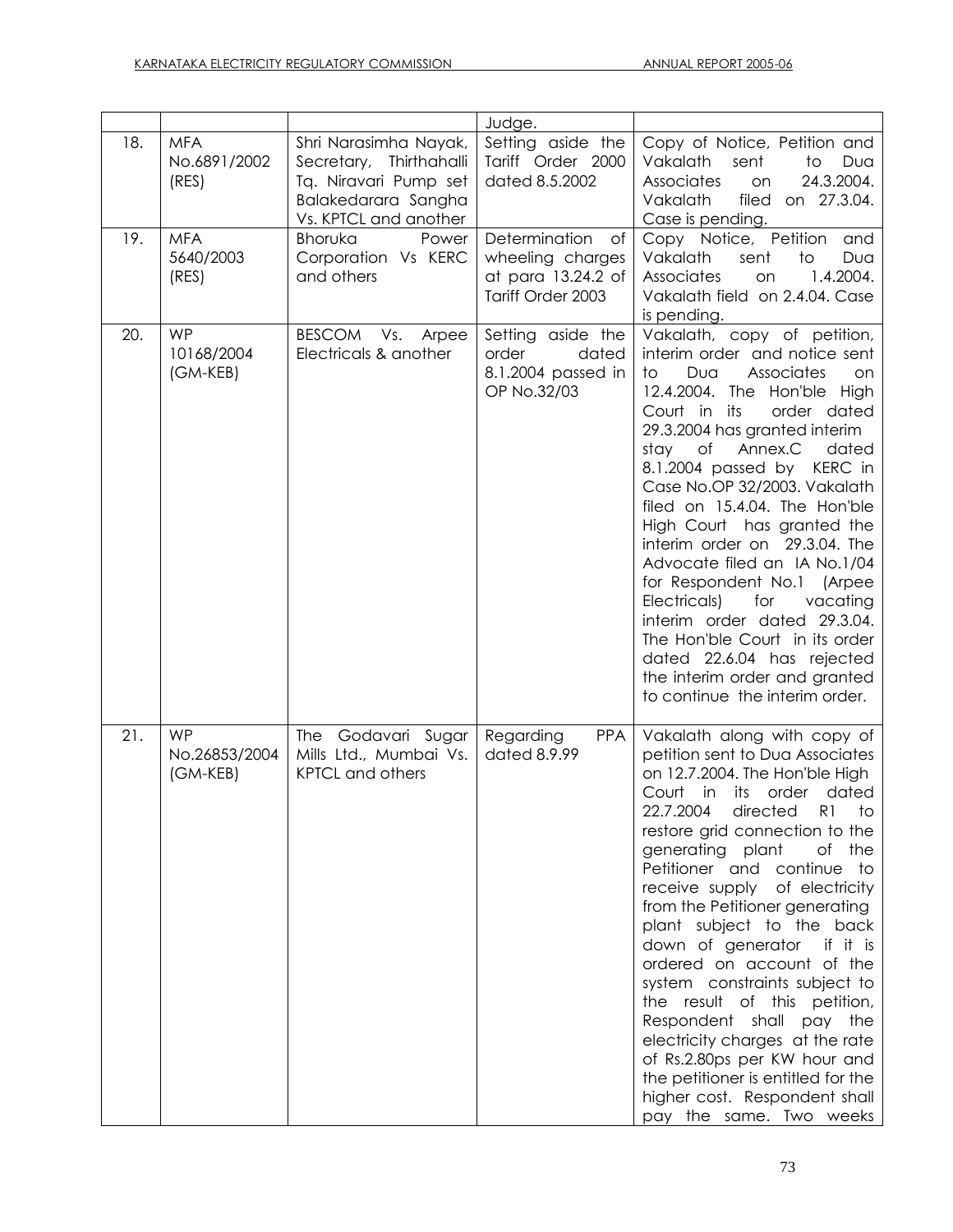| | | | | |
|---|---|---|---|---|
| | | | Judge. | |
| 18. | MFA No.6891/2002 (RES) | Shri Narasimha Nayak, Secretary, Thirthahalli Tq. Niravari Pump set Balakedarara Sangha Vs. KPTCL and another | Setting aside the Tariff Order 2000 dated 8.5.2002 | Copy of Notice, Petition and Vakalath sent to Dua Associates on 24.3.2004. Vakalath filed on 27.3.04. Case is pending. |
| 19. | MFA 5640/2003 (RES) | Bhoruka Power Corporation Vs KERC and others | Determination of wheeling charges at para 13.24.2 of Tariff Order 2003 | Copy Notice, Petition and Vakalath sent to Dua Associates on 1.4.2004. Vakalath field on 2.4.04. Case is pending. |
| 20. | WP 10168/2004 (GM-KEB) | BESCOM Vs. Arpee Electricals & another | Setting aside the order dated 8.1.2004 passed in OP No.32/03 | Vakalath, copy of petition, interim order and notice sent to Dua Associates on 12.4.2004. The Hon'ble High Court in its order dated 29.3.2004 has granted interim stay of Annex.C dated 8.1.2004 passed by KERC in Case No.OP 32/2003. Vakalath filed on 15.4.04. The Hon'ble High Court has granted the interim order on 29.3.04. The Advocate filed an IA No.1/04 for Respondent No.1 (Arpee Electricals) for vacating interim order dated 29.3.04. The Hon'ble Court in its order dated 22.6.04 has rejected the interim order and granted to continue the interim order. |
| 21. | WP No.26853/2004 (GM-KEB) | The Godavari Sugar Mills Ltd., Mumbai Vs. KPTCL and others | Regarding PPA dated 8.9.99 | Vakalath along with copy of petition sent to Dua Associates on 12.7.2004. The Hon'ble High Court in its order dated 22.7.2004 directed R1 to restore grid connection to the generating plant of the Petitioner and continue to receive supply of electricity from the Petitioner generating plant subject to the back down of generator if it is ordered on account of the system constraints subject to the result of this petition, Respondent shall pay the electricity charges at the rate of Rs.2.80ps per KW hour and the petitioner is entitled for the higher cost. Respondent shall pay the same. Two weeks |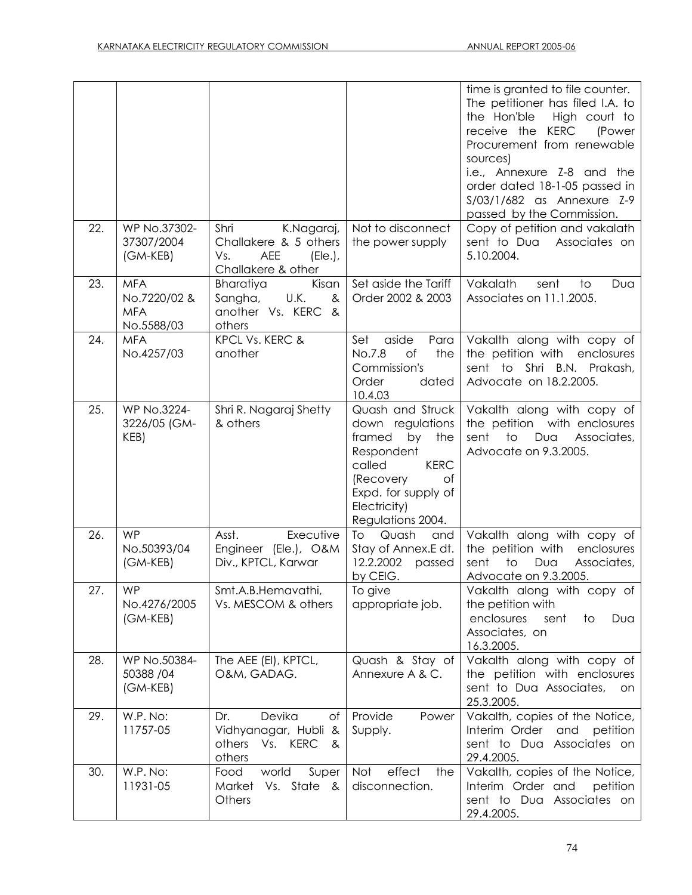| | | | | |
|---|---|---|---|---|
| | | | | time is granted to file counter. The petitioner has filed I.A. to the Hon'ble High court to receive the KERC (Power Procurement from renewable sources) i.e., Annexure Z-8 and the order dated 18-1-05 passed in S/03/1/682 as Annexure Z-9 passed by the Commission. |
| 22. | WP No.37302-37307/2004 (GM-KEB) | Shri K.Nagaraj, Challakere & 5 others Vs. AEE (Ele.), Challakere & other | Not to disconnect the power supply | Copy of petition and vakalath sent to Dua Associates on 5.10.2004. |
| 23. | MFA No.7220/02 & MFA No.5588/03 | Bharatiya Kisan Sangha, U.K. & another Vs. KERC & others | Set aside the Tariff Order 2002 & 2003 | Vakalath sent to Dua Associates on 11.1.2005. |
| 24. | MFA No.4257/03 | KPCL Vs. KERC & another | Set aside Para No.7.8 of the Commission's Order dated 10.4.03 | Vakalth along with copy of the petition with enclosures sent to Shri B.N. Prakash, Advocate on 18.2.2005. |
| 25. | WP No.3224-3226/05 (GM-KEB) | Shri R. Nagaraj Shetty & others | Quash and Struck down regulations framed by the Respondent called KERC (Recovery of Expd. for supply of Electricity) Regulations 2004. | Vakalth along with copy of the petition with enclosures sent to Dua Associates, Advocate on 9.3.2005. |
| 26. | WP No.50393/04 (GM-KEB) | Asst. Executive Engineer (Ele.), O&M Div., KPTCL, Karwar | To Quash and Stay of Annex.E dt. 12.2.2002 passed by CEIG. | Vakalth along with copy of the petition with enclosures sent to Dua Associates, Advocate on 9.3.2005. |
| 27. | WP No.4276/2005 (GM-KEB) | Smt.A.B.Hemavathi, Vs. MESCOM & others | To give appropriate job. | Vakalth along with copy of the petition with enclosures sent to Dua Associates, on 16.3.2005. |
| 28. | WP No.50384-50388 /04 (GM-KEB) | The AEE (El), KPTCL, O&M, GADAG. | Quash & Stay of Annexure A & C. | Vakalth along with copy of the petition with enclosures sent to Dua Associates, on 25.3.2005. |
| 29. | W.P. No: 11757-05 | Dr. Devika of Vidhyanagar, Hubli & others Vs. KERC & others | Provide Power Supply. | Vakalth, copies of the Notice, Interim Order and petition sent to Dua Associates on 29.4.2005. |
| 30. | W.P. No: 11931-05 | Food world Super Market Vs. State & Others | Not effect the disconnection. | Vakalth, copies of the Notice, Interim Order and petition sent to Dua Associates on 29.4.2005. |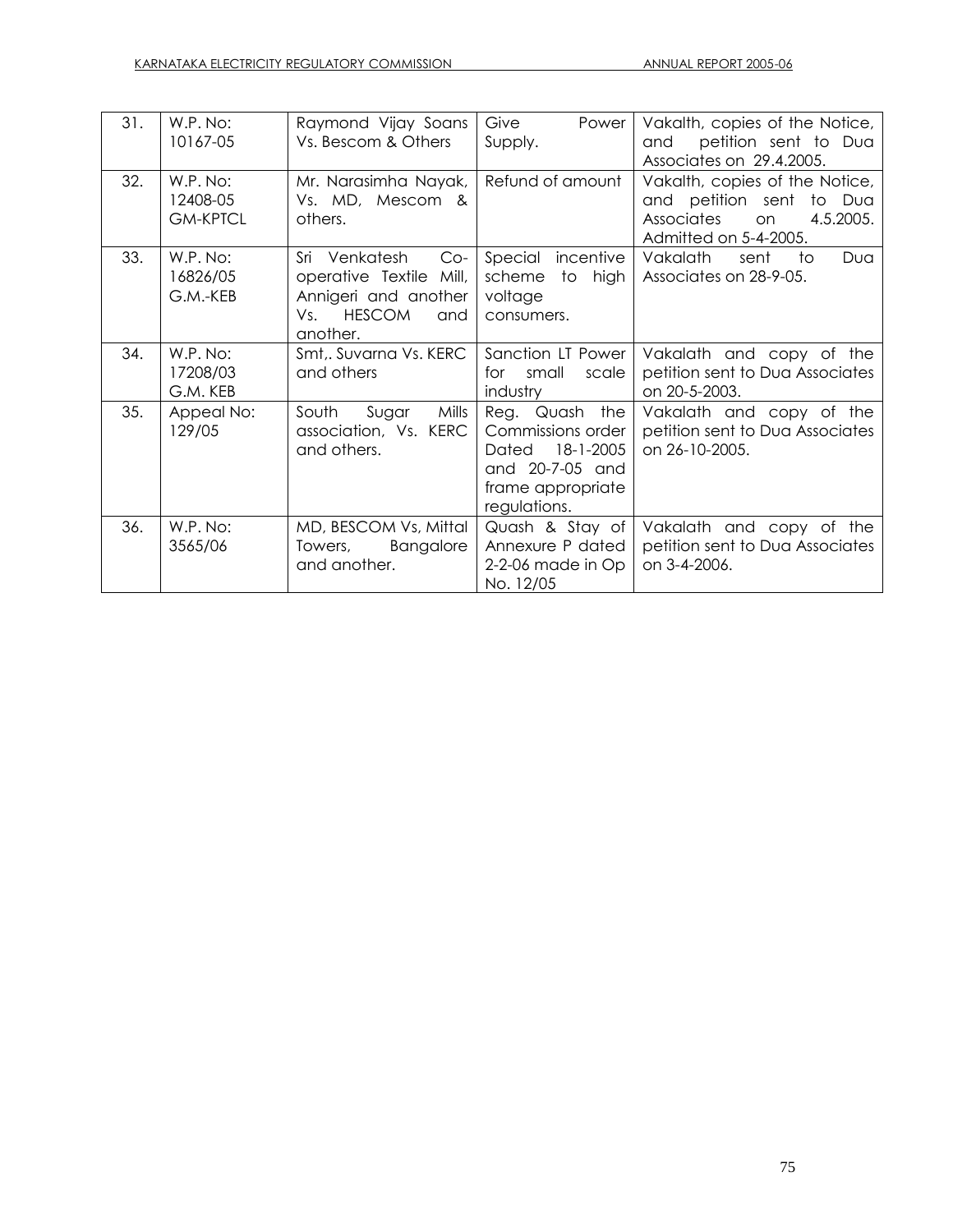| | | | | |
|---|---|---|---|---|
| 31. | W.P. No: 10167-05 | Raymond Vijay Soans Vs. Bescom & Others | Give Power Supply. | Vakalth, copies of the Notice, and petition sent to Dua Associates on 29.4.2005. |
| 32. | W.P. No: 12408-05 GM-KPTCL | Mr. Narasimha Nayak, Vs. MD, Mescom & others. | Refund of amount | Vakalth, copies of the Notice, and petition sent to Dua Associates on 4.5.2005. Admitted on 5-4-2005. |
| 33. | W.P. No: 16826/05 G.M.-KEB | Sri Venkatesh Co-operative Textile Mill, Annigeri and another Vs. HESCOM and another. | Special incentive scheme to high voltage consumers. | Vakalath sent to Dua Associates on 28-9-05. |
| 34. | W.P. No: 17208/03 G.M. KEB | Smt,. Suvarna Vs. KERC and others | Sanction LT Power for small scale industry | Vakalath and copy of the petition sent to Dua Associates on 20-5-2003. |
| 35. | Appeal No: 129/05 | South Sugar Mills association, Vs. KERC and others. | Reg. Quash the Commissions order Dated 18-1-2005 and 20-7-05 and frame appropriate regulations. | Vakalath and copy of the petition sent to Dua Associates on 26-10-2005. |
| 36. | W.P. No: 3565/06 | MD, BESCOM Vs, Mittal Towers, Bangalore and another. | Quash & Stay of Annexure P dated 2-2-06 made in Op No. 12/05 | Vakalath and copy of the petition sent to Dua Associates on 3-4-2006. |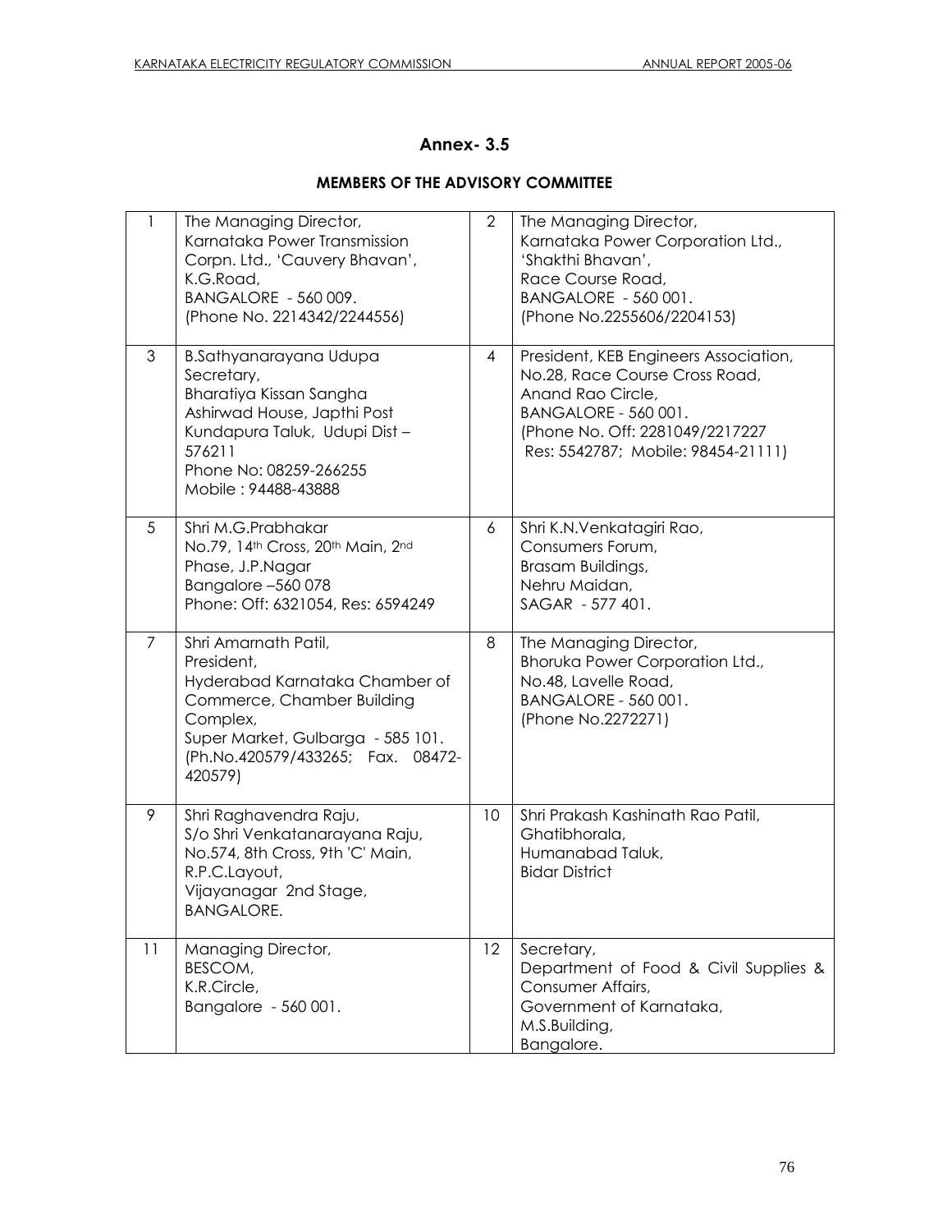# Annex- 3.5

## MEMBERS OF THE ADVISORY COMMITTEE

| | | | |
|---|---|---|---|
| 1 | The Managing Director,<br>Karnataka Power Transmission Corpn. Ltd., 'Cauvery Bhavan',<br>K.G.Road,<br>BANGALORE - 560 009.<br>(Phone No. 2214342/2244556) | 2 | The Managing Director,<br>Karnataka Power Corporation Ltd.,<br>'Shakthi Bhavan',<br>Race Course Road,<br>BANGALORE - 560 001.<br>(Phone No.2255606/2204153) |
| 3 | B.Sathyanarayana Udupa<br>Secretary,<br>Bharatiya Kissan Sangha<br>Ashirwad House, Japthi Post<br>Kundapura Taluk, Udupi Dist – 576211<br>Phone No: 08259-266255<br>Mobile : 94488-43888 | 4 | President, KEB Engineers Association,<br>No.28, Race Course Cross Road,<br>Anand Rao Circle,<br>BANGALORE - 560 001.<br>(Phone No. Off: 2281049/2217227<br>Res: 5542787; Mobile: 98454-21111) |
| 5 | Shri M.G.Prabhakar<br>No.79, 14th Cross, 20th Main, 2nd Phase, J.P.Nagar<br>Bangalore –560 078<br>Phone: Off: 6321054, Res: 6594249 | 6 | Shri K.N.Venkatagiri Rao,<br>Consumers Forum,<br>Brasam Buildings,<br>Nehru Maidan,<br>SAGAR - 577 401. |
| 7 | Shri Amarnath Patil,<br>President,<br>Hyderabad Karnataka Chamber of Commerce, Chamber Building Complex,<br>Super Market, Gulbarga - 585 101.<br>(Ph.No.420579/433265; Fax. 08472-420579) | 8 | The Managing Director,<br>Bhoruka Power Corporation Ltd.,<br>No.48, Lavelle Road,<br>BANGALORE - 560 001.<br>(Phone No.2272271) |
| 9 | Shri Raghavendra Raju,<br>S/o Shri Venkatanarayana Raju,<br>No.574, 8th Cross, 9th 'C' Main,<br>R.P.C.Layout,<br>Vijayanagar 2nd Stage,<br>BANGALORE. | 10 | Shri Prakash Kashinath Rao Patil,<br>Ghatibhorala,<br>Humanabad Taluk,<br>Bidar District |
| 11 | Managing Director,<br>BESCOM,<br>K.R.Circle,<br>Bangalore - 560 001. | 12 | Secretary,<br>Department of Food & Civil Supplies & Consumer Affairs,<br>Government of Karnataka,<br>M.S.Building,<br>Bangalore. |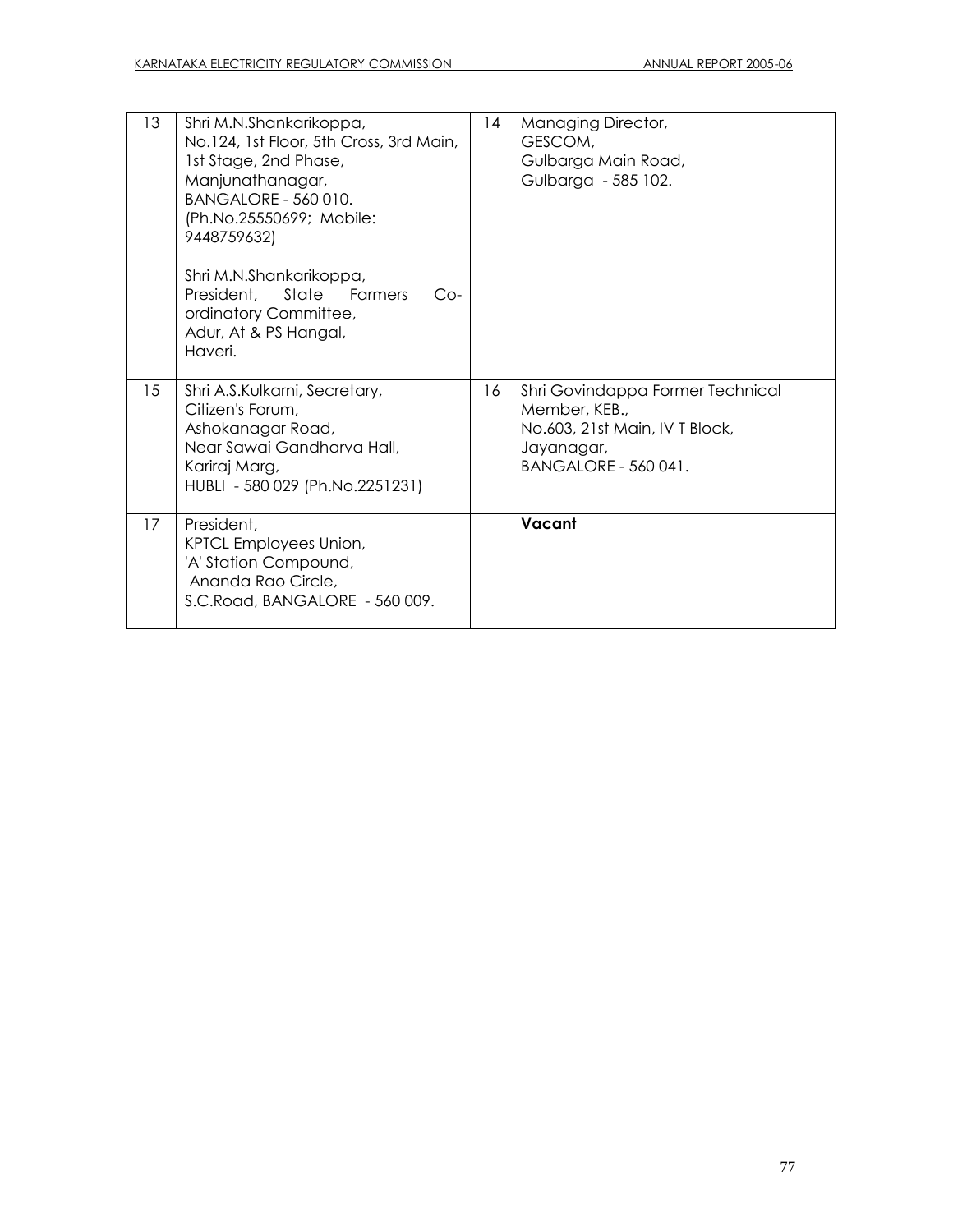| | | | |
|---|---|---|---|
| 13 | Shri M.N.Shankarikoppa,<br>No.124, 1st Floor, 5th Cross, 3rd Main,<br>1st Stage, 2nd Phase,<br>Manjunathanagar,<br>BANGALORE - 560 010.<br>(Ph.No.25550699; Mobile: 9448759632)<br><br>Shri M.N.Shankarikoppa,<br>President, State Farmers Co-ordinatory Committee,<br>Adur, At & PS Hangal,<br>Haveri. | 14 | Managing Director,<br>GESCOM,<br>Gulbarga Main Road,<br>Gulbarga - 585 102. |
| 15 | Shri A.S.Kulkarni, Secretary,<br>Citizen's Forum,<br>Ashokanagar Road,<br>Near Sawai Gandharva Hall,<br>Kariraj Marg,<br>HUBLI - 580 029 (Ph.No.2251231) | 16 | Shri Govindappa Former Technical Member, KEB.,<br>No.603, 21st Main, IV T Block,<br>Jayanagar,<br>BANGALORE - 560 041. |
| 17 | President,<br>KPTCL Employees Union,<br>'A' Station Compound,<br>Ananda Rao Circle,<br>S.C.Road, BANGALORE - 560 009. | | **Vacant** |